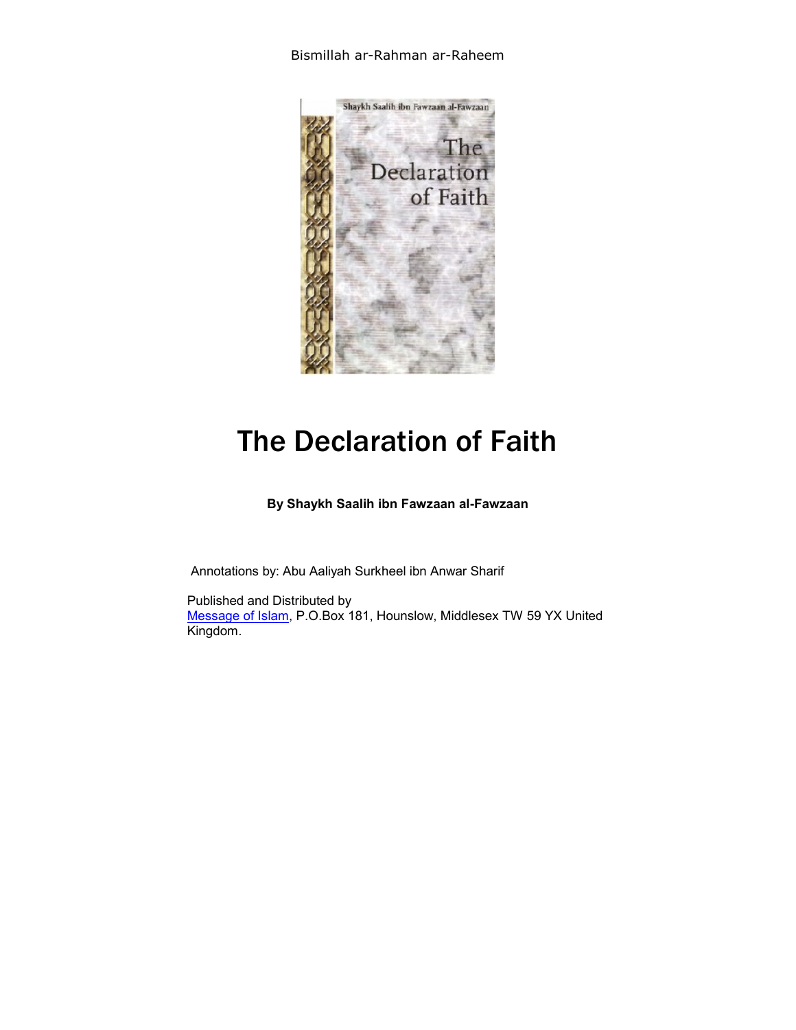Bismillah ar-Rahman ar-Raheem

# The Declaration of Faith

**By Shaykh Saalih ibn Fawzaan al-Fawzaan**

Annotations by: Abu Aaliyah Surkheel ibn Anwar Sharif

Published and Distributed by
Message of Islam, P.O.Box 181, Hounslow, Middlesex TW 59 YX United Kingdom.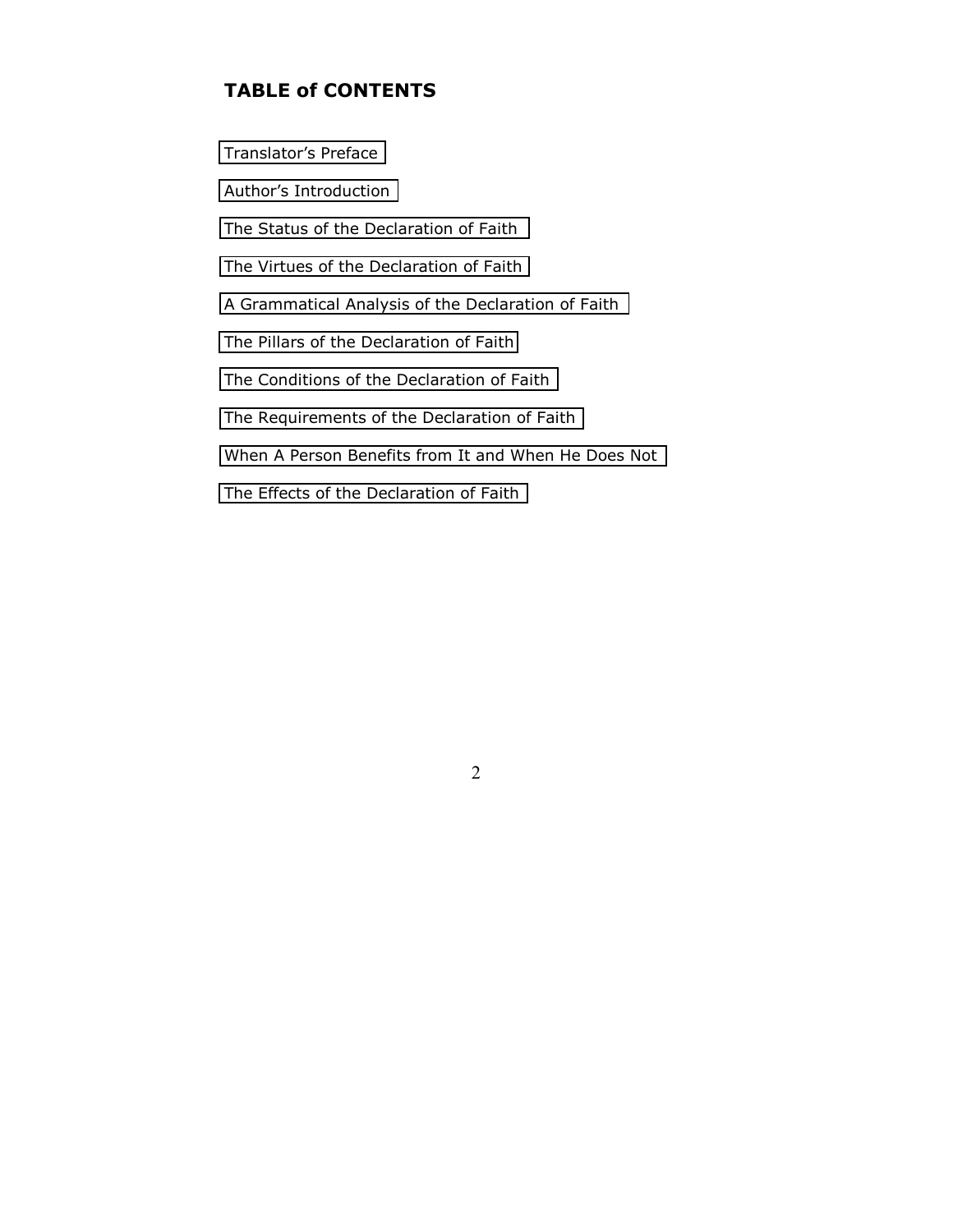# TABLE of CONTENTS

Translator's Preface

Author's Introduction

The Status of the Declaration of Faith

The Virtues of the Declaration of Faith

A Grammatical Analysis of the Declaration of Faith

The Pillars of the Declaration of Faith

The Conditions of the Declaration of Faith

The Requirements of the Declaration of Faith

When A Person Benefits from It and When He Does Not

The Effects of the Declaration of Faith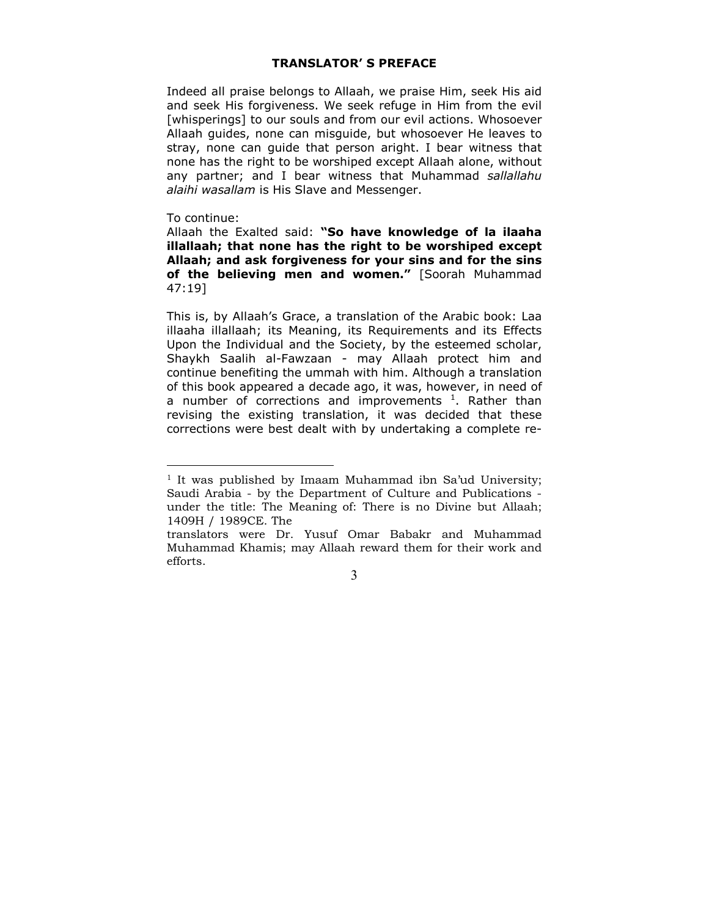## TRANSLATOR' S PREFACE

Indeed all praise belongs to Allaah, we praise Him, seek His aid and seek His forgiveness. We seek refuge in Him from the evil [whisperings] to our souls and from our evil actions. Whosoever Allaah guides, none can misguide, but whosoever He leaves to stray, none can guide that person aright. I bear witness that none has the right to be worshiped except Allaah alone, without any partner; and I bear witness that Muhammad *sallallahu alaihi wasallam* is His Slave and Messenger.

To continue:
Allaah the Exalted said: **"So have knowledge of la ilaaha illallaah; that none has the right to be worshiped except Allaah; and ask forgiveness for your sins and for the sins of the believing men and women."** [Soorah Muhammad 47:19]

This is, by Allaah's Grace, a translation of the Arabic book: Laa illaaha illallaah; its Meaning, its Requirements and its Effects Upon the Individual and the Society, by the esteemed scholar, Shaykh Saalih al-Fawzaan - may Allaah protect him and continue benefiting the ummah with him. Although a translation of this book appeared a decade ago, it was, however, in need of a number of corrections and improvements [1]. Rather than revising the existing translation, it was decided that these corrections were best dealt with by undertaking a complete re-

---

[1] It was published by Imaam Muhammad ibn Sa'ud University; Saudi Arabia - by the Department of Culture and Publications - under the title: The Meaning of: There is no Divine but Allaah; 1409H / 1989CE. The translators were Dr. Yusuf Omar Babakr and Muhammad Muhammad Khamis; may Allaah reward them for their work and efforts.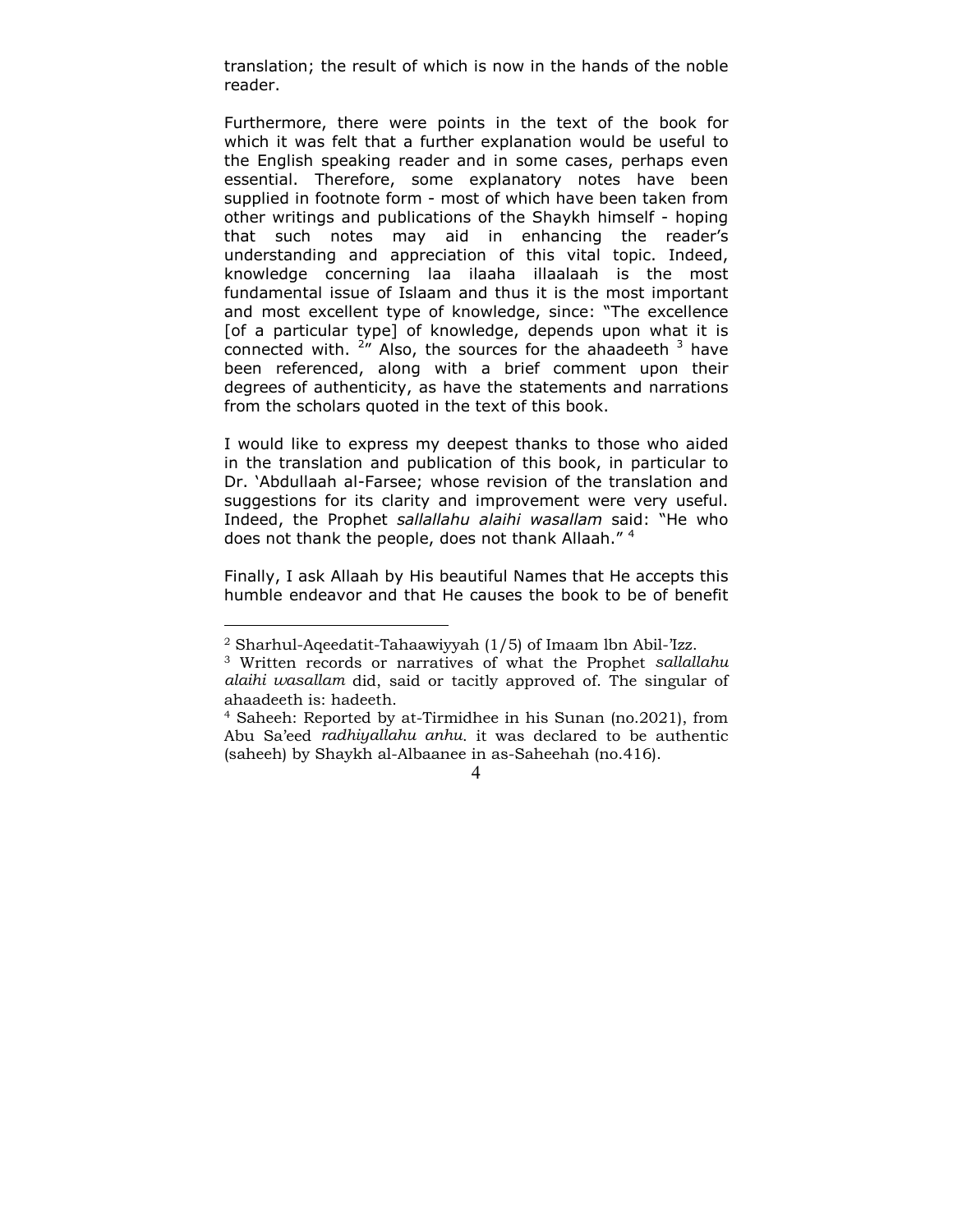translation; the result of which is now in the hands of the noble reader.

Furthermore, there were points in the text of the book for which it was felt that a further explanation would be useful to the English speaking reader and in some cases, perhaps even essential. Therefore, some explanatory notes have been supplied in footnote form - most of which have been taken from other writings and publications of the Shaykh himself - hoping that such notes may aid in enhancing the reader's understanding and appreciation of this vital topic. Indeed, knowledge concerning laa ilaaha illaalaah is the most fundamental issue of Islaam and thus it is the most important and most excellent type of knowledge, since: "The excellence [of a particular type] of knowledge, depends upon what it is connected with. [2]" Also, the sources for the ahaadeeth [3] have been referenced, along with a brief comment upon their degrees of authenticity, as have the statements and narrations from the scholars quoted in the text of this book.

I would like to express my deepest thanks to those who aided in the translation and publication of this book, in particular to Dr. 'Abdullaah al-Farsee; whose revision of the translation and suggestions for its clarity and improvement were very useful. Indeed, the Prophet *sallallahu alaihi wasallam* said: "He who does not thank the people, does not thank Allaah." [4]

Finally, I ask Allaah by His beautiful Names that He accepts this humble endeavor and that He causes the book to be of benefit

---

[2] Sharhul-Aqeedatit-Tahaawiyyah (1/5) of Imaam lbn Abil-'Izz.

[3] Written records or narratives of what the Prophet *sallallahu alaihi wasallam* did, said or tacitly approved of. The singular of ahaadeeth is: hadeeth.

[4] Saheeh: Reported by at-Tirmidhee in his Sunan (no.2021), from Abu Sa'eed *radhiyallahu anhu*. it was declared to be authentic (saheeh) by Shaykh al-Albaanee in as-Saheehah (no.416).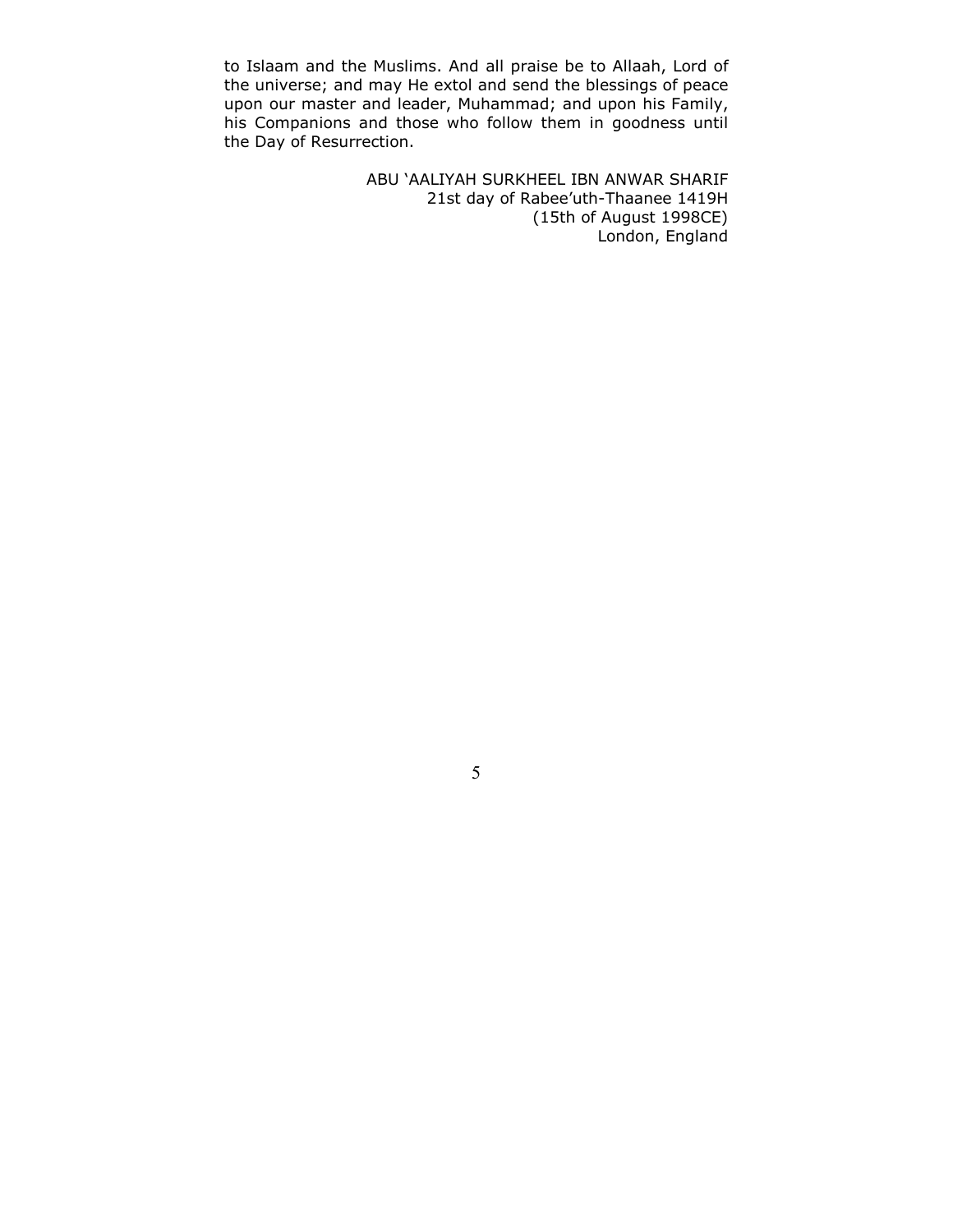to Islaam and the Muslims. And all praise be to Allaah, Lord of the universe; and may He extol and send the blessings of peace upon our master and leader, Muhammad; and upon his Family, his Companions and those who follow them in goodness until the Day of Resurrection.

ABU 'AALIYAH SURKHEEL IBN ANWAR SHARIF
21st day of Rabee'uth-Thaanee 1419H
(15th of August 1998CE)
London, England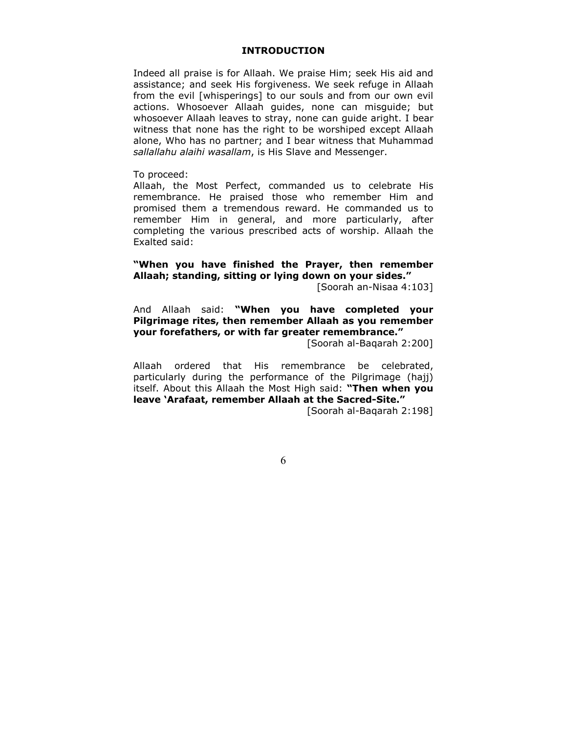## INTRODUCTION

Indeed all praise is for Allaah. We praise Him; seek His aid and assistance; and seek His forgiveness. We seek refuge in Allaah from the evil [whisperings] to our souls and from our own evil actions. Whosoever Allaah guides, none can misguide; but whosoever Allaah leaves to stray, none can guide aright. I bear witness that none has the right to be worshiped except Allaah alone, Who has no partner; and I bear witness that Muhammad *sallallahu alaihi wasallam*, is His Slave and Messenger.

To proceed:
Allaah, the Most Perfect, commanded us to celebrate His remembrance. He praised those who remember Him and promised them a tremendous reward. He commanded us to remember Him in general, and more particularly, after completing the various prescribed acts of worship. Allaah the Exalted said:

**"When you have finished the Prayer, then remember Allaah; standing, sitting or lying down on your sides."**
[Soorah an-Nisaa 4:103]

And Allaah said: **"When you have completed your Pilgrimage rites, then remember Allaah as you remember your forefathers, or with far greater remembrance."**
[Soorah al-Baqarah 2:200]

Allaah ordered that His remembrance be celebrated, particularly during the performance of the Pilgrimage (hajj) itself. About this Allaah the Most High said: **"Then when you leave 'Arafaat, remember Allaah at the Sacred-Site."**
[Soorah al-Baqarah 2:198]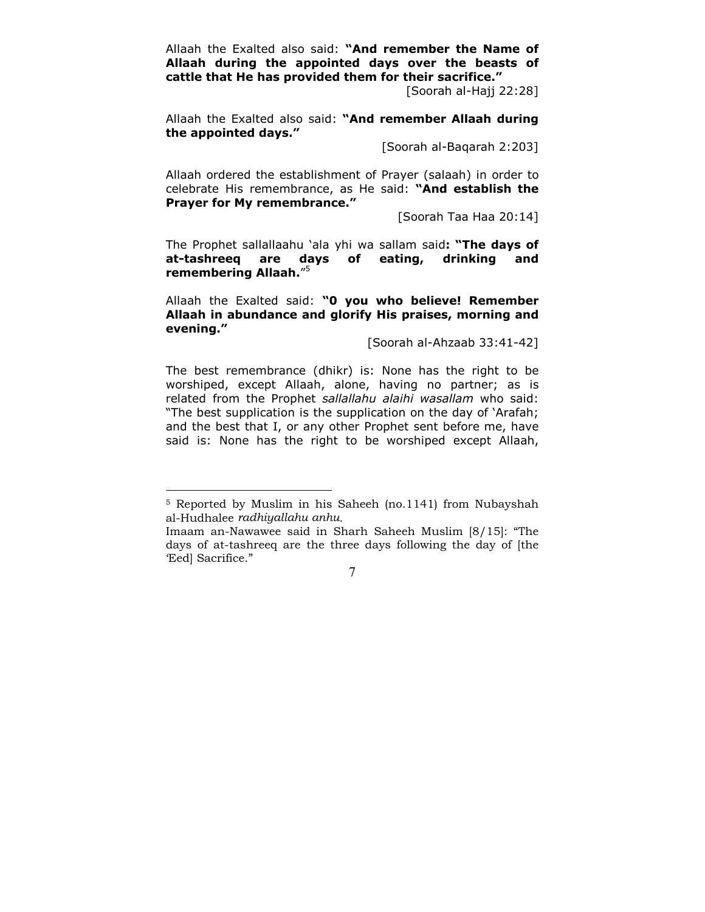Allaah the Exalted also said: **"And remember the Name of Allaah during the appointed days over the beasts of cattle that He has provided them for their sacrifice."**

[Soorah al-Hajj 22:28]

Allaah the Exalted also said: **"And remember Allaah during the appointed days."**

[Soorah al-Baqarah 2:203]

Allaah ordered the establishment of Prayer (salaah) in order to celebrate His remembrance, as He said: **"And establish the Prayer for My remembrance."**

[Soorah Taa Haa 20:14]

The Prophet sallallaahu 'ala yhi wa sallam said**: "The days of at-tashreeq are days of eating, drinking and remembering Allaah.**"[5]

Allaah the Exalted said: **"0 you who believe! Remember Allaah in abundance and glorify His praises, morning and evening."**

[Soorah al-Ahzaab 33:41-42]

The best remembrance (dhikr) is: None has the right to be worshiped, except Allaah, alone, having no partner; as is related from the Prophet *sallallahu alaihi wasallam* who said: "The best supplication is the supplication on the day of 'Arafah; and the best that I, or any other Prophet sent before me, have said is: None has the right to be worshiped except Allaah,

---

[5] Reported by Muslim in his Saheeh (no.1141) from Nubayshah al-Hudhalee *radhiyallahu anhu.*

Imaam an-Nawawee said in Sharh Saheeh Muslim [8/15]: "The days of at-tashreeq are the three days following the day of [the 'Eed] Sacrifice."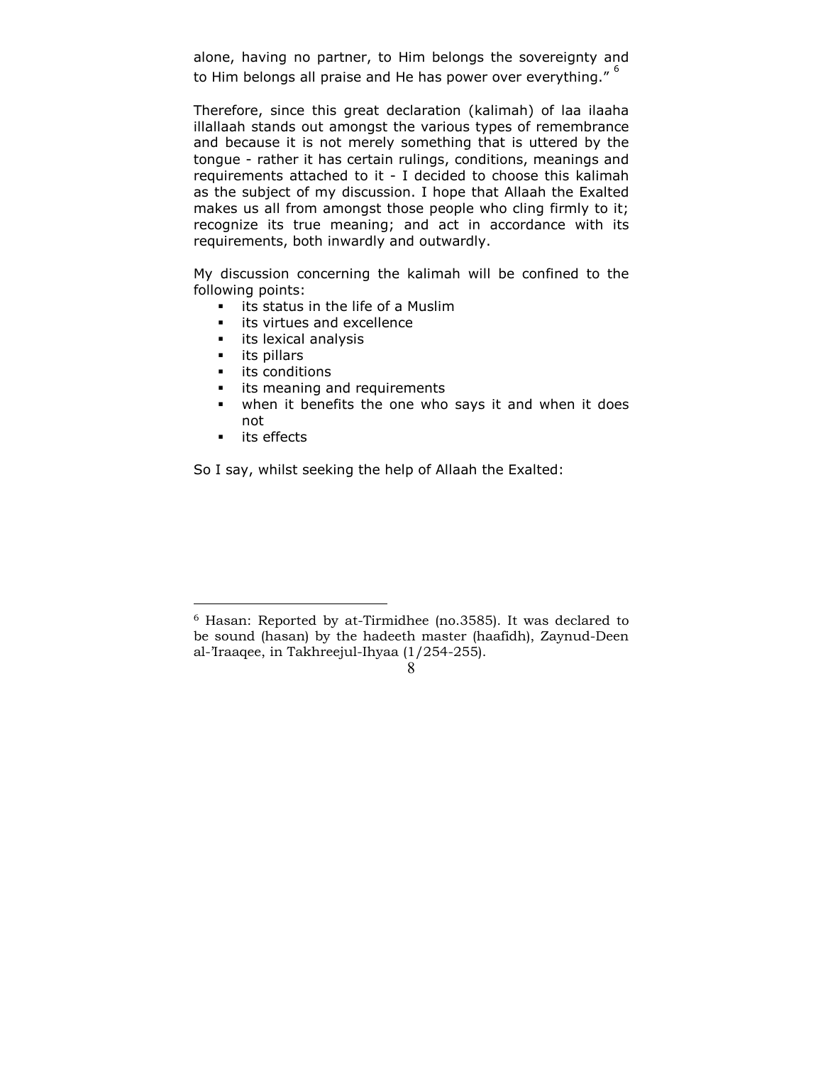alone, having no partner, to Him belongs the sovereignty and to Him belongs all praise and He has power over everything." [6]

Therefore, since this great declaration (kalimah) of laa ilaaha illallaah stands out amongst the various types of remembrance and because it is not merely something that is uttered by the tongue - rather it has certain rulings, conditions, meanings and requirements attached to it - I decided to choose this kalimah as the subject of my discussion. I hope that Allaah the Exalted makes us all from amongst those people who cling firmly to it; recognize its true meaning; and act in accordance with its requirements, both inwardly and outwardly.

My discussion concerning the kalimah will be confined to the following points:

- its status in the life of a Muslim
- its virtues and excellence
- its lexical analysis
- its pillars
- its conditions
- its meaning and requirements
- when it benefits the one who says it and when it does not
- its effects

So I say, whilst seeking the help of Allaah the Exalted:

---

[6] Hasan: Reported by at-Tirmidhee (no.3585). It was declared to be sound (hasan) by the hadeeth master (haafidh), Zaynud-Deen al-'Iraaqee, in Takhreejul-Ihyaa (1/254-255).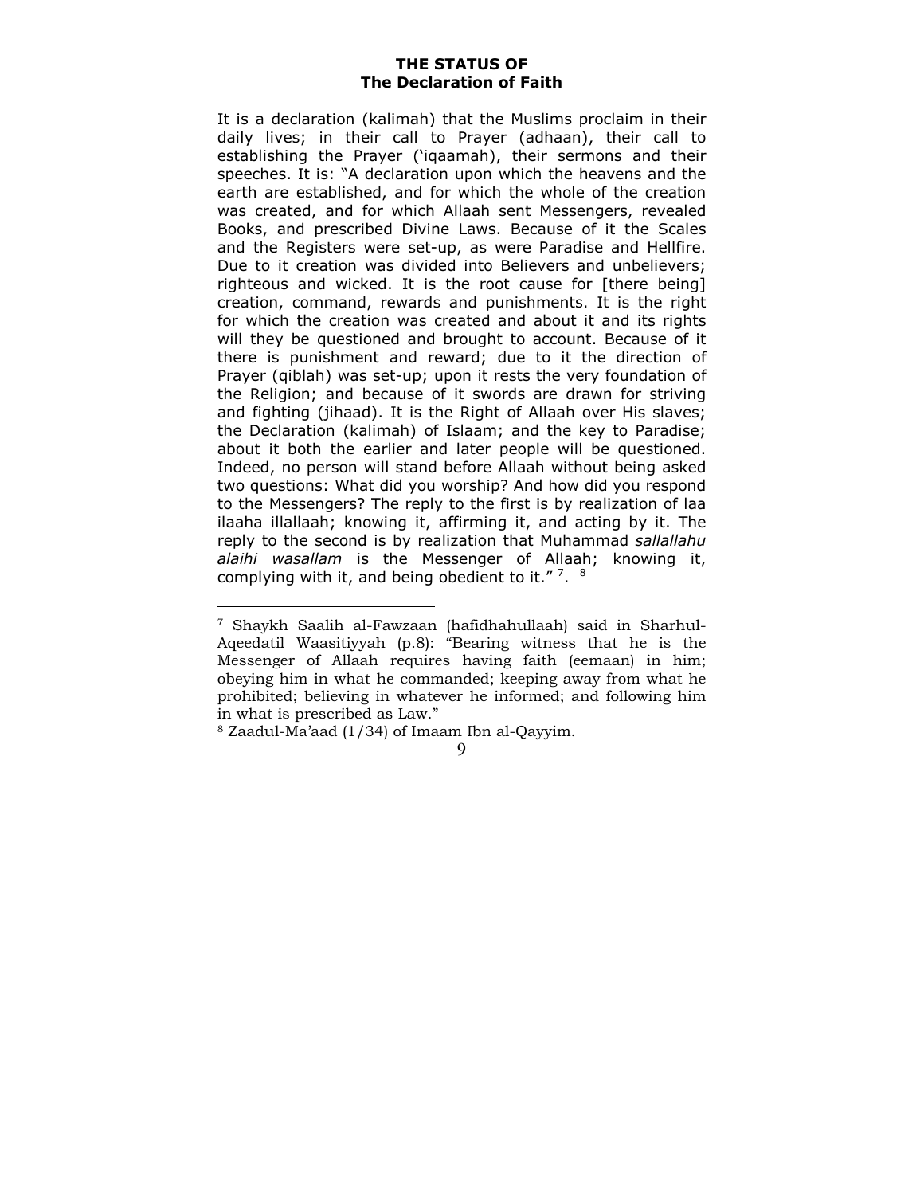## THE STATUS OF The Declaration of Faith

It is a declaration (kalimah) that the Muslims proclaim in their daily lives; in their call to Prayer (adhaan), their call to establishing the Prayer (‘iqaamah), their sermons and their speeches. It is: “A declaration upon which the heavens and the earth are established, and for which the whole of the creation was created, and for which Allaah sent Messengers, revealed Books, and prescribed Divine Laws. Because of it the Scales and the Registers were set-up, as were Paradise and Hellfire. Due to it creation was divided into Believers and unbelievers; righteous and wicked. It is the root cause for [there being] creation, command, rewards and punishments. It is the right for which the creation was created and about it and its rights will they be questioned and brought to account. Because of it there is punishment and reward; due to it the direction of Prayer (qiblah) was set-up; upon it rests the very foundation of the Religion; and because of it swords are drawn for striving and fighting (jihaad). It is the Right of Allaah over His slaves; the Declaration (kalimah) of Islaam; and the key to Paradise; about it both the earlier and later people will be questioned. Indeed, no person will stand before Allaah without being asked two questions: What did you worship? And how did you respond to the Messengers? The reply to the first is by realization of laa ilaaha illallaah; knowing it, affirming it, and acting by it. The reply to the second is by realization that Muhammad *sallallahu alaihi wasallam* is the Messenger of Allaah; knowing it, complying with it, and being obedient to it.” [7]. [8]

---

[7] Shaykh Saalih al-Fawzaan (hafidhahullaah) said in Sharhul-Aqeedatil Waasitiyyah (p.8): “Bearing witness that he is the Messenger of Allaah requires having faith (eemaan) in him; obeying him in what he commanded; keeping away from what he prohibited; believing in whatever he informed; and following him in what is prescribed as Law.”

[8] Zaadul-Ma’aad (1/34) of Imaam Ibn al-Qayyim.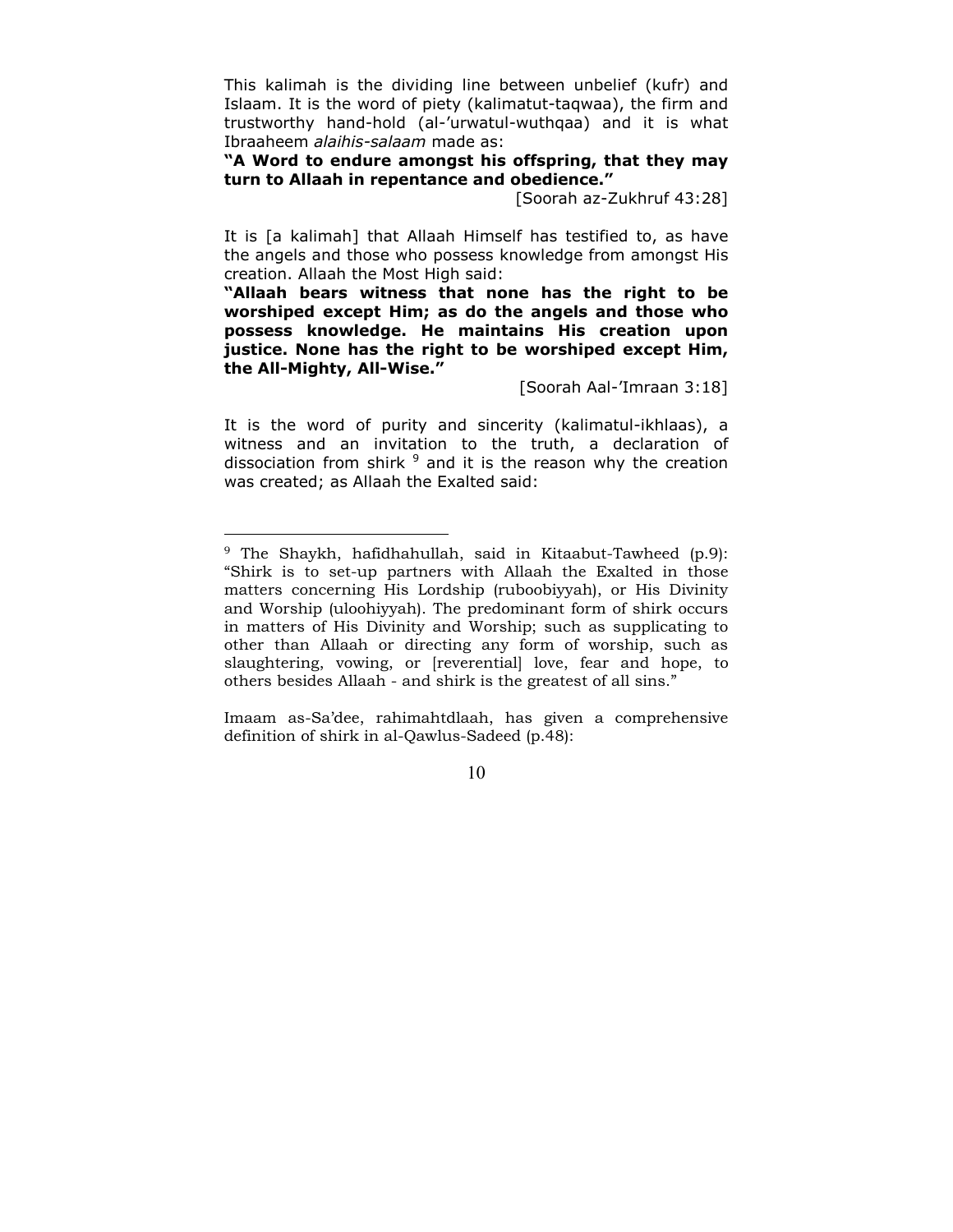This kalimah is the dividing line between unbelief (kufr) and Islaam. It is the word of piety (kalimatut-taqwaa), the firm and trustworthy hand-hold (al-'urwatul-wuthqaa) and it is what Ibraaheem *alaihis-salaam* made as:

**"A Word to endure amongst his offspring, that they may turn to Allaah in repentance and obedience."**

[Soorah az-Zukhruf 43:28]

It is [a kalimah] that Allaah Himself has testified to, as have the angels and those who possess knowledge from amongst His creation. Allaah the Most High said:

**"Allaah bears witness that none has the right to be worshiped except Him; as do the angels and those who possess knowledge. He maintains His creation upon justice. None has the right to be worshiped except Him, the All-Mighty, All-Wise."**

[Soorah Aal-'Imraan 3:18]

It is the word of purity and sincerity (kalimatul-ikhlaas), a witness and an invitation to the truth, a declaration of dissociation from shirk [9] and it is the reason why the creation was created; as Allaah the Exalted said:

---

[9] The Shaykh, hafidhahullah, said in Kitaabut-Tawheed (p.9): "Shirk is to set-up partners with Allaah the Exalted in those matters concerning His Lordship (ruboobiyyah), or His Divinity and Worship (uloohiyyah). The predominant form of shirk occurs in matters of His Divinity and Worship; such as supplicating to other than Allaah or directing any form of worship, such as slaughtering, vowing, or [reverential] love, fear and hope, to others besides Allaah - and shirk is the greatest of all sins."

Imaam as-Sa'dee, rahimahtdlaah, has given a comprehensive definition of shirk in al-Qawlus-Sadeed (p.48):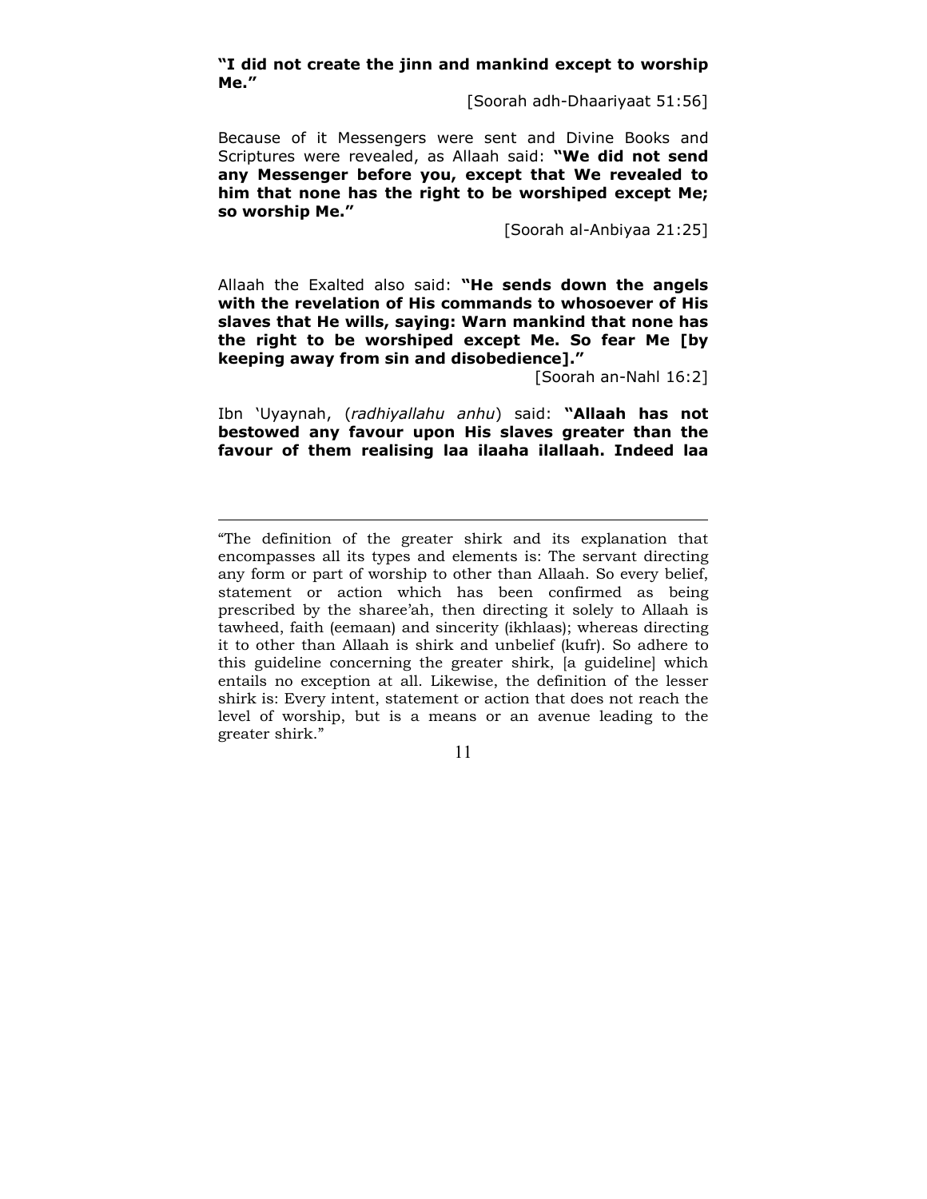**"I did not create the jinn and mankind except to worship Me."**

[Soorah adh-Dhaariyaat 51:56]

Because of it Messengers were sent and Divine Books and Scriptures were revealed, as Allaah said: **"We did not send any Messenger before you, except that We revealed to him that none has the right to be worshiped except Me; so worship Me."**

[Soorah al-Anbiyaa 21:25]

Allaah the Exalted also said: **"He sends down the angels with the revelation of His commands to whosoever of His slaves that He wills, saying: Warn mankind that none has the right to be worshiped except Me. So fear Me [by keeping away from sin and disobedience]."**

[Soorah an-Nahl 16:2]

Ibn 'Uyaynah, (*radhiyallahu anhu*) said: **"Allaah has not bestowed any favour upon His slaves greater than the favour of them realising laa ilaaha ilallaah. Indeed laa**

---

"The definition of the greater shirk and its explanation that encompasses all its types and elements is: The servant directing any form or part of worship to other than Allaah. So every belief, statement or action which has been confirmed as being prescribed by the sharee'ah, then directing it solely to Allaah is tawheed, faith (eemaan) and sincerity (ikhlaas); whereas directing it to other than Allaah is shirk and unbelief (kufr). So adhere to this guideline concerning the greater shirk, [a guideline] which entails no exception at all. Likewise, the definition of the lesser shirk is: Every intent, statement or action that does not reach the level of worship, but is a means or an avenue leading to the greater shirk."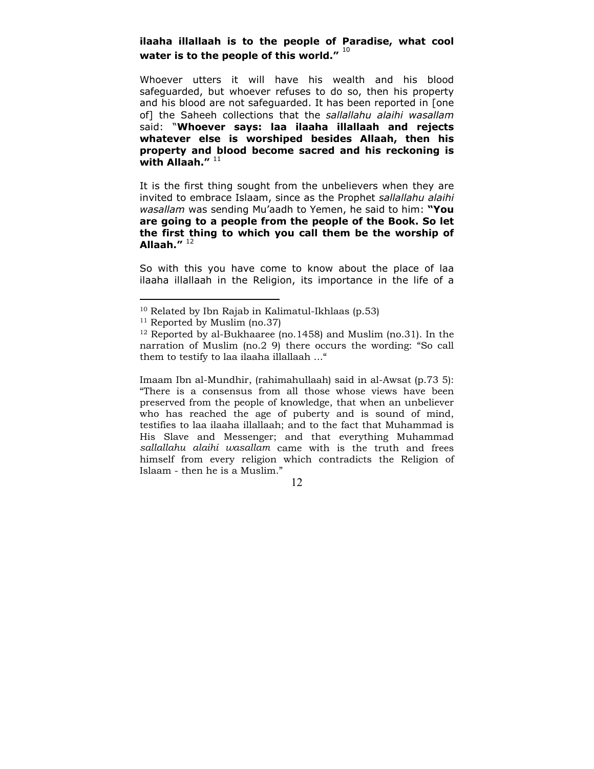**ilaaha illallaah is to the people of Paradise, what cool water is to the people of this world.”** [10]

Whoever utters it will have his wealth and his blood safeguarded, but whoever refuses to do so, then his property and his blood are not safeguarded. It has been reported in [one of] the Saheeh collections that the *sallallahu alaihi wasallam* said: “**Whoever says: laa ilaaha illallaah and rejects whatever else is worshiped besides Allaah, then his property and blood become sacred and his reckoning is with Allaah.”** [11]

It is the first thing sought from the unbelievers when they are invited to embrace Islaam, since as the Prophet *sallallahu alaihi wasallam* was sending Mu’aadh to Yemen, he said to him: **“You are going to a people from the people of the Book. So let the first thing to which you call them be the worship of Allaah.”** [12]

So with this you have come to know about the place of laa ilaaha illallaah in the Religion, its importance in the life of a

---

[10] Related by Ibn Rajab in Kalimatul-Ikhlaas (p.53)

[11] Reported by Muslim (no.37)

[12] Reported by al-Bukhaaree (no.1458) and Muslim (no.31). In the narration of Muslim (no.2 9) there occurs the wording: “So call them to testify to laa ilaaha illallaah ...“

Imaam Ibn al-Mundhir, (rahimahullaah) said in al-Awsat (p.73 5): “There is a consensus from all those whose views have been preserved from the people of knowledge, that when an unbeliever who has reached the age of puberty and is sound of mind, testifies to laa ilaaha illallaah; and to the fact that Muhammad is His Slave and Messenger; and that everything Muhammad *sallallahu alaihi wasallam* came with is the truth and frees himself from every religion which contradicts the Religion of Islaam - then he is a Muslim.”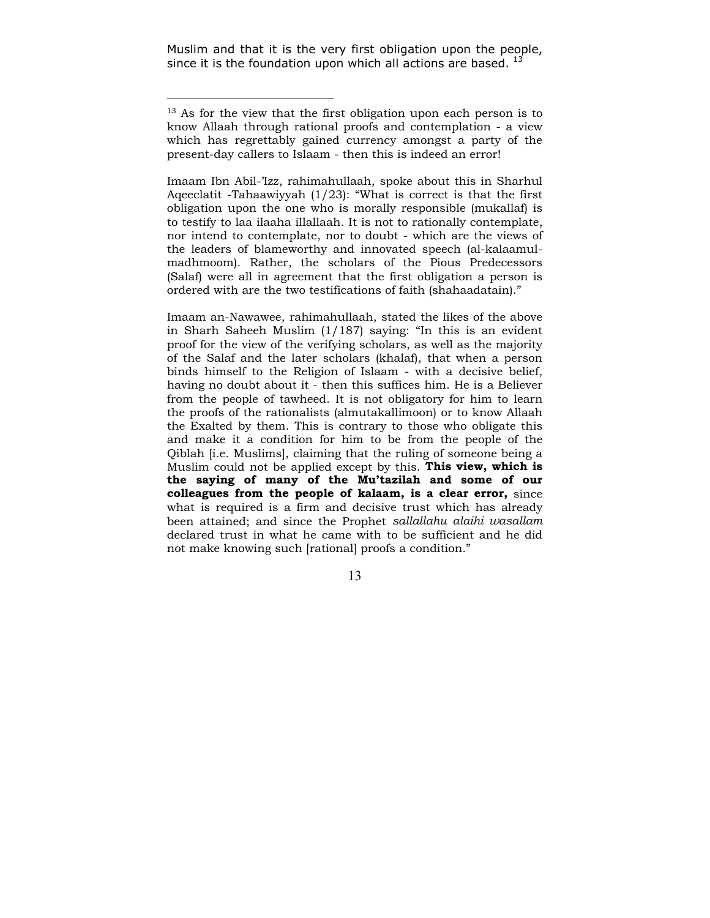Muslim and that it is the very first obligation upon the people, since it is the foundation upon which all actions are based. [13]

---

[13] As for the view that the first obligation upon each person is to know Allaah through rational proofs and contemplation - a view which has regrettably gained currency amongst a party of the present-day callers to Islaam - then this is indeed an error!

Imaam Ibn Abil-'Izz, rahimahullaah, spoke about this in Sharhul Aqeeclatit -Tahaawiyyah (1/23): "What is correct is that the first obligation upon the one who is morally responsible (mukallaf) is to testify to laa ilaaha illallaah. It is not to rationally contemplate, nor intend to contemplate, nor to doubt - which are the views of the leaders of blameworthy and innovated speech (al-kalaamul-madhmoom). Rather, the scholars of the Pious Predecessors (Salaf) were all in agreement that the first obligation a person is ordered with are the two testifications of faith (shahaadatain)."

Imaam an-Nawawee, rahimahullaah, stated the likes of the above in Sharh Saheeh Muslim (1/187) saying: "In this is an evident proof for the view of the verifying scholars, as well as the majority of the Salaf and the later scholars (khalaf), that when a person binds himself to the Religion of Islaam - with a decisive belief, having no doubt about it - then this suffices him. He is a Believer from the people of tawheed. It is not obligatory for him to learn the proofs of the rationalists (almutakallimoon) or to know Allaah the Exalted by them. This is contrary to those who obligate this and make it a condition for him to be from the people of the Qiblah [i.e. Muslims], claiming that the ruling of someone being a Muslim could not be applied except by this. **This view, which is the saying of many of the Mu'tazilah and some of our colleagues from the people of kalaam, is a clear error,** since what is required is a firm and decisive trust which has already been attained; and since the Prophet *sallallahu alaihi wasallam* declared trust in what he came with to be sufficient and he did not make knowing such [rational] proofs a condition."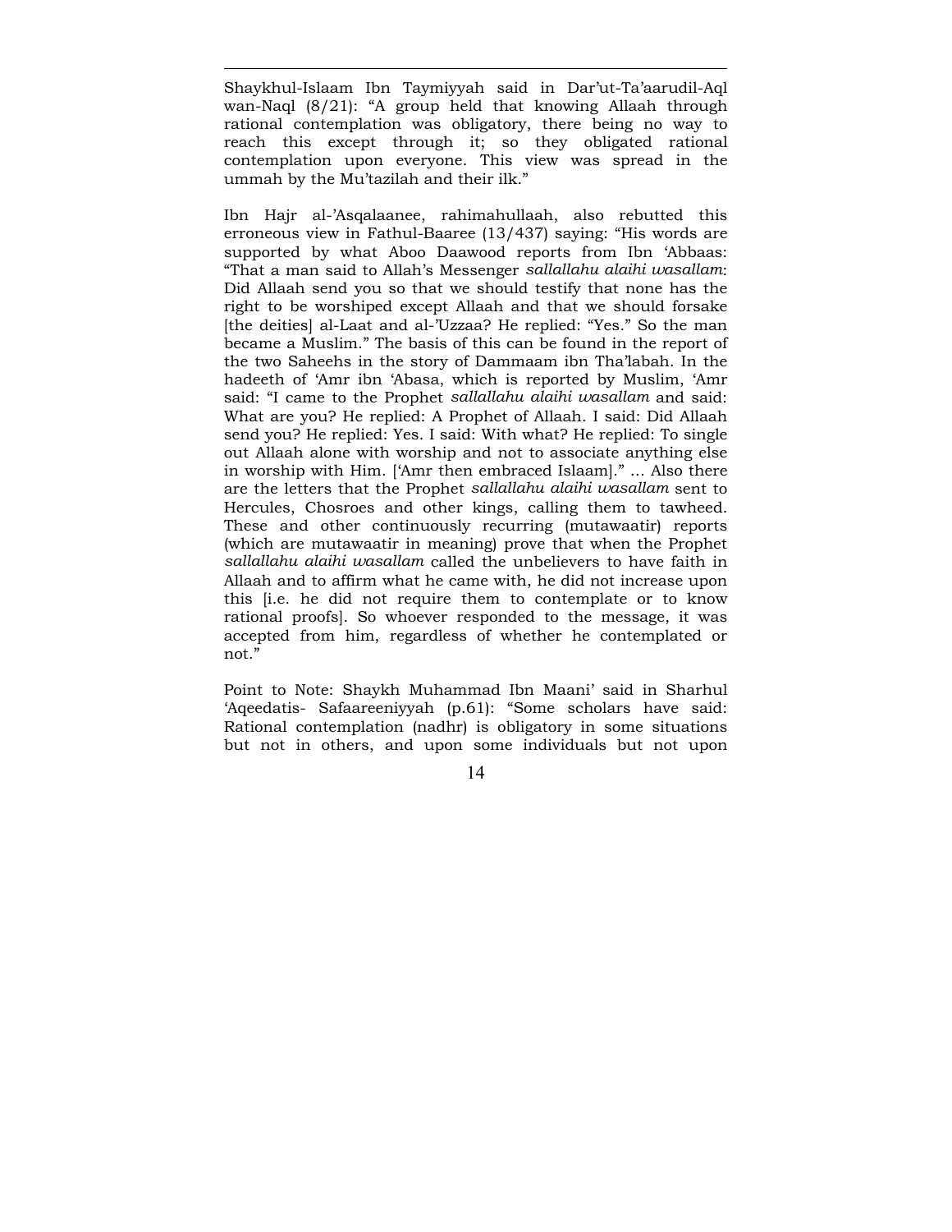Shaykhul-Islaam Ibn Taymiyyah said in Dar'ut-Ta'aarudil-Aql wan-Naql (8/21): "A group held that knowing Allaah through rational contemplation was obligatory, there being no way to reach this except through it; so they obligated rational contemplation upon everyone. This view was spread in the ummah by the Mu'tazilah and their ilk."

Ibn Hajr al-'Asqalaanee, rahimahullaah, also rebutted this erroneous view in Fathul-Baaree (13/437) saying: "His words are supported by what Aboo Daawood reports from Ibn 'Abbaas: "That a man said to Allah's Messenger *sallallahu alaihi wasallam*: Did Allaah send you so that we should testify that none has the right to be worshiped except Allaah and that we should forsake [the deities] al-Laat and al-'Uzzaa? He replied: "Yes." So the man became a Muslim." The basis of this can be found in the report of the two Saheehs in the story of Dammaam ibn Tha'labah. In the hadeeth of 'Amr ibn 'Abasa, which is reported by Muslim, 'Amr said: "I came to the Prophet *sallallahu alaihi wasallam* and said: What are you? He replied: A Prophet of Allaah. I said: Did Allaah send you? He replied: Yes. I said: With what? He replied: To single out Allaah alone with worship and not to associate anything else in worship with Him. ['Amr then embraced Islaam]." … Also there are the letters that the Prophet *sallallahu alaihi wasallam* sent to Hercules, Chosroes and other kings, calling them to tawheed. These and other continuously recurring (mutawaatir) reports (which are mutawaatir in meaning) prove that when the Prophet *sallallahu alaihi wasallam* called the unbelievers to have faith in Allaah and to affirm what he came with, he did not increase upon this [i.e. he did not require them to contemplate or to know rational proofs]. So whoever responded to the message, it was accepted from him, regardless of whether he contemplated or not."

Point to Note: Shaykh Muhammad Ibn Maani' said in Sharhul 'Aqeedatis- Safaareeniyyah (p.61): "Some scholars have said: Rational contemplation (nadhr) is obligatory in some situations but not in others, and upon some individuals but not upon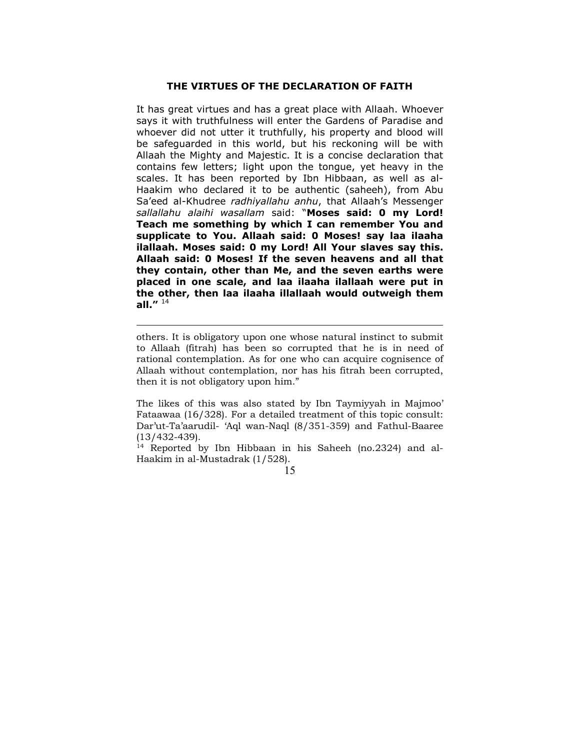### THE VIRTUES OF THE DECLARATION OF FAITH

It has great virtues and has a great place with Allaah. Whoever says it with truthfulness will enter the Gardens of Paradise and whoever did not utter it truthfully, his property and blood will be safeguarded in this world, but his reckoning will be with Allaah the Mighty and Majestic. It is a concise declaration that contains few letters; light upon the tongue, yet heavy in the scales. It has been reported by Ibn Hibbaan, as well as al-Haakim who declared it to be authentic (saheeh), from Abu Sa'eed al-Khudree *radhiyallahu anhu*, that Allaah's Messenger *sallallahu alaihi wasallam* said: "**Moses said: 0 my Lord! Teach me something by which I can remember You and supplicate to You. Allaah said: 0 Moses! say laa ilaaha ilallaah. Moses said: 0 my Lord! All Your slaves say this. Allaah said: 0 Moses! If the seven heavens and all that they contain, other than Me, and the seven earths were placed in one scale, and laa ilaaha ilallaah were put in the other, then laa ilaaha illallaah would outweigh them all.**" [14]

---

others. It is obligatory upon one whose natural instinct to submit to Allaah (fitrah) has been so corrupted that he is in need of rational contemplation. As for one who can acquire cognisence of Allaah without contemplation, nor has his fitrah been corrupted, then it is not obligatory upon him."

The likes of this was also stated by Ibn Taymiyyah in Majmoo' Fataawaa (16/328). For a detailed treatment of this topic consult: Dar'ut-Ta'aarudil- 'Aql wan-Naql (8/351-359) and Fathul-Baaree (13/432-439).

[14] Reported by Ibn Hibbaan in his Saheeh (no.2324) and al-Haakim in al-Mustadrak (1/528).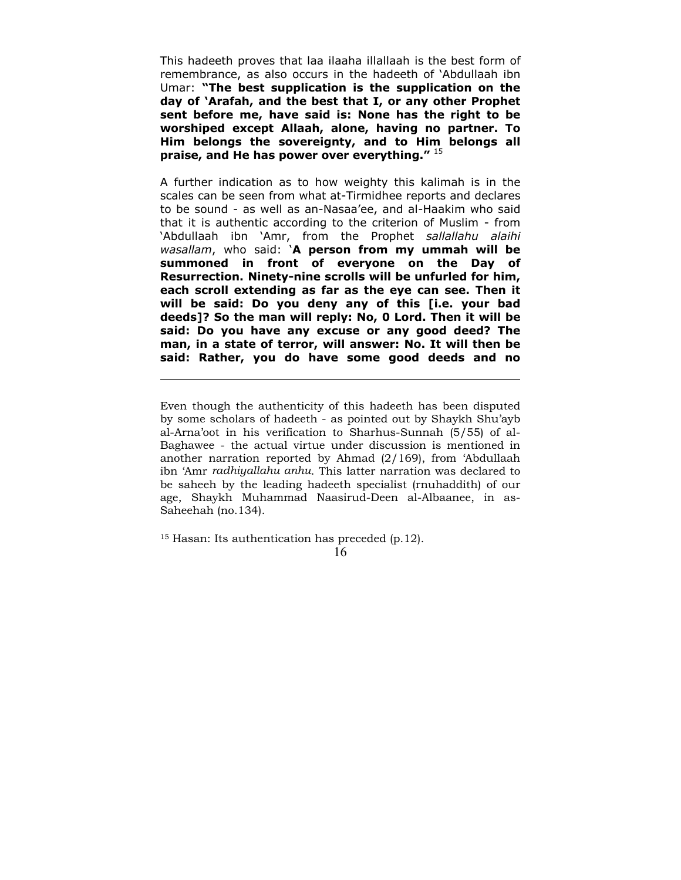This hadeeth proves that laa ilaaha illallaah is the best form of remembrance, as also occurs in the hadeeth of 'Abdullaah ibn Umar: **"The best supplication is the supplication on the day of 'Arafah, and the best that I, or any other Prophet sent before me, have said is: None has the right to be worshiped except Allaah, alone, having no partner. To Him belongs the sovereignty, and to Him belongs all praise, and He has power over everything."** [15]

A further indication as to how weighty this kalimah is in the scales can be seen from what at-Tirmidhee reports and declares to be sound - as well as an-Nasaa'ee, and al-Haakim who said that it is authentic according to the criterion of Muslim - from 'Abdullaah ibn 'Amr, from the Prophet *sallallahu alaihi wasallam*, who said: **'A person from my ummah will be summoned in front of everyone on the Day of Resurrection. Ninety-nine scrolls will be unfurled for him, each scroll extending as far as the eye can see. Then it will be said: Do you deny any of this [i.e. your bad deeds]? So the man will reply: No, 0 Lord. Then it will be said: Do you have any excuse or any good deed? The man, in a state of terror, will answer: No. It will then be said: Rather, you do have some good deeds and no**

---

Even though the authenticity of this hadeeth has been disputed by some scholars of hadeeth - as pointed out by Shaykh Shu'ayb al-Arna'oot in his verification to Sharhus-Sunnah (5/55) of al-Baghawee - the actual virtue under discussion is mentioned in another narration reported by Ahmad (2/169), from 'Abdullaah ibn 'Amr *radhiyallahu anhu*. This latter narration was declared to be saheeh by the leading hadeeth specialist (rnuhaddith) of our age, Shaykh Muhammad Naasirud-Deen al-Albaanee, in as-Saheehah (no.134).

[15] Hasan: Its authentication has preceded (p.12).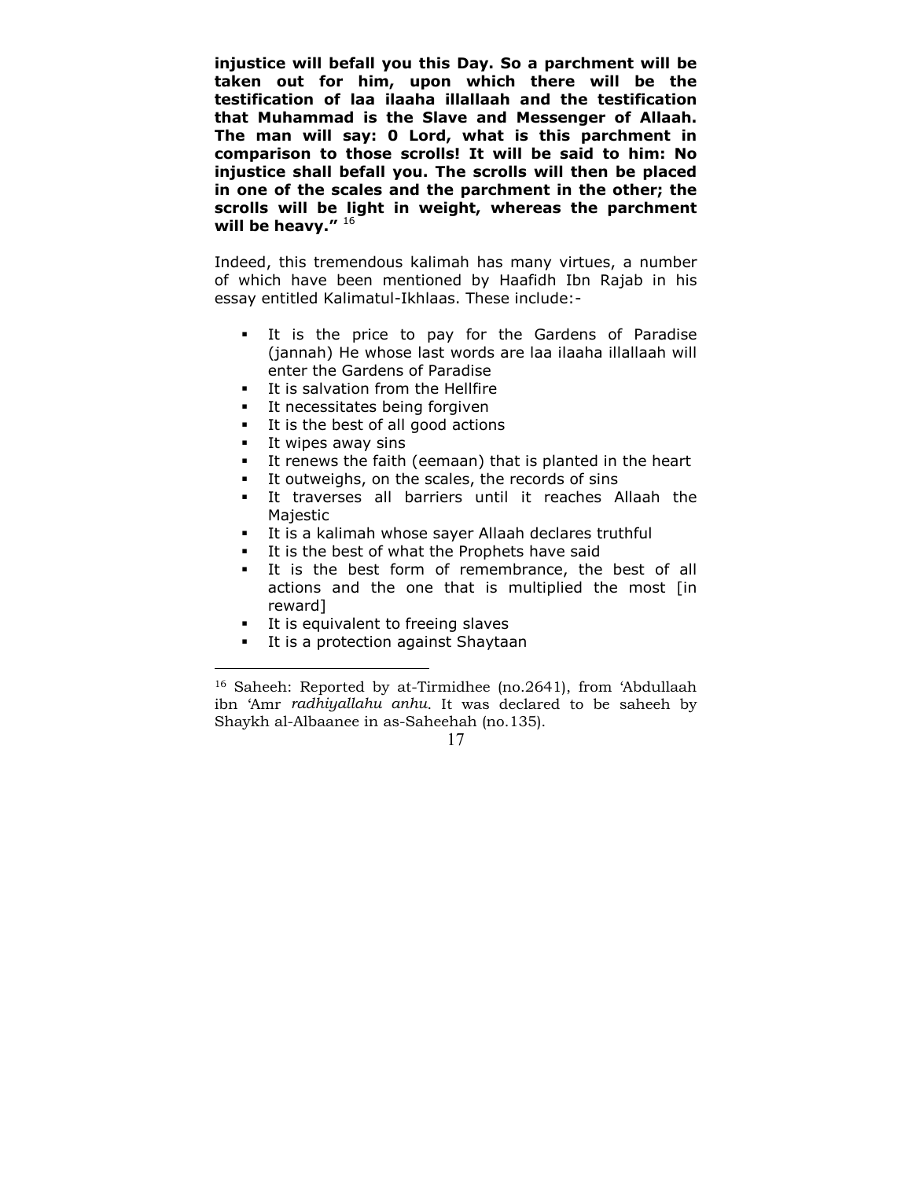**injustice will befall you this Day. So a parchment will be taken out for him, upon which there will be the testification of laa ilaaha illallaah and the testification that Muhammad is the Slave and Messenger of Allaah. The man will say: 0 Lord, what is this parchment in comparison to those scrolls! It will be said to him: No injustice shall befall you. The scrolls will then be placed in one of the scales and the parchment in the other; the scrolls will be light in weight, whereas the parchment will be heavy."** [16]

Indeed, this tremendous kalimah has many virtues, a number of which have been mentioned by Haafidh Ibn Rajab in his essay entitled Kalimatul-Ikhlaas. These include:-

- It is the price to pay for the Gardens of Paradise (jannah) He whose last words are laa ilaaha illallaah will enter the Gardens of Paradise
- It is salvation from the Hellfire
- It necessitates being forgiven
- It is the best of all good actions
- It wipes away sins
- It renews the faith (eemaan) that is planted in the heart
- It outweighs, on the scales, the records of sins
- It traverses all barriers until it reaches Allaah the Majestic
- It is a kalimah whose sayer Allaah declares truthful
- It is the best of what the Prophets have said
- It is the best form of remembrance, the best of all actions and the one that is multiplied the most [in reward]
- It is equivalent to freeing slaves
- It is a protection against Shaytaan

---

[16] Saheeh: Reported by at-Tirmidhee (no.2641), from 'Abdullaah ibn 'Amr *radhiyallahu anhu*. It was declared to be saheeh by Shaykh al-Albaanee in as-Saheehah (no.135).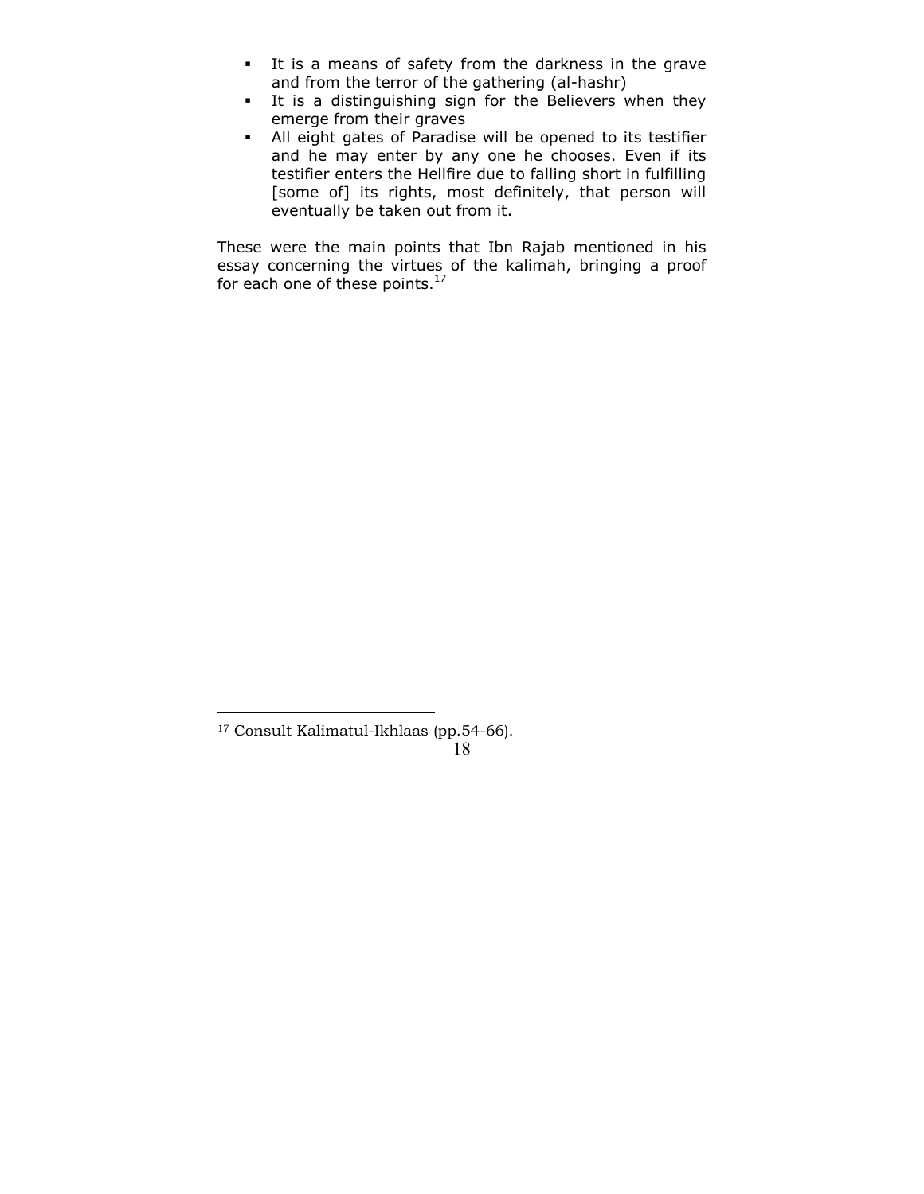- It is a means of safety from the darkness in the grave and from the terror of the gathering (al-hashr)
- It is a distinguishing sign for the Believers when they emerge from their graves
- All eight gates of Paradise will be opened to its testifier and he may enter by any one he chooses. Even if its testifier enters the Hellfire due to falling short in fulfilling [some of] its rights, most definitely, that person will eventually be taken out from it.

These were the main points that Ibn Rajab mentioned in his essay concerning the virtues of the kalimah, bringing a proof for each one of these points.[17]

[17] Consult Kalimatul-Ikhlaas (pp.54-66).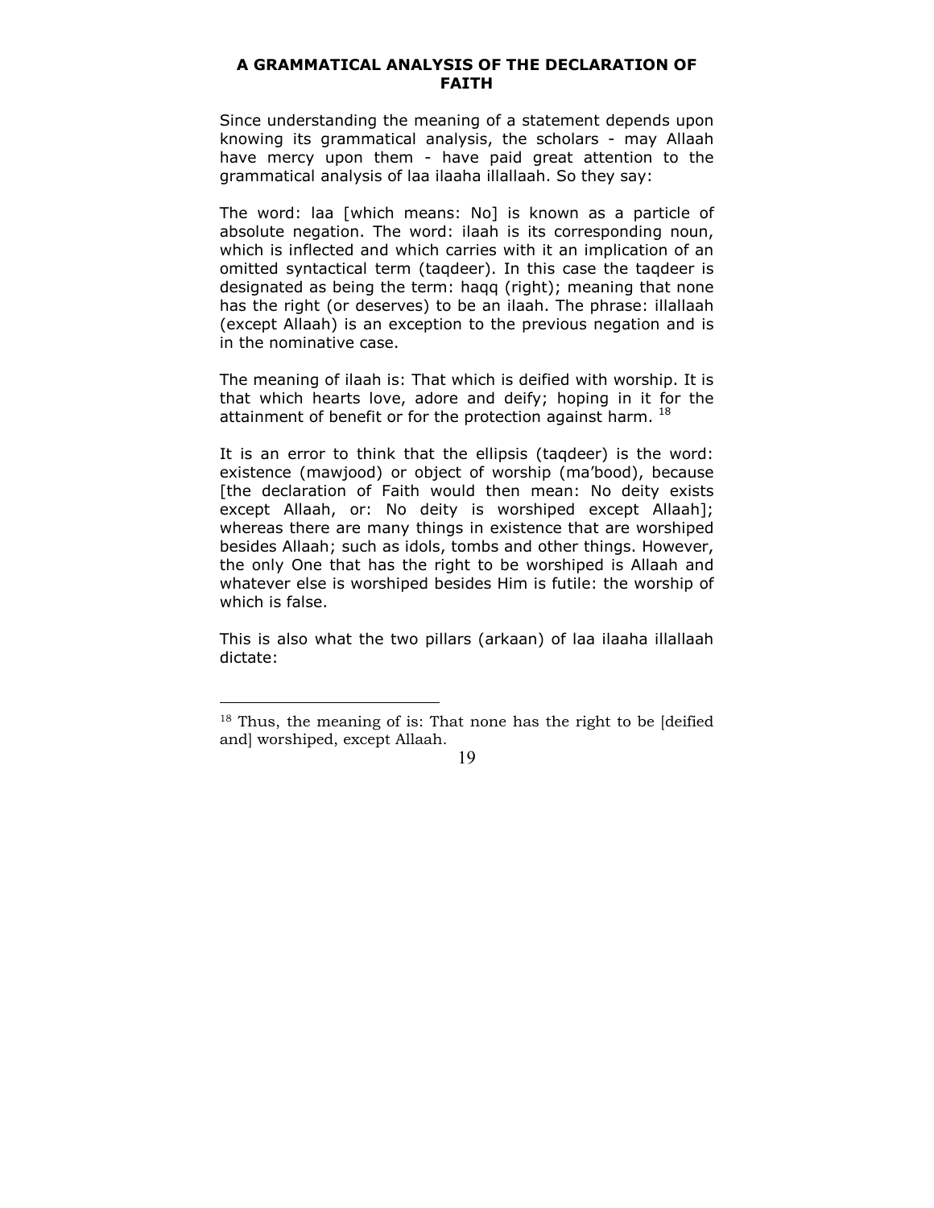## A GRAMMATICAL ANALYSIS OF THE DECLARATION OF FAITH

Since understanding the meaning of a statement depends upon knowing its grammatical analysis, the scholars - may Allaah have mercy upon them - have paid great attention to the grammatical analysis of laa ilaaha illallaah. So they say:

The word: laa [which means: No] is known as a particle of absolute negation. The word: ilaah is its corresponding noun, which is inflected and which carries with it an implication of an omitted syntactical term (taqdeer). In this case the taqdeer is designated as being the term: haqq (right); meaning that none has the right (or deserves) to be an ilaah. The phrase: illallaah (except Allaah) is an exception to the previous negation and is in the nominative case.

The meaning of ilaah is: That which is deified with worship. It is that which hearts love, adore and deify; hoping in it for the attainment of benefit or for the protection against harm. [18]

It is an error to think that the ellipsis (taqdeer) is the word: existence (mawjood) or object of worship (ma'bood), because [the declaration of Faith would then mean: No deity exists except Allaah, or: No deity is worshiped except Allaah]; whereas there are many things in existence that are worshiped besides Allaah; such as idols, tombs and other things. However, the only One that has the right to be worshiped is Allaah and whatever else is worshiped besides Him is futile: the worship of which is false.

This is also what the two pillars (arkaan) of laa ilaaha illallaah dictate:

---

[18] Thus, the meaning of is: That none has the right to be [deified and] worshiped, except Allaah.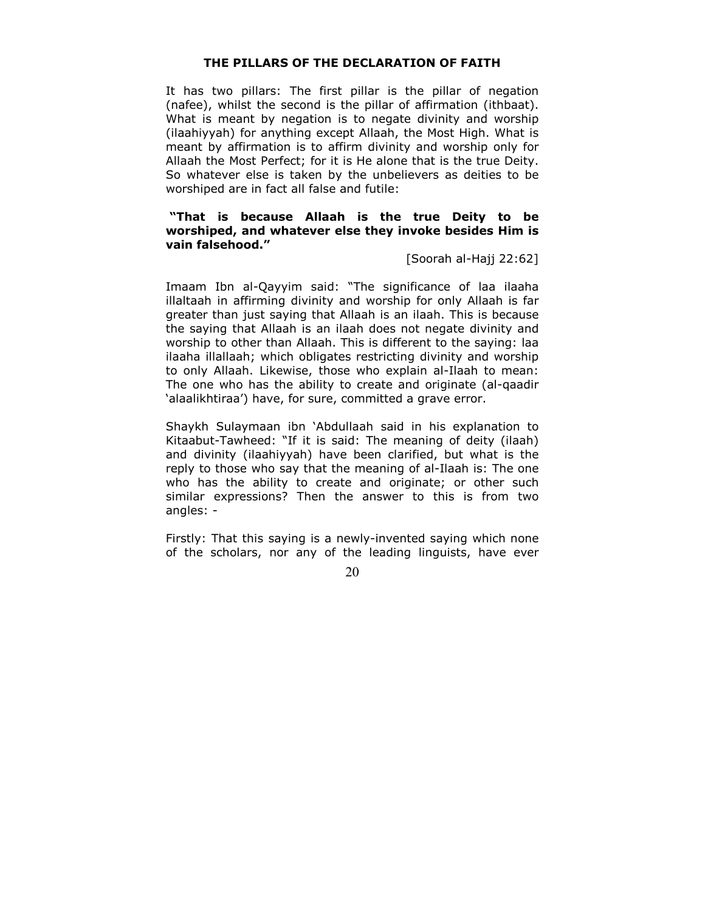## THE PILLARS OF THE DECLARATION OF FAITH

It has two pillars: The first pillar is the pillar of negation (nafee), whilst the second is the pillar of affirmation (ithbaat). What is meant by negation is to negate divinity and worship (ilaahiyyah) for anything except Allaah, the Most High. What is meant by affirmation is to affirm divinity and worship only for Allaah the Most Perfect; for it is He alone that is the true Deity. So whatever else is taken by the unbelievers as deities to be worshiped are in fact all false and futile:

**"That is because Allaah is the true Deity to be worshiped, and whatever else they invoke besides Him is vain falsehood."**

[Soorah al-Hajj 22:62]

Imaam Ibn al-Qayyim said: "The significance of laa ilaaha illaltaah in affirming divinity and worship for only Allaah is far greater than just saying that Allaah is an ilaah. This is because the saying that Allaah is an ilaah does not negate divinity and worship to other than Allaah. This is different to the saying: laa ilaaha illallaah; which obligates restricting divinity and worship to only Allaah. Likewise, those who explain al-Ilaah to mean: The one who has the ability to create and originate (al-qaadir 'alaalikhtiraa') have, for sure, committed a grave error.

Shaykh Sulaymaan ibn 'Abdullaah said in his explanation to Kitaabut-Tawheed: "If it is said: The meaning of deity (ilaah) and divinity (ilaahiyyah) have been clarified, but what is the reply to those who say that the meaning of al-Ilaah is: The one who has the ability to create and originate; or other such similar expressions? Then the answer to this is from two angles: -

Firstly: That this saying is a newly-invented saying which none of the scholars, nor any of the leading linguists, have ever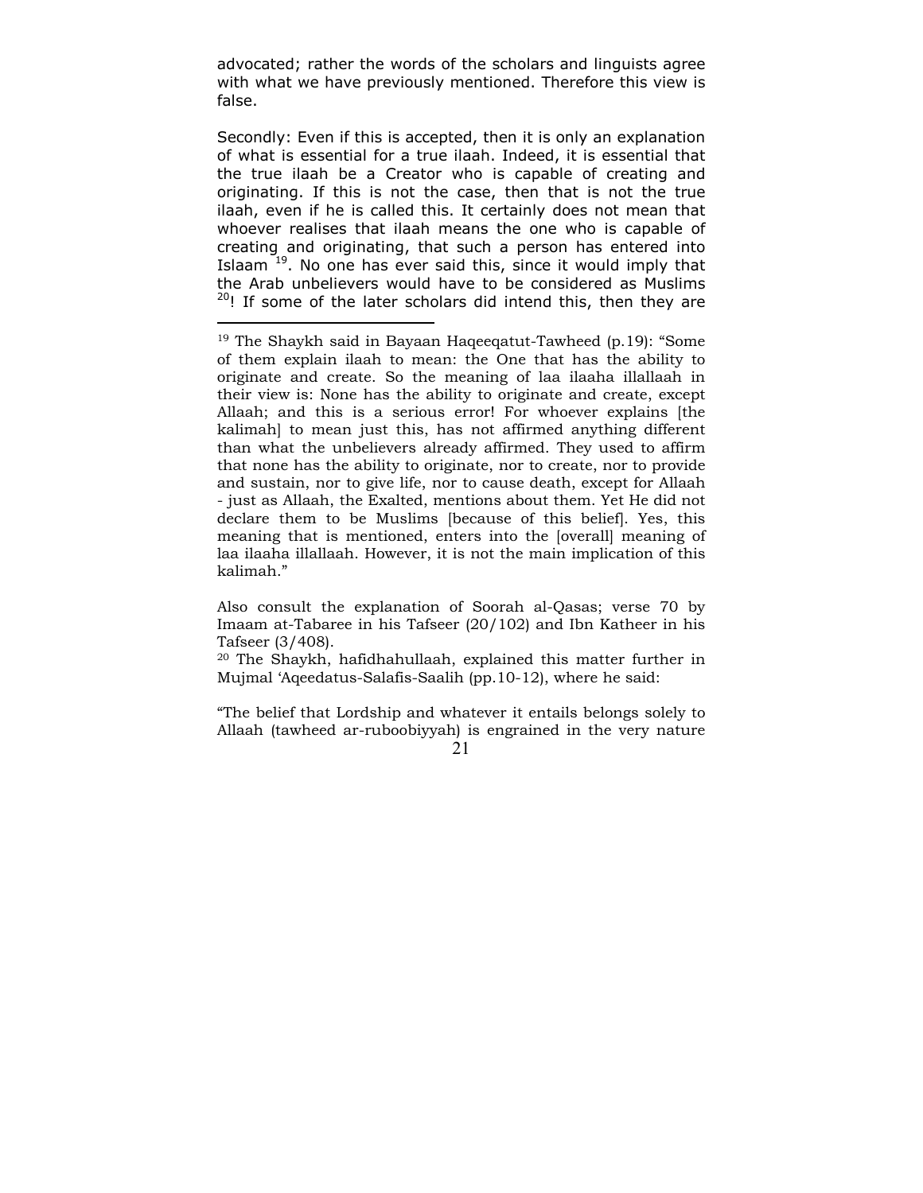advocated; rather the words of the scholars and linguists agree with what we have previously mentioned. Therefore this view is false.

Secondly: Even if this is accepted, then it is only an explanation of what is essential for a true ilaah. Indeed, it is essential that the true ilaah be a Creator who is capable of creating and originating. If this is not the case, then that is not the true ilaah, even if he is called this. It certainly does not mean that whoever realises that ilaah means the one who is capable of creating and originating, that such a person has entered into Islaam [19]. No one has ever said this, since it would imply that the Arab unbelievers would have to be considered as Muslims [20]! If some of the later scholars did intend this, then they are

---

[19] The Shaykh said in Bayaan Haqeeqatut-Tawheed (p.19): "Some of them explain ilaah to mean: the One that has the ability to originate and create. So the meaning of laa ilaaha illallaah in their view is: None has the ability to originate and create, except Allaah; and this is a serious error! For whoever explains [the kalimah] to mean just this, has not affirmed anything different than what the unbelievers already affirmed. They used to affirm that none has the ability to originate, nor to create, nor to provide and sustain, nor to give life, nor to cause death, except for Allaah - just as Allaah, the Exalted, mentions about them. Yet He did not declare them to be Muslims [because of this belief]. Yes, this meaning that is mentioned, enters into the [overall] meaning of laa ilaaha illallaah. However, it is not the main implication of this kalimah."

Also consult the explanation of Soorah al-Qasas; verse 70 by Imaam at-Tabaree in his Tafseer (20/102) and Ibn Katheer in his Tafseer (3/408).

[20] The Shaykh, hafidhahullaah, explained this matter further in Mujmal 'Aqeedatus-Salafis-Saalih (pp.10-12), where he said:

"The belief that Lordship and whatever it entails belongs solely to Allaah (tawheed ar-ruboobiyyah) is engrained in the very nature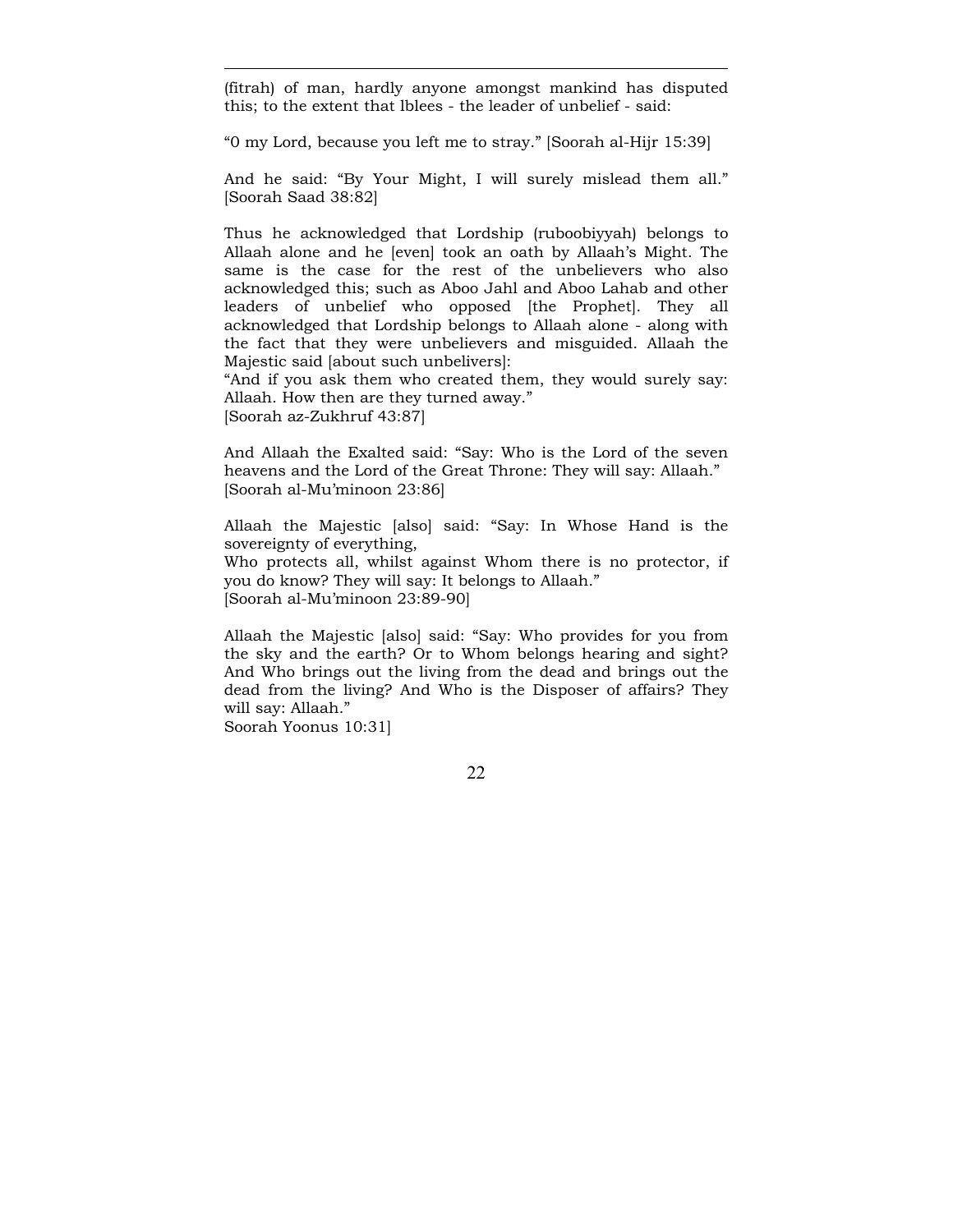(fitrah) of man, hardly anyone amongst mankind has disputed this; to the extent that lblees - the leader of unbelief - said:

"0 my Lord, because you left me to stray." [Soorah al-Hijr 15:39]

And he said: "By Your Might, I will surely mislead them all." [Soorah Saad 38:82]

Thus he acknowledged that Lordship (ruboobiyyah) belongs to Allaah alone and he [even] took an oath by Allaah's Might. The same is the case for the rest of the unbelievers who also acknowledged this; such as Aboo Jahl and Aboo Lahab and other leaders of unbelief who opposed [the Prophet]. They all acknowledged that Lordship belongs to Allaah alone - along with the fact that they were unbelievers and misguided. Allaah the Majestic said [about such unbelivers]:
"And if you ask them who created them, they would surely say: Allaah. How then are they turned away."
[Soorah az-Zukhruf 43:87]

And Allaah the Exalted said: "Say: Who is the Lord of the seven heavens and the Lord of the Great Throne: They will say: Allaah."
[Soorah al-Mu'minoon 23:86]

Allaah the Majestic [also] said: "Say: In Whose Hand is the sovereignty of everything,
Who protects all, whilst against Whom there is no protector, if you do know? They will say: It belongs to Allaah."
[Soorah al-Mu'minoon 23:89-90]

Allaah the Majestic [also] said: "Say: Who provides for you from the sky and the earth? Or to Whom belongs hearing and sight? And Who brings out the living from the dead and brings out the dead from the living? And Who is the Disposer of affairs? They will say: Allaah."
Soorah Yoonus 10:31]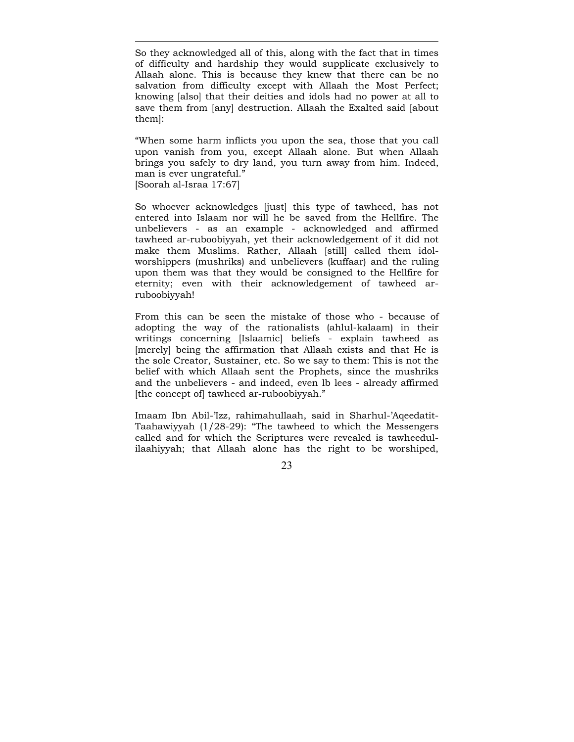So they acknowledged all of this, along with the fact that in times of difficulty and hardship they would supplicate exclusively to Allaah alone. This is because they knew that there can be no salvation from difficulty except with Allaah the Most Perfect; knowing [also] that their deities and idols had no power at all to save them from [any] destruction. Allaah the Exalted said [about them]:

"When some harm inflicts you upon the sea, those that you call upon vanish from you, except Allaah alone. But when Allaah brings you safely to dry land, you turn away from him. Indeed, man is ever ungrateful."
[Soorah al-Israa 17:67]

So whoever acknowledges [just] this type of tawheed, has not entered into Islaam nor will he be saved from the Hellfire. The unbelievers - as an example - acknowledged and affirmed tawheed ar-ruboobiyyah, yet their acknowledgement of it did not make them Muslims. Rather, Allaah [still] called them idol-worshippers (mushriks) and unbelievers (kuffaar) and the ruling upon them was that they would be consigned to the Hellfire for eternity; even with their acknowledgement of tawheed ar-ruboobiyyah!

From this can be seen the mistake of those who - because of adopting the way of the rationalists (ahlul-kalaam) in their writings concerning [Islaamic] beliefs - explain tawheed as [merely] being the affirmation that Allaah exists and that He is the sole Creator, Sustainer, etc. So we say to them: This is not the belief with which Allaah sent the Prophets, since the mushriks and the unbelievers - and indeed, even lb lees - already affirmed [the concept of] tawheed ar-ruboobiyyah."

Imaam Ibn Abil-'Izz, rahimahullaah, said in Sharhul-'Aqeedatit-Taahawiyyah (1/28-29): "The tawheed to which the Messengers called and for which the Scriptures were revealed is tawheedul-ilaahiyyah; that Allaah alone has the right to be worshiped,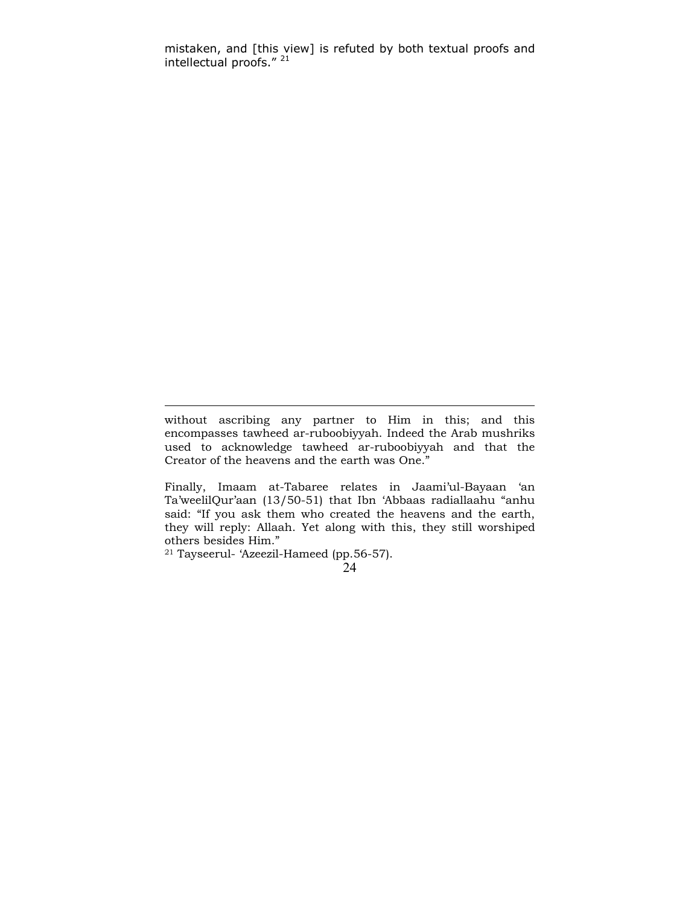mistaken, and [this view] is refuted by both textual proofs and intellectual proofs." [21]

---

without ascribing any partner to Him in this; and this encompasses tawheed ar-ruboobiyyah. Indeed the Arab mushriks used to acknowledge tawheed ar-ruboobiyyah and that the Creator of the heavens and the earth was One."

Finally, Imaam at-Tabaree relates in Jaami'ul-Bayaan 'an Ta'weelilQur'aan (13/50-51) that Ibn 'Abbaas radiallaahu "anhu said: "If you ask them who created the heavens and the earth, they will reply: Allaah. Yet along with this, they still worshiped others besides Him."

[21] Tayseerul- 'Azeezil-Hameed (pp.56-57).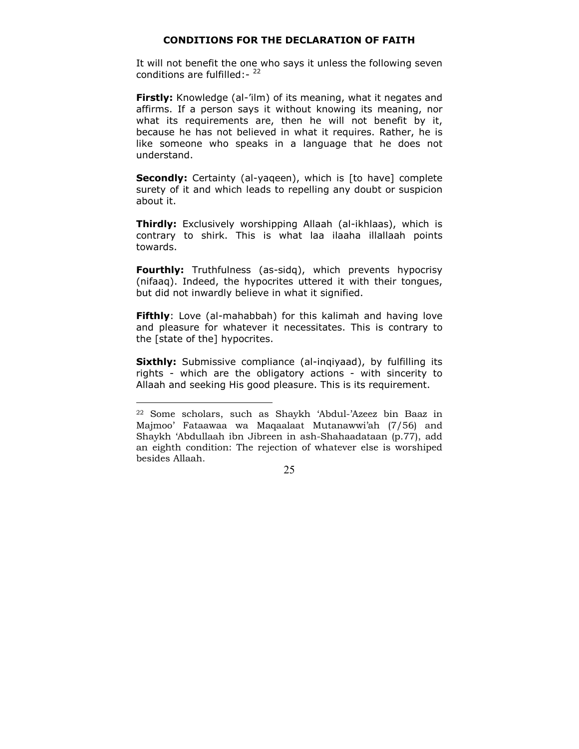## CONDITIONS FOR THE DECLARATION OF FAITH

It will not benefit the one who says it unless the following seven conditions are fulfilled:- [22]

**Firstly:** Knowledge (al-'ilm) of its meaning, what it negates and affirms. If a person says it without knowing its meaning, nor what its requirements are, then he will not benefit by it, because he has not believed in what it requires. Rather, he is like someone who speaks in a language that he does not understand.

**Secondly:** Certainty (al-yaqeen), which is [to have] complete surety of it and which leads to repelling any doubt or suspicion about it.

**Thirdly:** Exclusively worshipping Allaah (al-ikhlaas), which is contrary to shirk. This is what laa ilaaha illallaah points towards.

**Fourthly:** Truthfulness (as-sidq), which prevents hypocrisy (nifaaq). Indeed, the hypocrites uttered it with their tongues, but did not inwardly believe in what it signified.

**Fifthly**: Love (al-mahabbah) for this kalimah and having love and pleasure for whatever it necessitates. This is contrary to the [state of the] hypocrites.

**Sixthly:** Submissive compliance (al-inqiyaad), by fulfilling its rights - which are the obligatory actions - with sincerity to Allaah and seeking His good pleasure. This is its requirement.

---

[22] Some scholars, such as Shaykh 'Abdul-'Azeez bin Baaz in Majmoo' Fataawaa wa Maqaalaat Mutanawwi'ah (7/56) and Shaykh 'Abdullaah ibn Jibreen in ash-Shahaadataan (p.77), add an eighth condition: The rejection of whatever else is worshiped besides Allaah.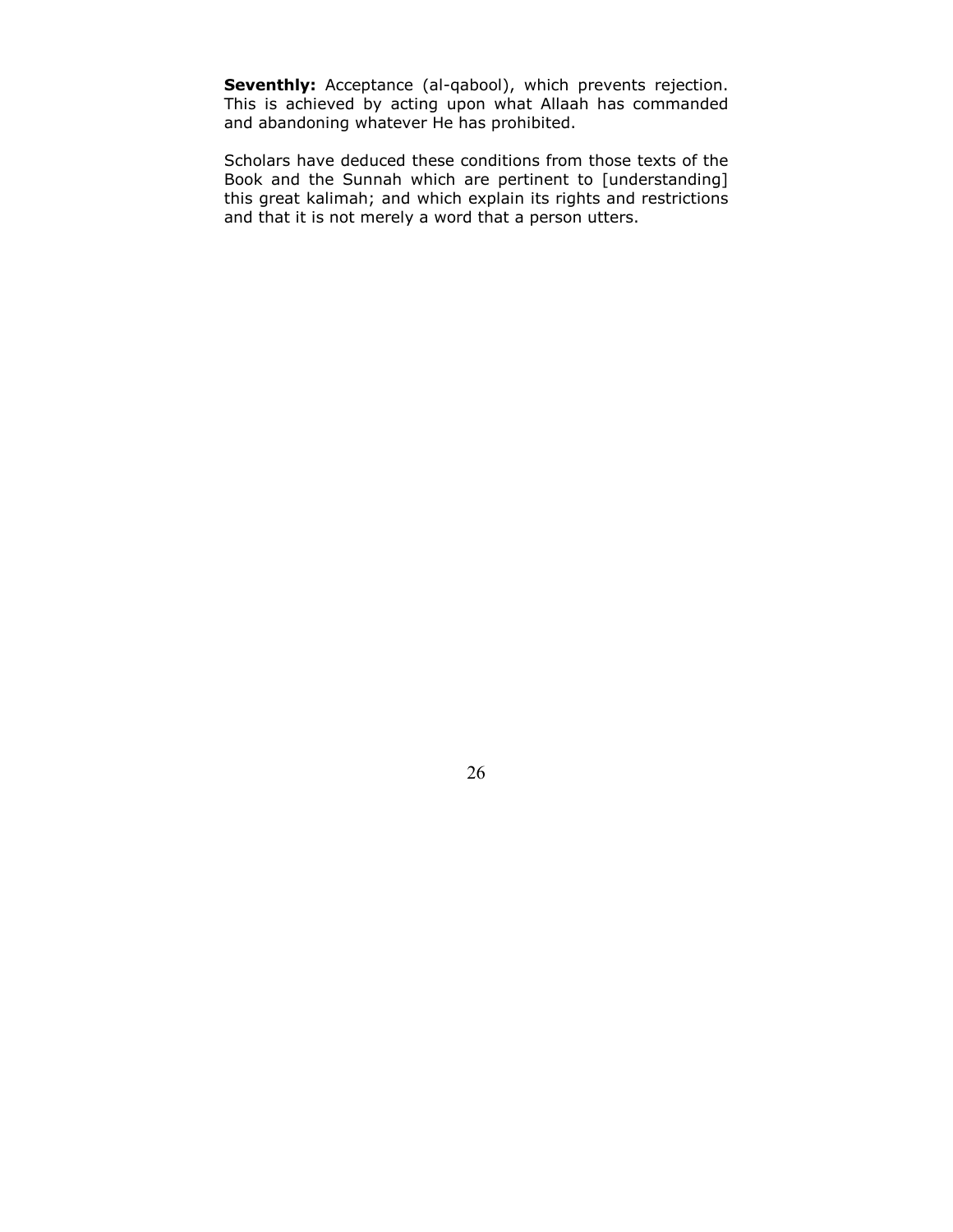**Seventhly:** Acceptance (al-qabool), which prevents rejection. This is achieved by acting upon what Allaah has commanded and abandoning whatever He has prohibited.

Scholars have deduced these conditions from those texts of the Book and the Sunnah which are pertinent to [understanding] this great kalimah; and which explain its rights and restrictions and that it is not merely a word that a person utters.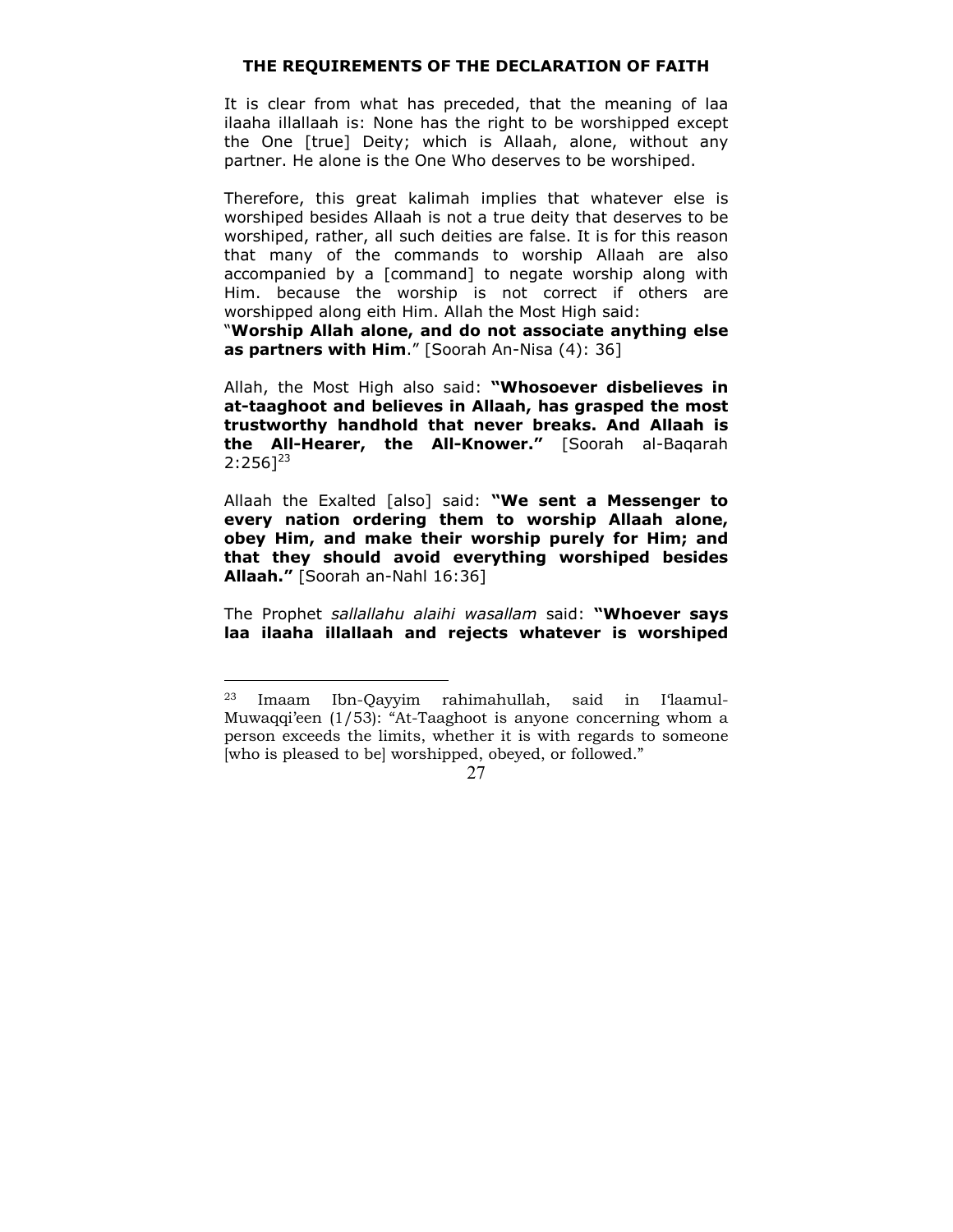## THE REQUIREMENTS OF THE DECLARATION OF FAITH

It is clear from what has preceded, that the meaning of laa ilaaha illallaah is: None has the right to be worshipped except the One [true] Deity; which is Allaah, alone, without any partner. He alone is the One Who deserves to be worshiped.

Therefore, this great kalimah implies that whatever else is worshiped besides Allaah is not a true deity that deserves to be worshiped, rather, all such deities are false. It is for this reason that many of the commands to worship Allaah are also accompanied by a [command] to negate worship along with Him. because the worship is not correct if others are worshipped along eith Him. Allah the Most High said:
"**Worship Allah alone, and do not associate anything else as partners with Him**." [Soorah An-Nisa (4): 36]

Allah, the Most High also said: **"Whosoever disbelieves in at-taaghoot and believes in Allaah, has grasped the most trustworthy handhold that never breaks. And Allaah is the All-Hearer, the All-Knower."** [Soorah al-Baqarah 2:256][23]

Allaah the Exalted [also] said: **"We sent a Messenger to every nation ordering them to worship Allaah alone, obey Him, and make their worship purely for Him; and that they should avoid everything worshiped besides Allaah."** [Soorah an-Nahl 16:36]

The Prophet *sallallahu alaihi wasallam* said: **"Whoever says laa ilaaha illallaah and rejects whatever is worshiped**

---

[23] Imaam Ibn-Qayyim rahimahullah, said in I'laamul-Muwaqqi'een (1/53): "At-Taaghoot is anyone concerning whom a person exceeds the limits, whether it is with regards to someone [who is pleased to be] worshipped, obeyed, or followed."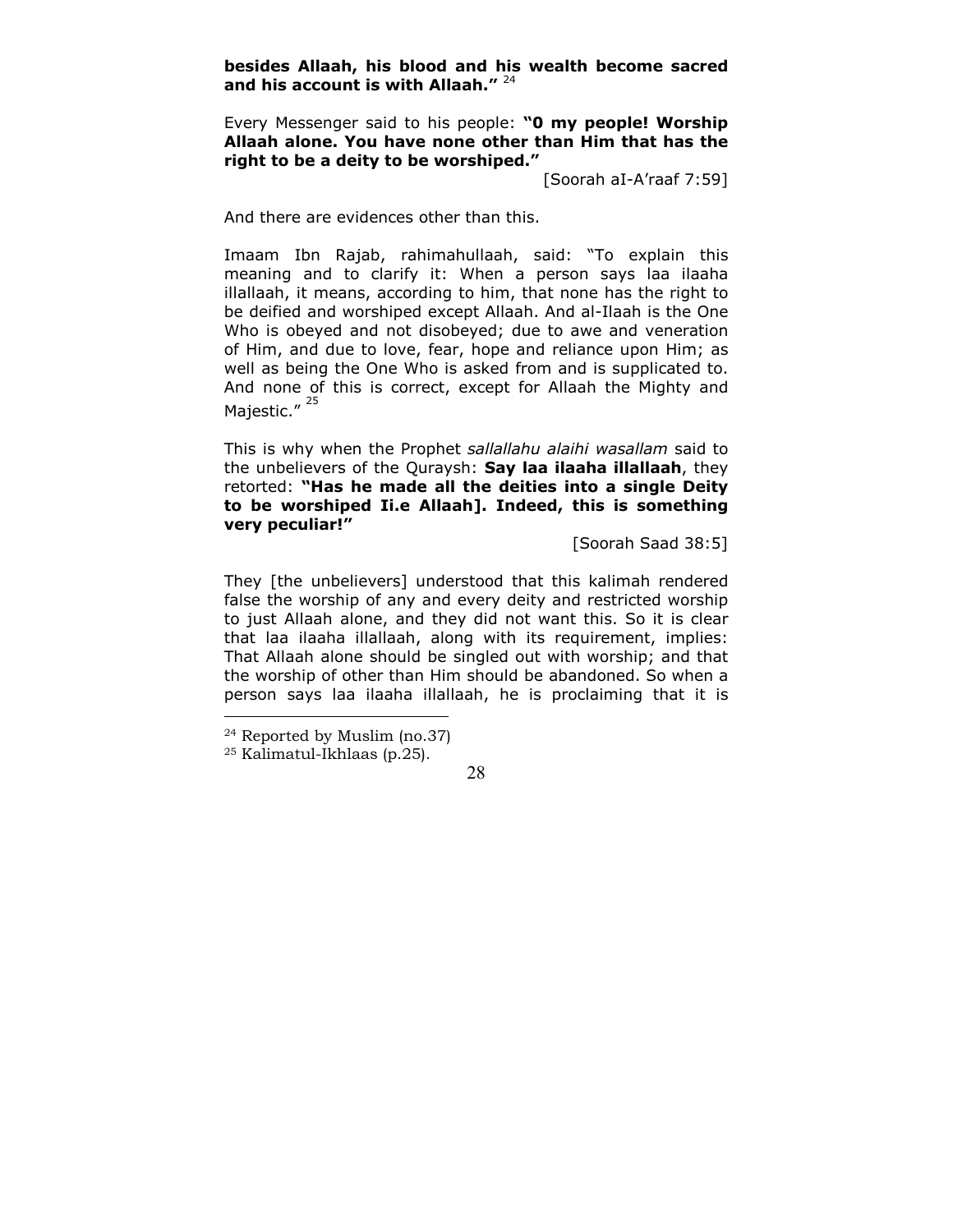**besides Allaah, his blood and his wealth become sacred and his account is with Allaah.”** [24]

Every Messenger said to his people: **“0 my people! Worship Allaah alone. You have none other than Him that has the right to be a deity to be worshiped.”**

[Soorah aI-A’raaf 7:59]

And there are evidences other than this.

Imaam Ibn Rajab, rahimahullaah, said: “To explain this meaning and to clarify it: When a person says laa ilaaha illallaah, it means, according to him, that none has the right to be deified and worshiped except Allaah. And al-Ilaah is the One Who is obeyed and not disobeyed; due to awe and veneration of Him, and due to love, fear, hope and reliance upon Him; as well as being the One Who is asked from and is supplicated to. And none of this is correct, except for Allaah the Mighty and Majestic.” [25]

This is why when the Prophet *sallallahu alaihi wasallam* said to the unbelievers of the Quraysh: **Say laa ilaaha illallaah**, they retorted: **“Has he made all the deities into a single Deity to be worshiped Ii.e Allaah]. Indeed, this is something very peculiar!”**

[Soorah Saad 38:5]

They [the unbelievers] understood that this kalimah rendered false the worship of any and every deity and restricted worship to just Allaah alone, and they did not want this. So it is clear that laa ilaaha illallaah, along with its requirement, implies: That Allaah alone should be singled out with worship; and that the worship of other than Him should be abandoned. So when a person says laa ilaaha illallaah, he is proclaiming that it is

---

[24] Reported by Muslim (no.37)

[25] Kalimatul-Ikhlaas (p.25).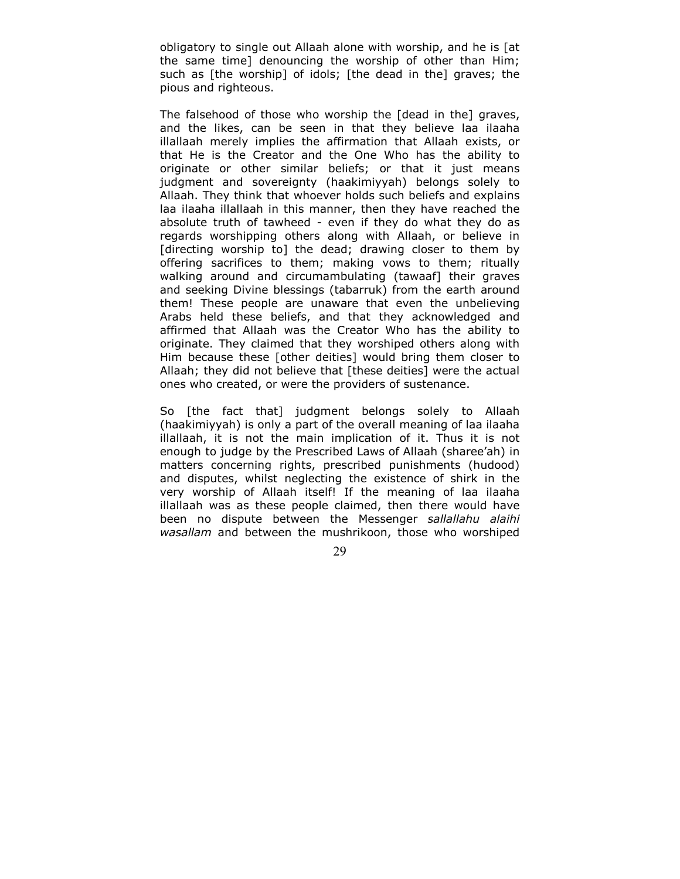obligatory to single out Allaah alone with worship, and he is [at the same time] denouncing the worship of other than Him; such as [the worship] of idols; [the dead in the] graves; the pious and righteous.

The falsehood of those who worship the [dead in the] graves, and the likes, can be seen in that they believe laa ilaaha illallaah merely implies the affirmation that Allaah exists, or that He is the Creator and the One Who has the ability to originate or other similar beliefs; or that it just means judgment and sovereignty (haakimiyyah) belongs solely to Allaah. They think that whoever holds such beliefs and explains laa ilaaha illallaah in this manner, then they have reached the absolute truth of tawheed - even if they do what they do as regards worshipping others along with Allaah, or believe in [directing worship to] the dead; drawing closer to them by offering sacrifices to them; making vows to them; ritually walking around and circumambulating (tawaaf] their graves and seeking Divine blessings (tabarruk) from the earth around them! These people are unaware that even the unbelieving Arabs held these beliefs, and that they acknowledged and affirmed that Allaah was the Creator Who has the ability to originate. They claimed that they worshiped others along with Him because these [other deities] would bring them closer to Allaah; they did not believe that [these deities] were the actual ones who created, or were the providers of sustenance.

So [the fact that] judgment belongs solely to Allaah (haakimiyyah) is only a part of the overall meaning of laa ilaaha illallaah, it is not the main implication of it. Thus it is not enough to judge by the Prescribed Laws of Allaah (sharee'ah) in matters concerning rights, prescribed punishments (hudood) and disputes, whilst neglecting the existence of shirk in the very worship of Allaah itself! If the meaning of laa ilaaha illallaah was as these people claimed, then there would have been no dispute between the Messenger *sallallahu alaihi wasallam* and between the mushrikoon, those who worshiped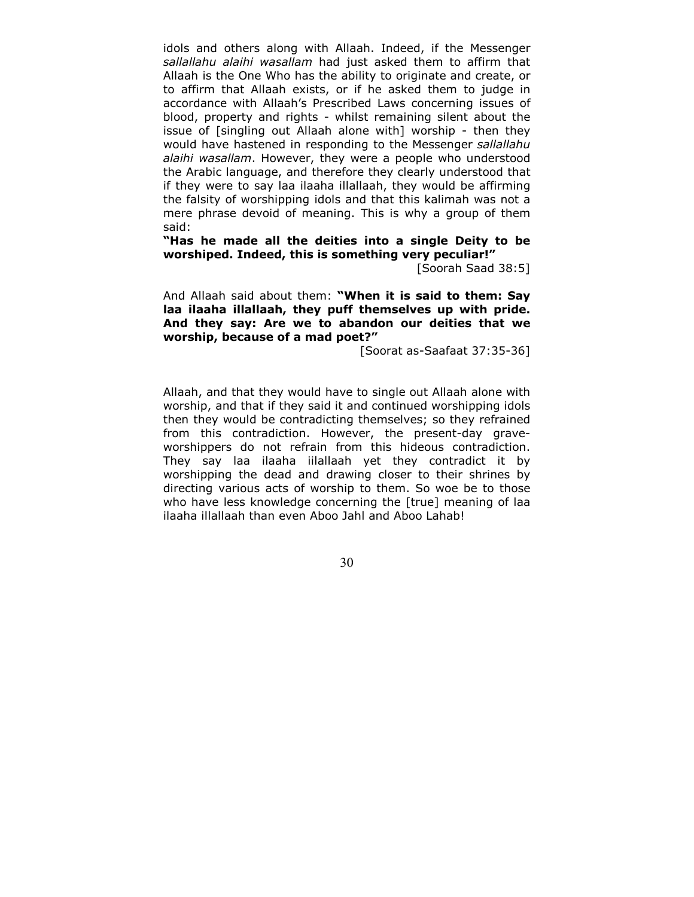idols and others along with Allaah. Indeed, if the Messenger *sallallahu alaihi wasallam* had just asked them to affirm that Allaah is the One Who has the ability to originate and create, or to affirm that Allaah exists, or if he asked them to judge in accordance with Allaah's Prescribed Laws concerning issues of blood, property and rights - whilst remaining silent about the issue of [singling out Allaah alone with] worship - then they would have hastened in responding to the Messenger *sallallahu alaihi wasallam*. However, they were a people who understood the Arabic language, and therefore they clearly understood that if they were to say laa ilaaha illallaah, they would be affirming the falsity of worshipping idols and that this kalimah was not a mere phrase devoid of meaning. This is why a group of them said:

**"Has he made all the deities into a single Deity to be worshiped. Indeed, this is something very peculiar!"**

[Soorah Saad 38:5]

And Allaah said about them: **"When it is said to them: Say laa ilaaha illallaah, they puff themselves up with pride. And they say: Are we to abandon our deities that we worship, because of a mad poet?"**

[Soorat as-Saafaat 37:35-36]

Allaah, and that they would have to single out Allaah alone with worship, and that if they said it and continued worshipping idols then they would be contradicting themselves; so they refrained from this contradiction. However, the present-day grave-worshippers do not refrain from this hideous contradiction. They say laa ilaaha iilallaah yet they contradict it by worshipping the dead and drawing closer to their shrines by directing various acts of worship to them. So woe be to those who have less knowledge concerning the [true] meaning of laa ilaaha illallaah than even Aboo Jahl and Aboo Lahab!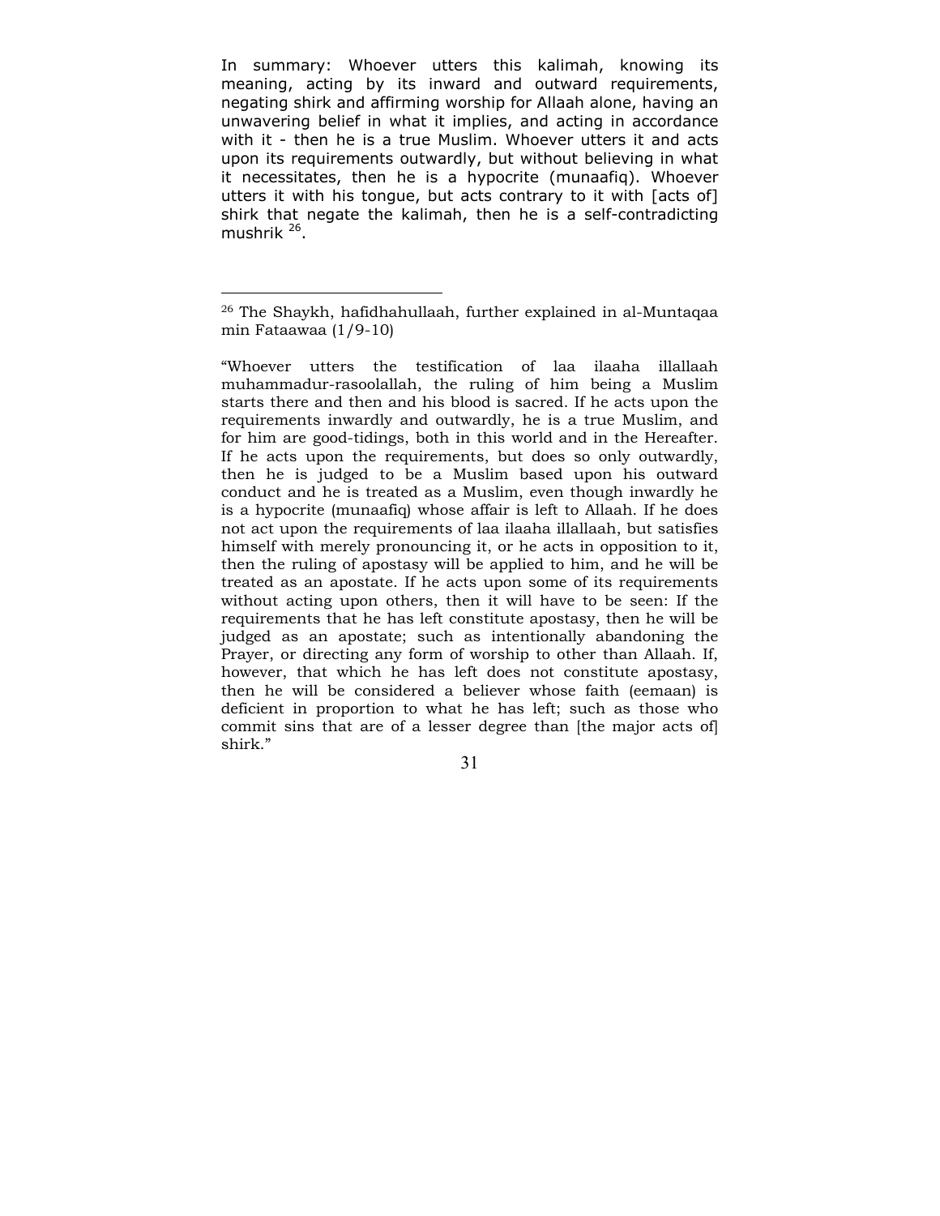In summary: Whoever utters this kalimah, knowing its meaning, acting by its inward and outward requirements, negating shirk and affirming worship for Allaah alone, having an unwavering belief in what it implies, and acting in accordance with it - then he is a true Muslim. Whoever utters it and acts upon its requirements outwardly, but without believing in what it necessitates, then he is a hypocrite (munaafiq). Whoever utters it with his tongue, but acts contrary to it with [acts of] shirk that negate the kalimah, then he is a self-contradicting mushrik [26].

---

[26] The Shaykh, hafidhahullaah, further explained in al-Muntaqaa min Fataawaa (1/9-10)

"Whoever utters the testification of laa ilaaha illallaah muhammadur-rasoolallah, the ruling of him being a Muslim starts there and then and his blood is sacred. If he acts upon the requirements inwardly and outwardly, he is a true Muslim, and for him are good-tidings, both in this world and in the Hereafter. If he acts upon the requirements, but does so only outwardly, then he is judged to be a Muslim based upon his outward conduct and he is treated as a Muslim, even though inwardly he is a hypocrite (munaafiq) whose affair is left to Allaah. If he does not act upon the requirements of laa ilaaha illallaah, but satisfies himself with merely pronouncing it, or he acts in opposition to it, then the ruling of apostasy will be applied to him, and he will be treated as an apostate. If he acts upon some of its requirements without acting upon others, then it will have to be seen: If the requirements that he has left constitute apostasy, then he will be judged as an apostate; such as intentionally abandoning the Prayer, or directing any form of worship to other than Allaah. If, however, that which he has left does not constitute apostasy, then he will be considered a believer whose faith (eemaan) is deficient in proportion to what he has left; such as those who commit sins that are of a lesser degree than [the major acts of] shirk."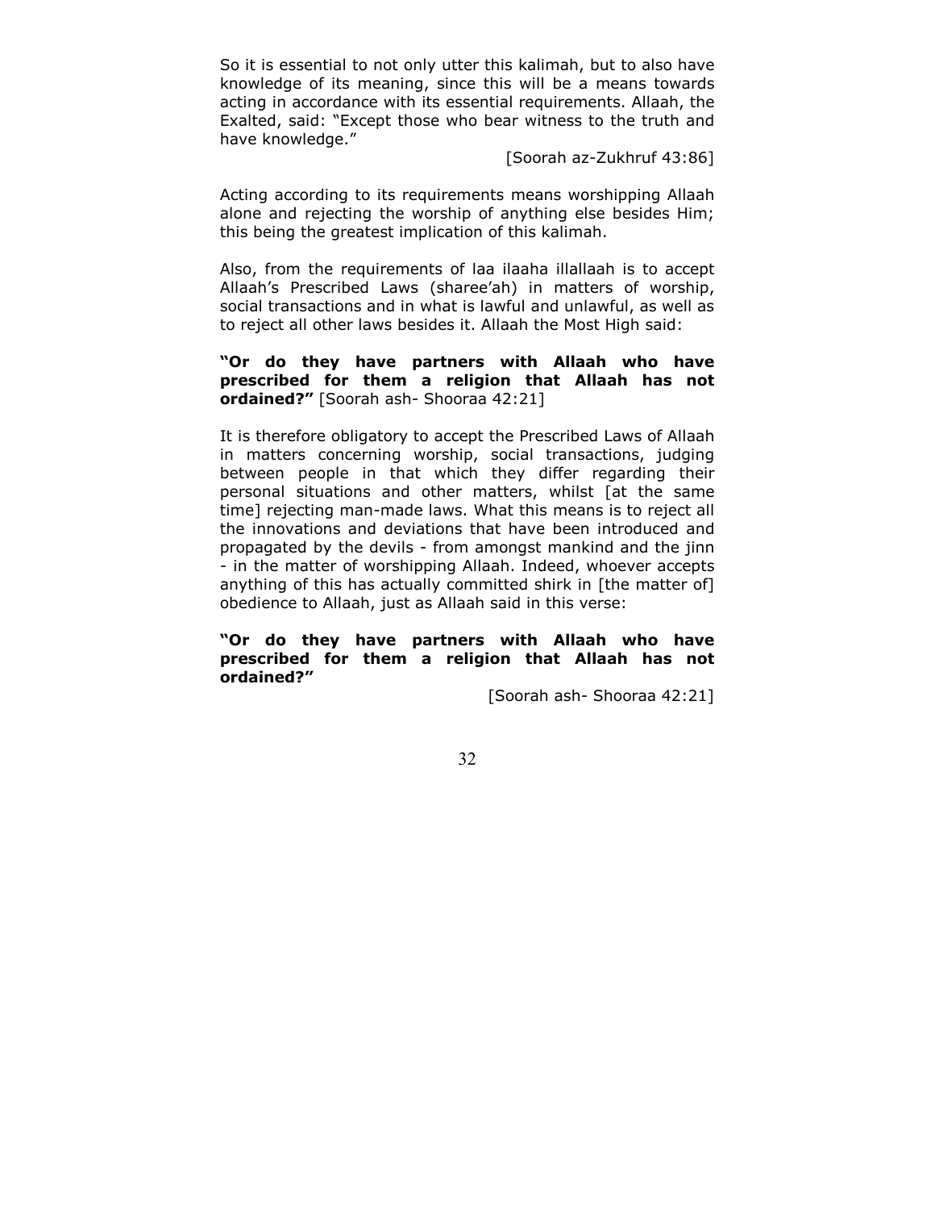So it is essential to not only utter this kalimah, but to also have knowledge of its meaning, since this will be a means towards acting in accordance with its essential requirements. Allaah, the Exalted, said: "Except those who bear witness to the truth and have knowledge."

[Soorah az-Zukhruf 43:86]

Acting according to its requirements means worshipping Allaah alone and rejecting the worship of anything else besides Him; this being the greatest implication of this kalimah.

Also, from the requirements of laa ilaaha illallaah is to accept Allaah's Prescribed Laws (sharee'ah) in matters of worship, social transactions and in what is lawful and unlawful, as well as to reject all other laws besides it. Allaah the Most High said:

**"Or do they have partners with Allaah who have prescribed for them a religion that Allaah has not ordained?"** [Soorah ash- Shooraa 42:21]

It is therefore obligatory to accept the Prescribed Laws of Allaah in matters concerning worship, social transactions, judging between people in that which they differ regarding their personal situations and other matters, whilst [at the same time] rejecting man-made laws. What this means is to reject all the innovations and deviations that have been introduced and propagated by the devils - from amongst mankind and the jinn - in the matter of worshipping Allaah. Indeed, whoever accepts anything of this has actually committed shirk in [the matter of] obedience to Allaah, just as Allaah said in this verse:

**"Or do they have partners with Allaah who have prescribed for them a religion that Allaah has not ordained?"**

[Soorah ash- Shooraa 42:21]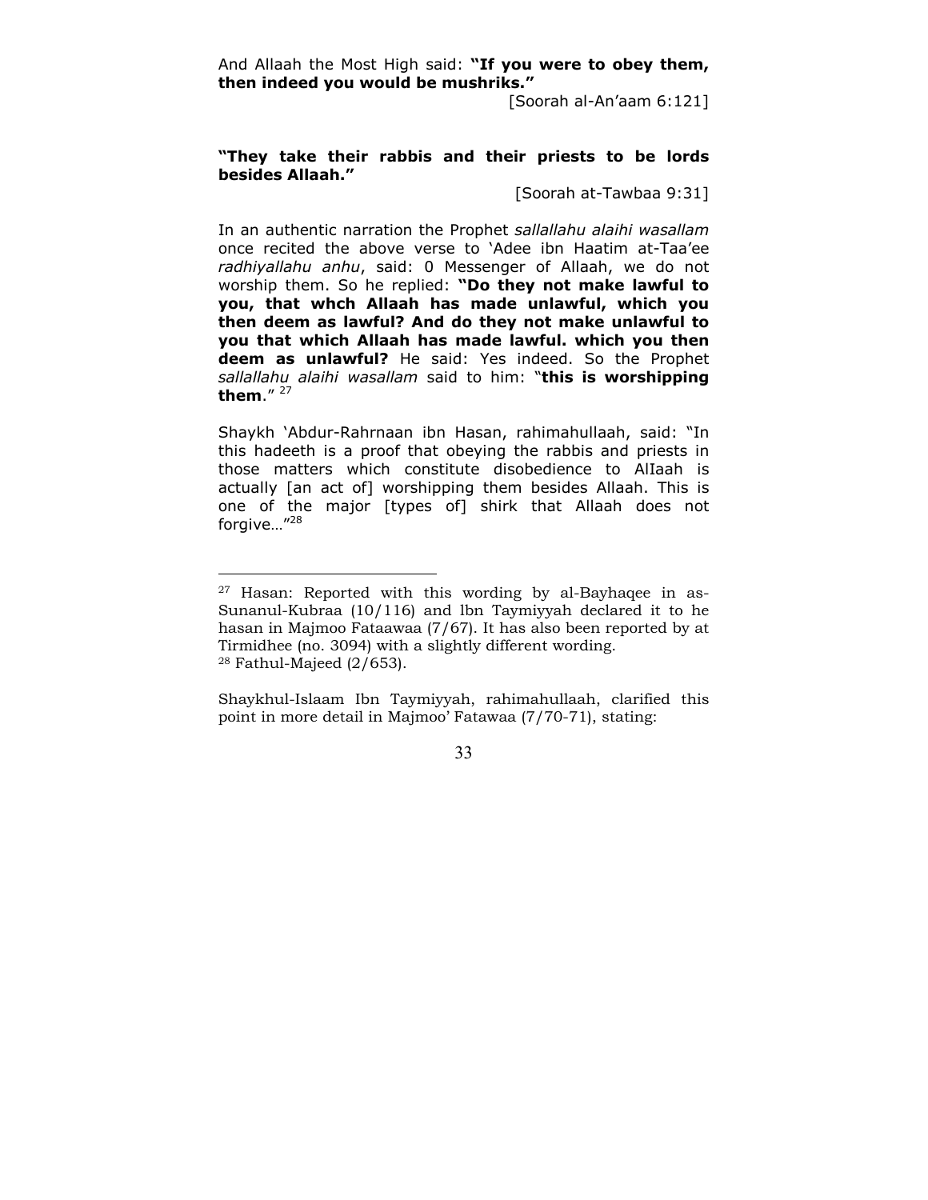And Allaah the Most High said: **"If you were to obey them, then indeed you would be mushriks."**

[Soorah al-An'aam 6:121]

**"They take their rabbis and their priests to be lords besides Allaah."**

[Soorah at-Tawbaa 9:31]

In an authentic narration the Prophet *sallallahu alaihi wasallam* once recited the above verse to 'Adee ibn Haatim at-Taa'ee *radhiyallahu anhu*, said: 0 Messenger of Allaah, we do not worship them. So he replied: **"Do they not make lawful to you, that whch Allaah has made unlawful, which you then deem as lawful? And do they not make unlawful to you that which Allaah has made lawful. which you then deem as unlawful?** He said: Yes indeed. So the Prophet *sallallahu alaihi wasallam* said to him: "**this is worshipping them**." [27]

Shaykh 'Abdur-Rahrnaan ibn Hasan, rahimahullaah, said: "In this hadeeth is a proof that obeying the rabbis and priests in those matters which constitute disobedience to AlIaah is actually [an act of] worshipping them besides Allaah. This is one of the major [types of] shirk that Allaah does not forgive…"[28]

---

[27] Hasan: Reported with this wording by al-Bayhaqee in as-Sunanul-Kubraa (10/116) and lbn Taymiyyah declared it to he hasan in Majmoo Fataawaa (7/67). It has also been reported by at Tirmidhee (no. 3094) with a slightly different wording.

[28] Fathul-Majeed (2/653).

Shaykhul-Islaam Ibn Taymiyyah, rahimahullaah, clarified this point in more detail in Majmoo' Fatawaa (7/70-71), stating: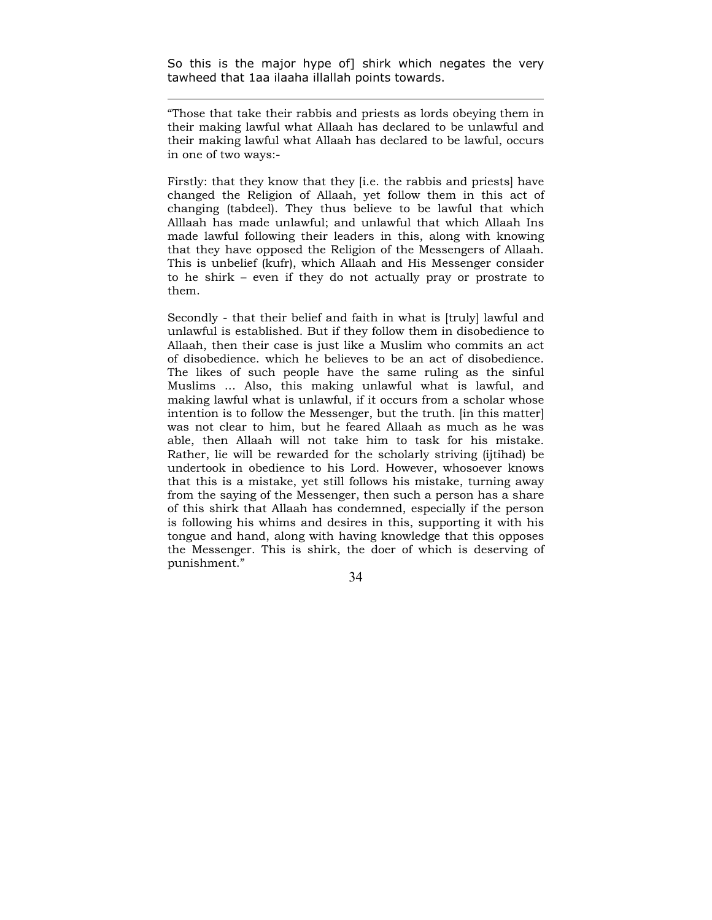So this is the major hype of] shirk which negates the very tawheed that 1aa ilaaha illallah points towards.

---

"Those that take their rabbis and priests as lords obeying them in their making lawful what Allaah has declared to be unlawful and their making lawful what Allaah has declared to be lawful, occurs in one of two ways:-

Firstly: that they know that they [i.e. the rabbis and priests] have changed the Religion of Allaah, yet follow them in this act of changing (tabdeel). They thus believe to be lawful that which Alllaah has made unlawful; and unlawful that which Allaah Ins made lawful following their leaders in this, along with knowing that they have opposed the Religion of the Messengers of Allaah. This is unbelief (kufr), which Allaah and His Messenger consider to he shirk – even if they do not actually pray or prostrate to them.

Secondly - that their belief and faith in what is [truly] lawful and unlawful is established. But if they follow them in disobedience to Allaah, then their case is just like a Muslim who commits an act of disobedience. which he believes to be an act of disobedience. The likes of such people have the same ruling as the sinful Muslims ... Also, this making unlawful what is lawful, and making lawful what is unlawful, if it occurs from a scholar whose intention is to follow the Messenger, but the truth. [in this matter] was not clear to him, but he feared Allaah as much as he was able, then Allaah will not take him to task for his mistake. Rather, lie will be rewarded for the scholarly striving (ijtihad) be undertook in obedience to his Lord. However, whosoever knows that this is a mistake, yet still follows his mistake, turning away from the saying of the Messenger, then such a person has a share of this shirk that Allaah has condemned, especially if the person is following his whims and desires in this, supporting it with his tongue and hand, along with having knowledge that this opposes the Messenger. This is shirk, the doer of which is deserving of punishment."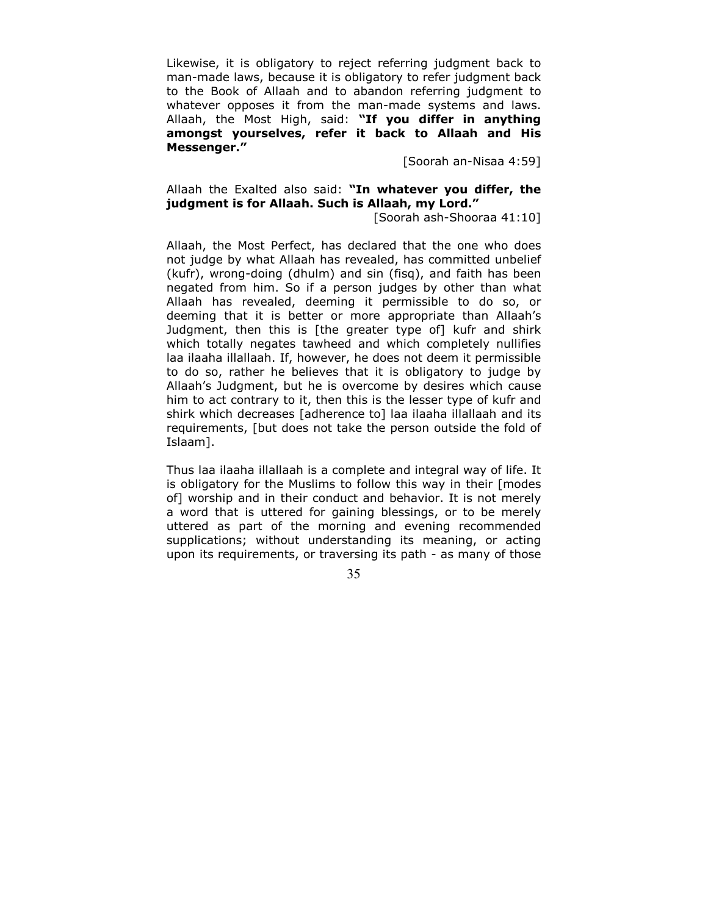Likewise, it is obligatory to reject referring judgment back to man-made laws, because it is obligatory to refer judgment back to the Book of Allaah and to abandon referring judgment to whatever opposes it from the man-made systems and laws. Allaah, the Most High, said: **"If you differ in anything amongst yourselves, refer it back to Allaah and His Messenger."**

[Soorah an-Nisaa 4:59]

Allaah the Exalted also said: **"In whatever you differ, the judgment is for Allaah. Such is Allaah, my Lord."**

[Soorah ash-Shooraa 41:10]

Allaah, the Most Perfect, has declared that the one who does not judge by what Allaah has revealed, has committed unbelief (kufr), wrong-doing (dhulm) and sin (fisq), and faith has been negated from him. So if a person judges by other than what Allaah has revealed, deeming it permissible to do so, or deeming that it is better or more appropriate than Allaah's Judgment, then this is [the greater type of] kufr and shirk which totally negates tawheed and which completely nullifies laa ilaaha illallaah. If, however, he does not deem it permissible to do so, rather he believes that it is obligatory to judge by Allaah's Judgment, but he is overcome by desires which cause him to act contrary to it, then this is the lesser type of kufr and shirk which decreases [adherence to] laa ilaaha illallaah and its requirements, [but does not take the person outside the fold of Islaam].

Thus laa ilaaha illallaah is a complete and integral way of life. It is obligatory for the Muslims to follow this way in their [modes of] worship and in their conduct and behavior. It is not merely a word that is uttered for gaining blessings, or to be merely uttered as part of the morning and evening recommended supplications; without understanding its meaning, or acting upon its requirements, or traversing its path - as many of those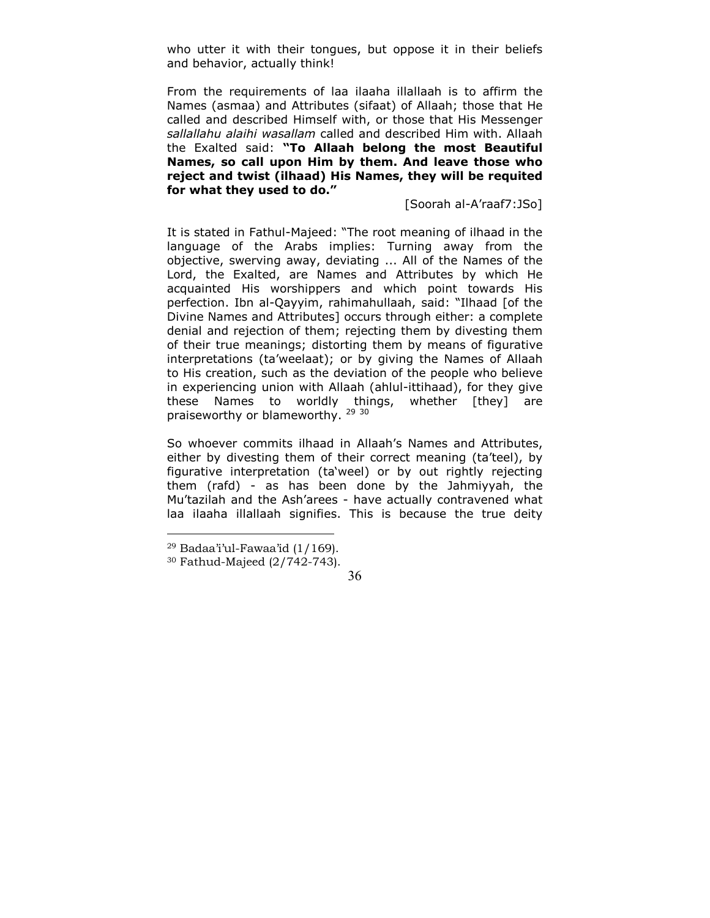who utter it with their tongues, but oppose it in their beliefs and behavior, actually think!

From the requirements of laa ilaaha illallaah is to affirm the Names (asmaa) and Attributes (sifaat) of Allaah; those that He called and described Himself with, or those that His Messenger *sallallahu alaihi wasallam* called and described Him with. Allaah the Exalted said: **"To Allaah belong the most Beautiful Names, so call upon Him by them. And leave those who reject and twist (ilhaad) His Names, they will be requited for what they used to do."**

[Soorah al-A'raaf7:JSo]

It is stated in Fathul-Majeed: "The root meaning of ilhaad in the language of the Arabs implies: Turning away from the objective, swerving away, deviating ... All of the Names of the Lord, the Exalted, are Names and Attributes by which He acquainted His worshippers and which point towards His perfection. Ibn al-Qayyim, rahimahullaah, said: "Ilhaad [of the Divine Names and Attributes] occurs through either: a complete denial and rejection of them; rejecting them by divesting them of their true meanings; distorting them by means of figurative interpretations (ta'weelaat); or by giving the Names of Allaah to His creation, such as the deviation of the people who believe in experiencing union with Allaah (ahlul-ittihaad), for they give these Names to worldly things, whether [they] are praiseworthy or blameworthy. [29] [30]

So whoever commits ilhaad in Allaah's Names and Attributes, either by divesting them of their correct meaning (ta'teel), by figurative interpretation (ta'weel) or by out rightly rejecting them (rafd) - as has been done by the Jahmiyyah, the Mu'tazilah and the Ash'arees - have actually contravened what laa ilaaha illallaah signifies. This is because the true deity

[29] Badaa'i'ul-Fawaa'id (1/169).

[30] Fathud-Majeed (2/742-743).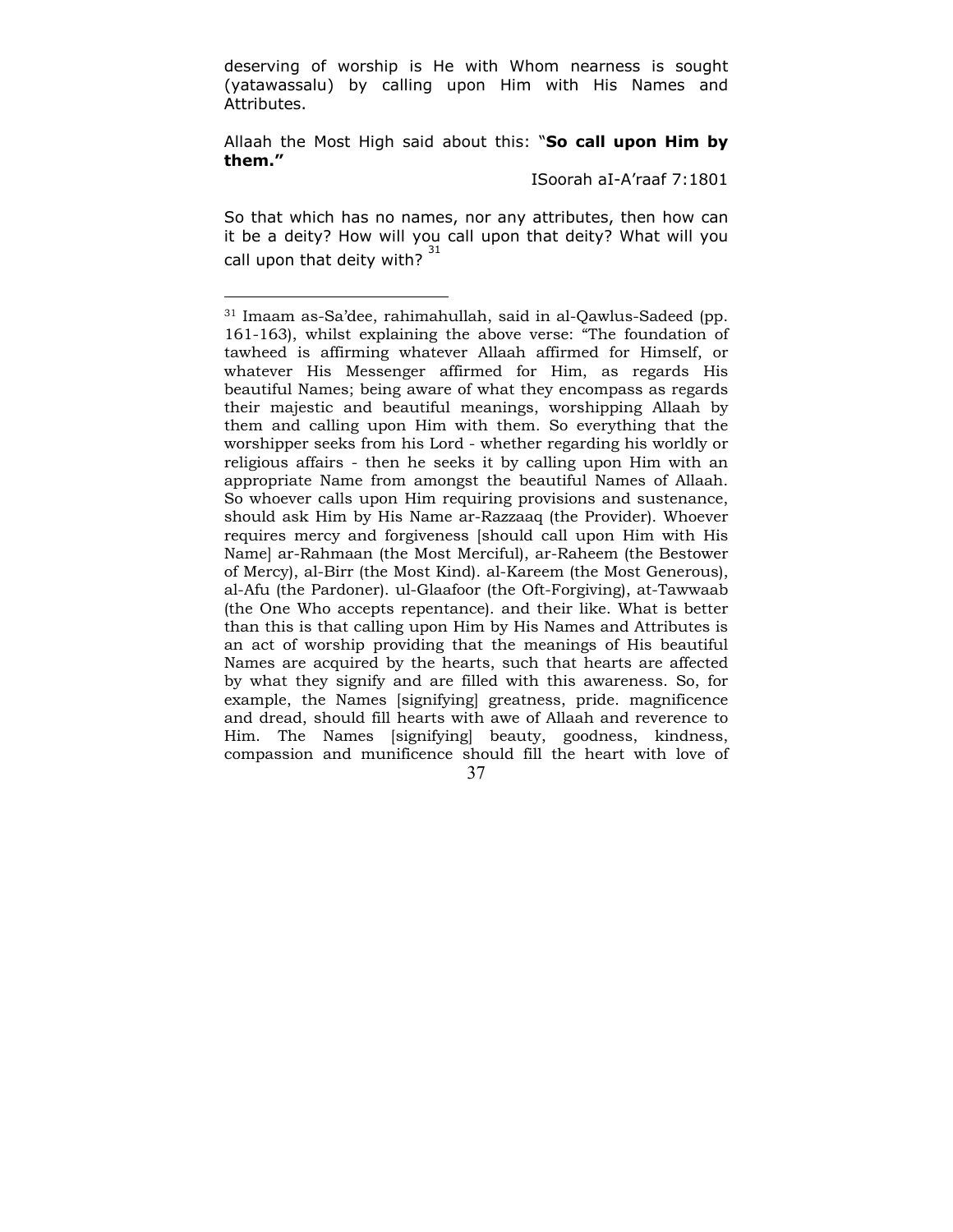deserving of worship is He with Whom nearness is sought (yatawassalu) by calling upon Him with His Names and Attributes.

Allaah the Most High said about this: "**So call upon Him by them.**"

ISoorah aI-A'raaf 7:1801

So that which has no names, nor any attributes, then how can it be a deity? How will you call upon that deity? What will you call upon that deity with? [31]

---

[31] Imaam as-Sa'dee, rahimahullah, said in al-Qawlus-Sadeed (pp. 161-163), whilst explaining the above verse: "The foundation of tawheed is affirming whatever Allaah affirmed for Himself, or whatever His Messenger affirmed for Him, as regards His beautiful Names; being aware of what they encompass as regards their majestic and beautiful meanings, worshipping Allaah by them and calling upon Him with them. So everything that the worshipper seeks from his Lord - whether regarding his worldly or religious affairs - then he seeks it by calling upon Him with an appropriate Name from amongst the beautiful Names of Allaah. So whoever calls upon Him requiring provisions and sustenance, should ask Him by His Name ar-Razzaaq (the Provider). Whoever requires mercy and forgiveness [should call upon Him with His Name] ar-Rahmaan (the Most Merciful), ar-Raheem (the Bestower of Mercy), al-Birr (the Most Kind). al-Kareem (the Most Generous), al-Afu (the Pardoner). ul-Glaafoor (the Oft-Forgiving), at-Tawwaab (the One Who accepts repentance). and their like. What is better than this is that calling upon Him by His Names and Attributes is an act of worship providing that the meanings of His beautiful Names are acquired by the hearts, such that hearts are affected by what they signify and are filled with this awareness. So, for example, the Names [signifying] greatness, pride. magnificence and dread, should fill hearts with awe of Allaah and reverence to Him. The Names [signifying] beauty, goodness, kindness, compassion and munificence should fill the heart with love of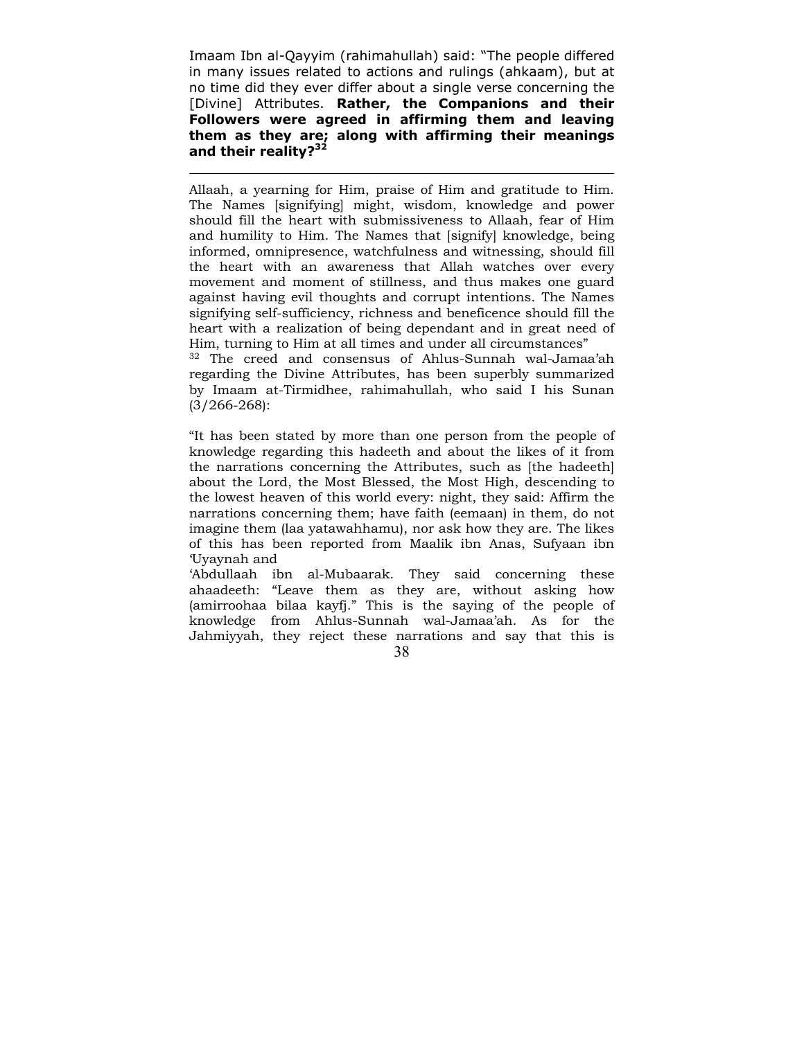Imaam Ibn al-Qayyim (rahimahullah) said: "The people differed in many issues related to actions and rulings (ahkaam), but at no time did they ever differ about a single verse concerning the [Divine] Attributes. **Rather, the Companions and their Followers were agreed in affirming them and leaving them as they are; along with affirming their meanings and their reality?**[32]

---

Allaah, a yearning for Him, praise of Him and gratitude to Him. The Names [signifying] might, wisdom, knowledge and power should fill the heart with submissiveness to Allaah, fear of Him and humility to Him. The Names that [signify] knowledge, being informed, omnipresence, watchfulness and witnessing, should fill the heart with an awareness that Allah watches over every movement and moment of stillness, and thus makes one guard against having evil thoughts and corrupt intentions. The Names signifying self-sufficiency, richness and beneficence should fill the heart with a realization of being dependant and in great need of Him, turning to Him at all times and under all circumstances"

[32] The creed and consensus of Ahlus-Sunnah wal-Jamaa'ah regarding the Divine Attributes, has been superbly summarized by Imaam at-Tirmidhee, rahimahullah, who said I his Sunan (3/266-268):

"It has been stated by more than one person from the people of knowledge regarding this hadeeth and about the likes of it from the narrations concerning the Attributes, such as [the hadeeth] about the Lord, the Most Blessed, the Most High, descending to the lowest heaven of this world every: night, they said: Affirm the narrations concerning them; have faith (eemaan) in them, do not imagine them (laa yatawahhamu), nor ask how they are. The likes of this has been reported from Maalik ibn Anas, Sufyaan ibn 'Uyaynah and 'Abdullaah ibn al-Mubaarak. They said concerning these ahaadeeth: "Leave them as they are, without asking how (amirroohaa bilaa kayfj." This is the saying of the people of knowledge from Ahlus-Sunnah wal-Jamaa'ah. As for the Jahmiyyah, they reject these narrations and say that this is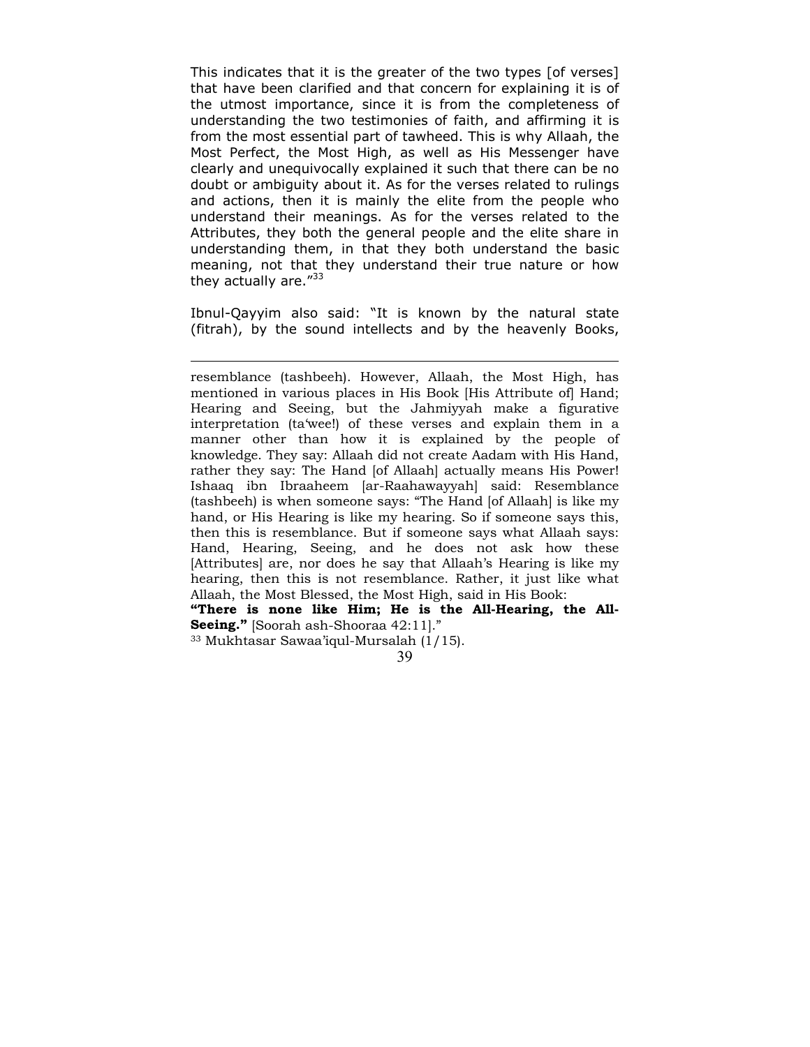This indicates that it is the greater of the two types [of verses] that have been clarified and that concern for explaining it is of the utmost importance, since it is from the completeness of understanding the two testimonies of faith, and affirming it is from the most essential part of tawheed. This is why Allaah, the Most Perfect, the Most High, as well as His Messenger have clearly and unequivocally explained it such that there can be no doubt or ambiguity about it. As for the verses related to rulings and actions, then it is mainly the elite from the people who understand their meanings. As for the verses related to the Attributes, they both the general people and the elite share in understanding them, in that they both understand the basic meaning, not that they understand their true nature or how they actually are."[33]

Ibnul-Qayyim also said: "It is known by the natural state (fitrah), by the sound intellects and by the heavenly Books,

---

resemblance (tashbeeh). However, Allaah, the Most High, has mentioned in various places in His Book [His Attribute of] Hand; Hearing and Seeing, but the Jahmiyyah make a figurative interpretation (ta'weel) of these verses and explain them in a manner other than how it is explained by the people of knowledge. They say: Allaah did not create Aadam with His Hand, rather they say: The Hand [of Allaah] actually means His Power! Ishaaq ibn Ibraaheem [ar-Raahawayyah] said: Resemblance (tashbeeh) is when someone says: "The Hand [of Allaah] is like my hand, or His Hearing is like my hearing. So if someone says this, then this is resemblance. But if someone says what Allaah says: Hand, Hearing, Seeing, and he does not ask how these [Attributes] are, nor does he say that Allaah's Hearing is like my hearing, then this is not resemblance. Rather, it just like what Allaah, the Most Blessed, the Most High, said in His Book:
**"There is none like Him; He is the All-Hearing, the All-Seeing."** [Soorah ash-Shooraa 42:11]."

[33] Mukhtasar Sawaa'iqul-Mursalah (1/15).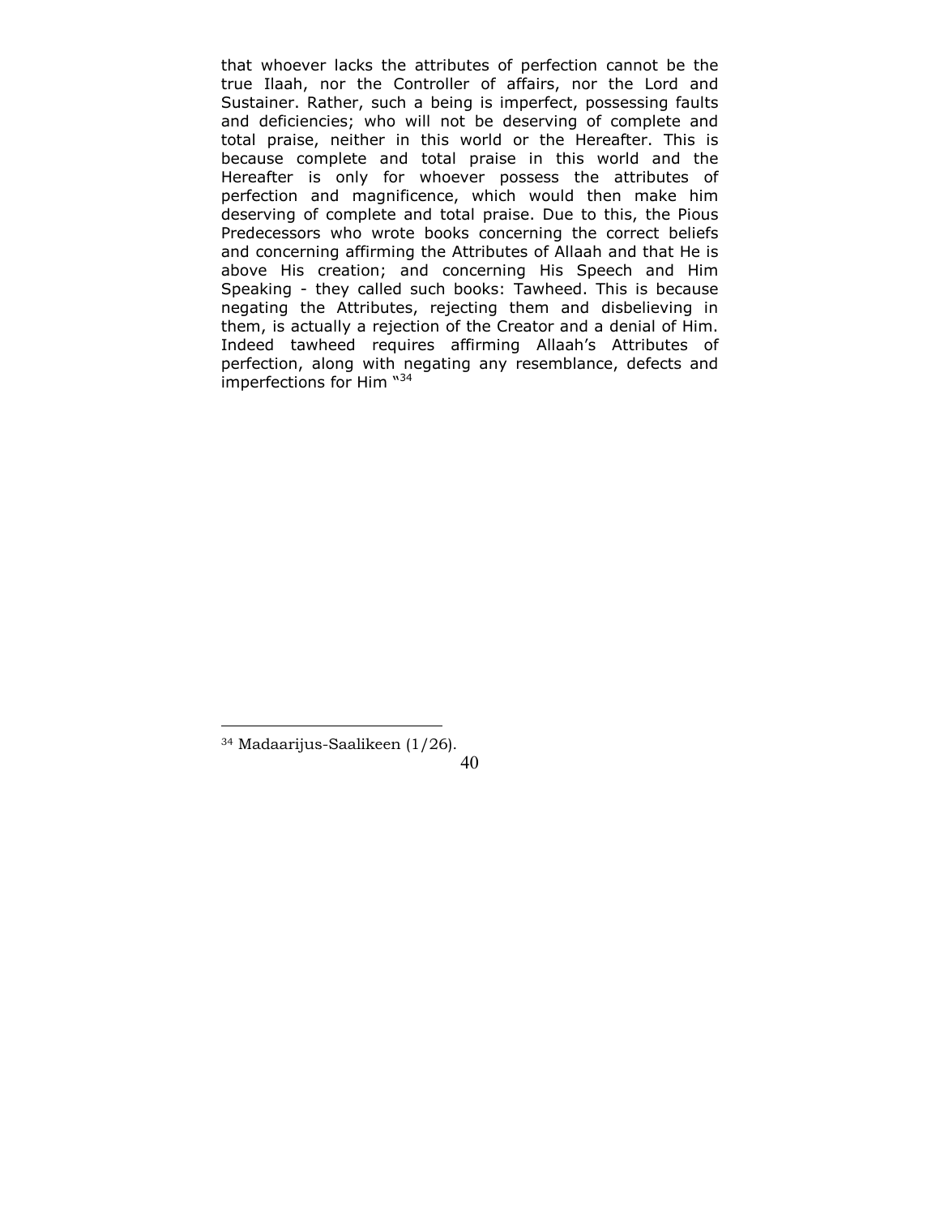that whoever lacks the attributes of perfection cannot be the true Ilaah, nor the Controller of affairs, nor the Lord and Sustainer. Rather, such a being is imperfect, possessing faults and deficiencies; who will not be deserving of complete and total praise, neither in this world or the Hereafter. This is because complete and total praise in this world and the Hereafter is only for whoever possess the attributes of perfection and magnificence, which would then make him deserving of complete and total praise. Due to this, the Pious Predecessors who wrote books concerning the correct beliefs and concerning affirming the Attributes of Allaah and that He is above His creation; and concerning His Speech and Him Speaking - they called such books: Tawheed. This is because negating the Attributes, rejecting them and disbelieving in them, is actually a rejection of the Creator and a denial of Him. Indeed tawheed requires affirming Allaah's Attributes of perfection, along with negating any resemblance, defects and imperfections for Him "[34]

---

[34] Madaarijus-Saalikeen (1/26).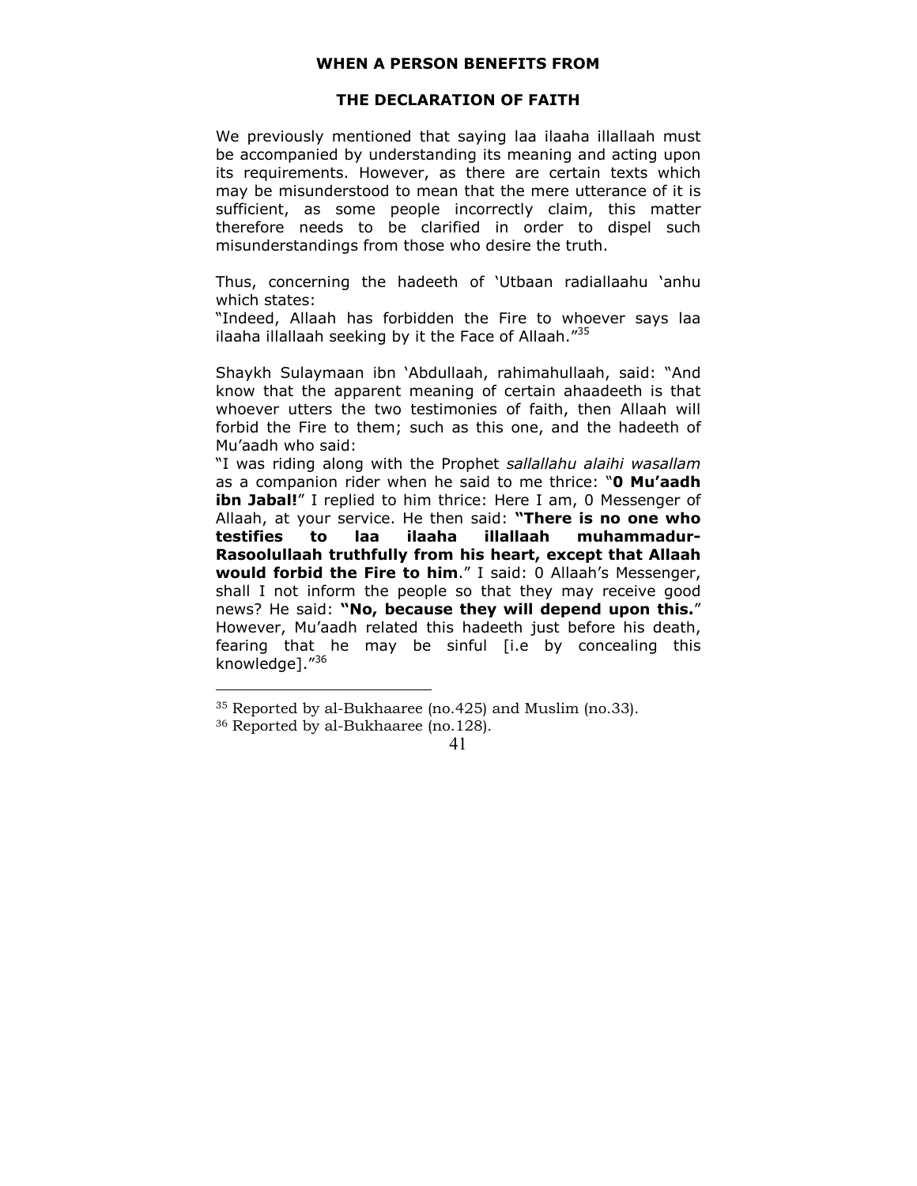## WHEN A PERSON BENEFITS FROM

## THE DECLARATION OF FAITH

We previously mentioned that saying laa ilaaha illallaah must be accompanied by understanding its meaning and acting upon its requirements. However, as there are certain texts which may be misunderstood to mean that the mere utterance of it is sufficient, as some people incorrectly claim, this matter therefore needs to be clarified in order to dispel such misunderstandings from those who desire the truth.

Thus, concerning the hadeeth of 'Utbaan radiallaahu 'anhu which states:
"Indeed, Allaah has forbidden the Fire to whoever says laa ilaaha illallaah seeking by it the Face of Allaah."[35]

Shaykh Sulaymaan ibn 'Abdullaah, rahimahullaah, said: "And know that the apparent meaning of certain ahaadeeth is that whoever utters the two testimonies of faith, then Allaah will forbid the Fire to them; such as this one, and the hadeeth of Mu'aadh who said:
"I was riding along with the Prophet *sallallahu alaihi wasallam* as a companion rider when he said to me thrice: "**0 Mu'aadh ibn Jabal!**" I replied to him thrice: Here I am, 0 Messenger of Allaah, at your service. He then said: **"There is no one who testifies to laa ilaaha illallaah muhammadur-Rasoolullaah truthfully from his heart, except that Allaah would forbid the Fire to him**." I said: 0 Allaah's Messenger, shall I not inform the people so that they may receive good news? He said: **"No, because they will depend upon this.**" However, Mu'aadh related this hadeeth just before his death, fearing that he may be sinful [i.e by concealing this knowledge]."[36]

---

[35] Reported by al-Bukhaaree (no.425) and Muslim (no.33).
[36] Reported by al-Bukhaaree (no.128).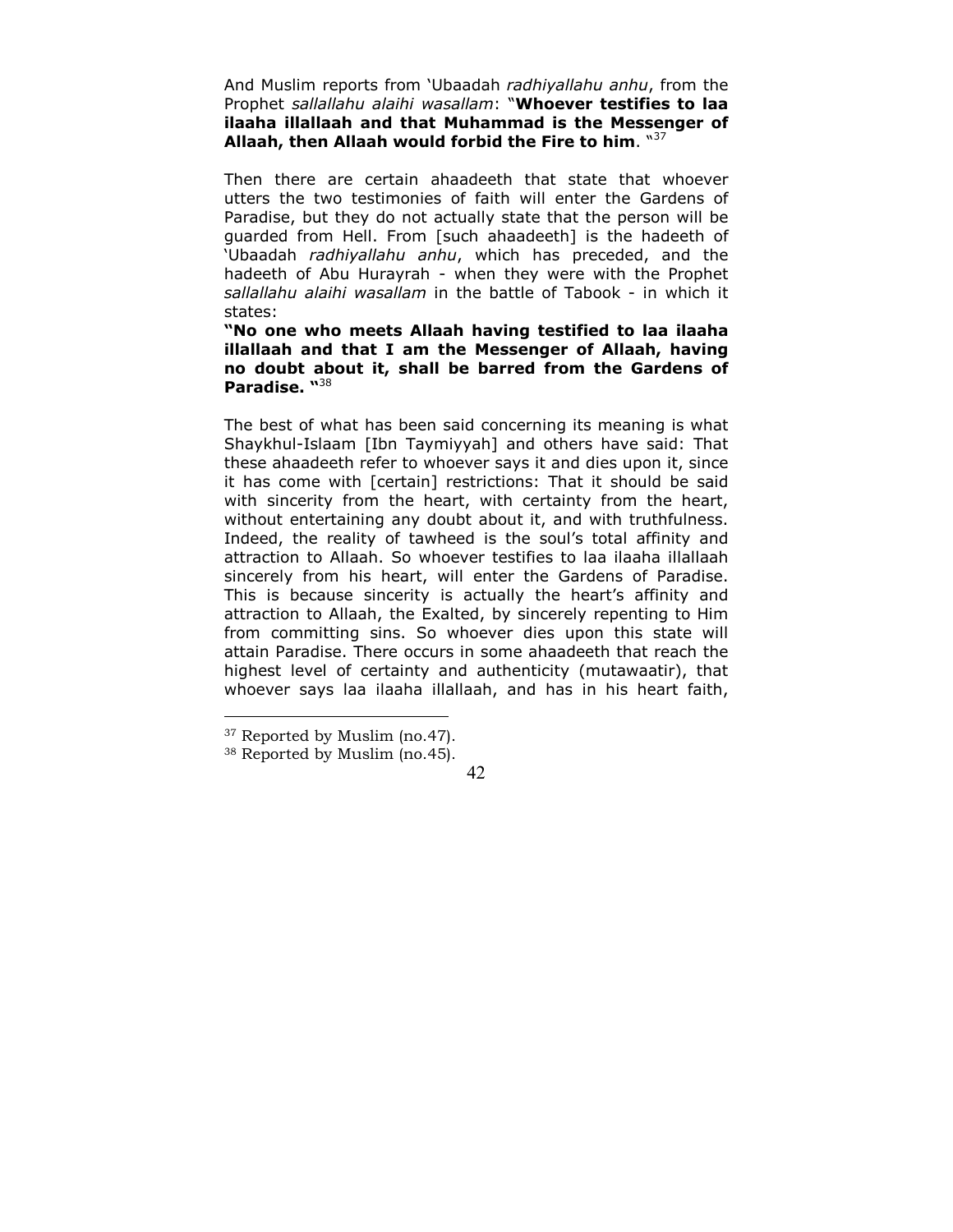And Muslim reports from 'Ubaadah *radhiyallahu anhu*, from the Prophet *sallallahu alaihi wasallam*: "**Whoever testifies to laa ilaaha illallaah and that Muhammad is the Messenger of Allaah, then Allaah would forbid the Fire to him**. "[37]

Then there are certain ahaadeeth that state that whoever utters the two testimonies of faith will enter the Gardens of Paradise, but they do not actually state that the person will be guarded from Hell. From [such ahaadeeth] is the hadeeth of 'Ubaadah *radhiyallahu anhu*, which has preceded, and the hadeeth of Abu Hurayrah - when they were with the Prophet *sallallahu alaihi wasallam* in the battle of Tabook - in which it states:

**"No one who meets Allaah having testified to laa ilaaha illallaah and that I am the Messenger of Allaah, having no doubt about it, shall be barred from the Gardens of Paradise. "**[38]

The best of what has been said concerning its meaning is what Shaykhul-Islaam [Ibn Taymiyyah] and others have said: That these ahaadeeth refer to whoever says it and dies upon it, since it has come with [certain] restrictions: That it should be said with sincerity from the heart, with certainty from the heart, without entertaining any doubt about it, and with truthfulness. Indeed, the reality of tawheed is the soul's total affinity and attraction to Allaah. So whoever testifies to laa ilaaha illallaah sincerely from his heart, will enter the Gardens of Paradise. This is because sincerity is actually the heart's affinity and attraction to Allaah, the Exalted, by sincerely repenting to Him from committing sins. So whoever dies upon this state will attain Paradise. There occurs in some ahaadeeth that reach the highest level of certainty and authenticity (mutawaatir), that whoever says laa ilaaha illallaah, and has in his heart faith,

---

[37] Reported by Muslim (no.47).

[38] Reported by Muslim (no.45).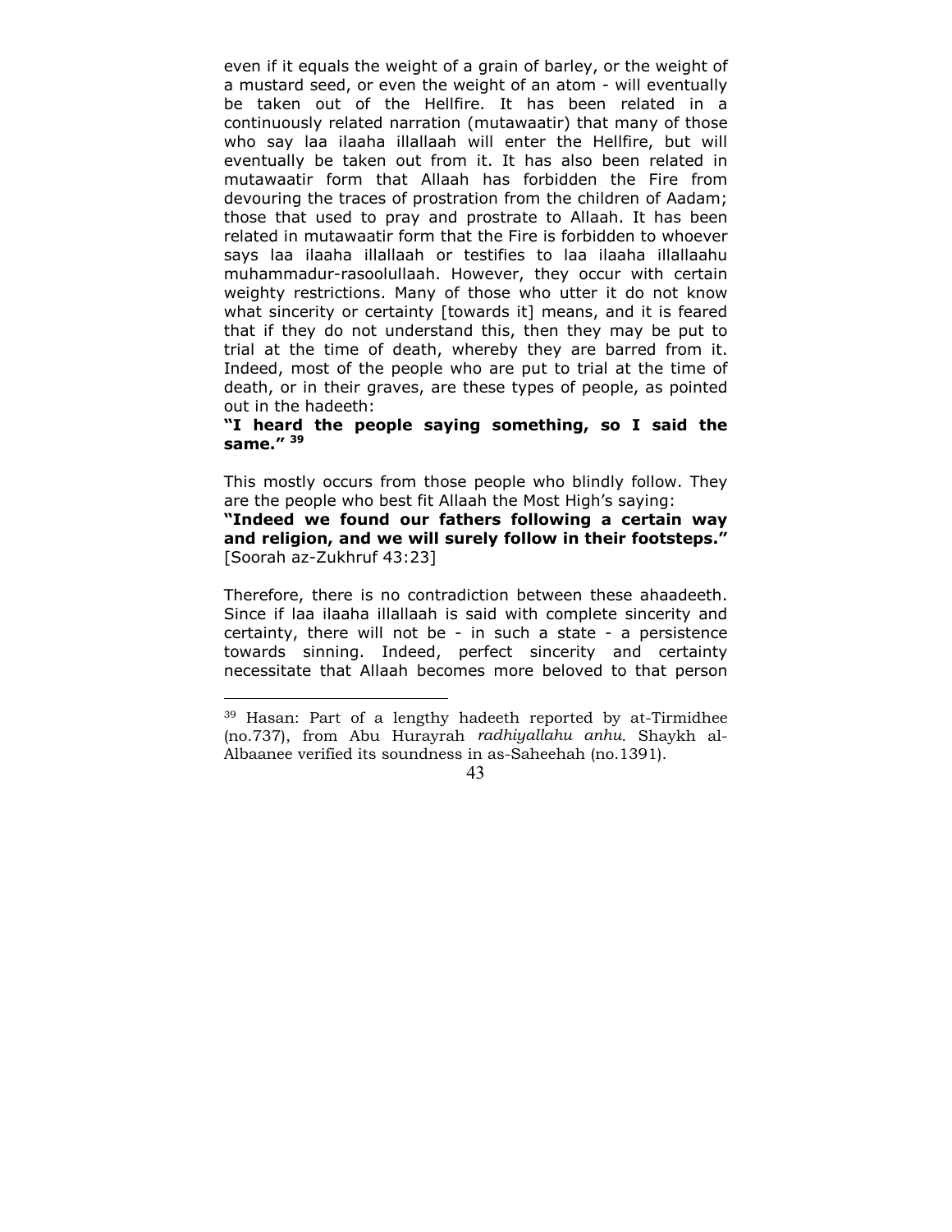even if it equals the weight of a grain of barley, or the weight of a mustard seed, or even the weight of an atom - will eventually be taken out of the Hellfire. It has been related in a continuously related narration (mutawaatir) that many of those who say laa ilaaha illallaah will enter the Hellfire, but will eventually be taken out from it. It has also been related in mutawaatir form that Allaah has forbidden the Fire from devouring the traces of prostration from the children of Aadam; those that used to pray and prostrate to Allaah. It has been related in mutawaatir form that the Fire is forbidden to whoever says laa ilaaha illallaah or testifies to laa ilaaha illallaahu muhammadur-rasoolullaah. However, they occur with certain weighty restrictions. Many of those who utter it do not know what sincerity or certainty [towards it] means, and it is feared that if they do not understand this, then they may be put to trial at the time of death, whereby they are barred from it. Indeed, most of the people who are put to trial at the time of death, or in their graves, are these types of people, as pointed out in the hadeeth:

**"I heard the people saying something, so I said the same."** [39]

This mostly occurs from those people who blindly follow. They are the people who best fit Allaah the Most High's saying:

**"Indeed we found our fathers following a certain way and religion, and we will surely follow in their footsteps."** [Soorah az-Zukhruf 43:23]

Therefore, there is no contradiction between these ahaadeeth. Since if laa ilaaha illallaah is said with complete sincerity and certainty, there will not be - in such a state - a persistence towards sinning. Indeed, perfect sincerity and certainty necessitate that Allaah becomes more beloved to that person

---

[39] Hasan: Part of a lengthy hadeeth reported by at-Tirmidhee (no.737), from Abu Hurayrah *radhiyallahu anhu*. Shaykh al-Albaanee verified its soundness in as-Saheehah (no.1391).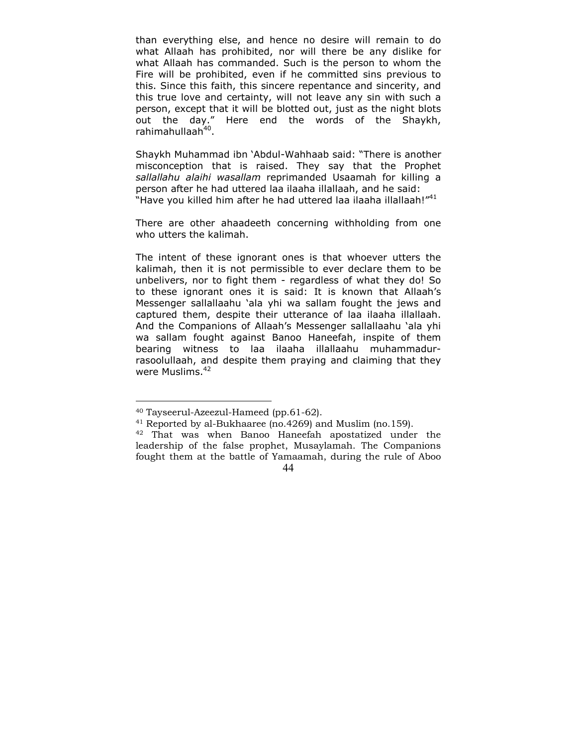than everything else, and hence no desire will remain to do what Allaah has prohibited, nor will there be any dislike for what Allaah has commanded. Such is the person to whom the Fire will be prohibited, even if he committed sins previous to this. Since this faith, this sincere repentance and sincerity, and this true love and certainty, will not leave any sin with such a person, except that it will be blotted out, just as the night blots out the day." Here end the words of the Shaykh, rahimahullaah[40].

Shaykh Muhammad ibn 'Abdul-Wahhaab said: "There is another misconception that is raised. They say that the Prophet *sallallahu alaihi wasallam* reprimanded Usaamah for killing a person after he had uttered laa ilaaha illallaah, and he said: "Have you killed him after he had uttered laa ilaaha illallaah!"[41]

There are other ahaadeeth concerning withholding from one who utters the kalimah.

The intent of these ignorant ones is that whoever utters the kalimah, then it is not permissible to ever declare them to be unbelivers, nor to fight them - regardless of what they do! So to these ignorant ones it is said: It is known that Allaah's Messenger sallallaahu 'ala yhi wa sallam fought the jews and captured them, despite their utterance of laa ilaaha illallaah. And the Companions of Allaah's Messenger sallallaahu 'ala yhi wa sallam fought against Banoo Haneefah, inspite of them bearing witness to laa ilaaha illallaahu muhammadur-rasoolullaah, and despite them praying and claiming that they were Muslims.[42]

---

[40] Tayseerul-Azeezul-Hameed (pp.61-62).

[41] Reported by al-Bukhaaree (no.4269) and Muslim (no.159).

[42] That was when Banoo Haneefah apostatized under the leadership of the false prophet, Musaylamah. The Companions fought them at the battle of Yamaamah, during the rule of Aboo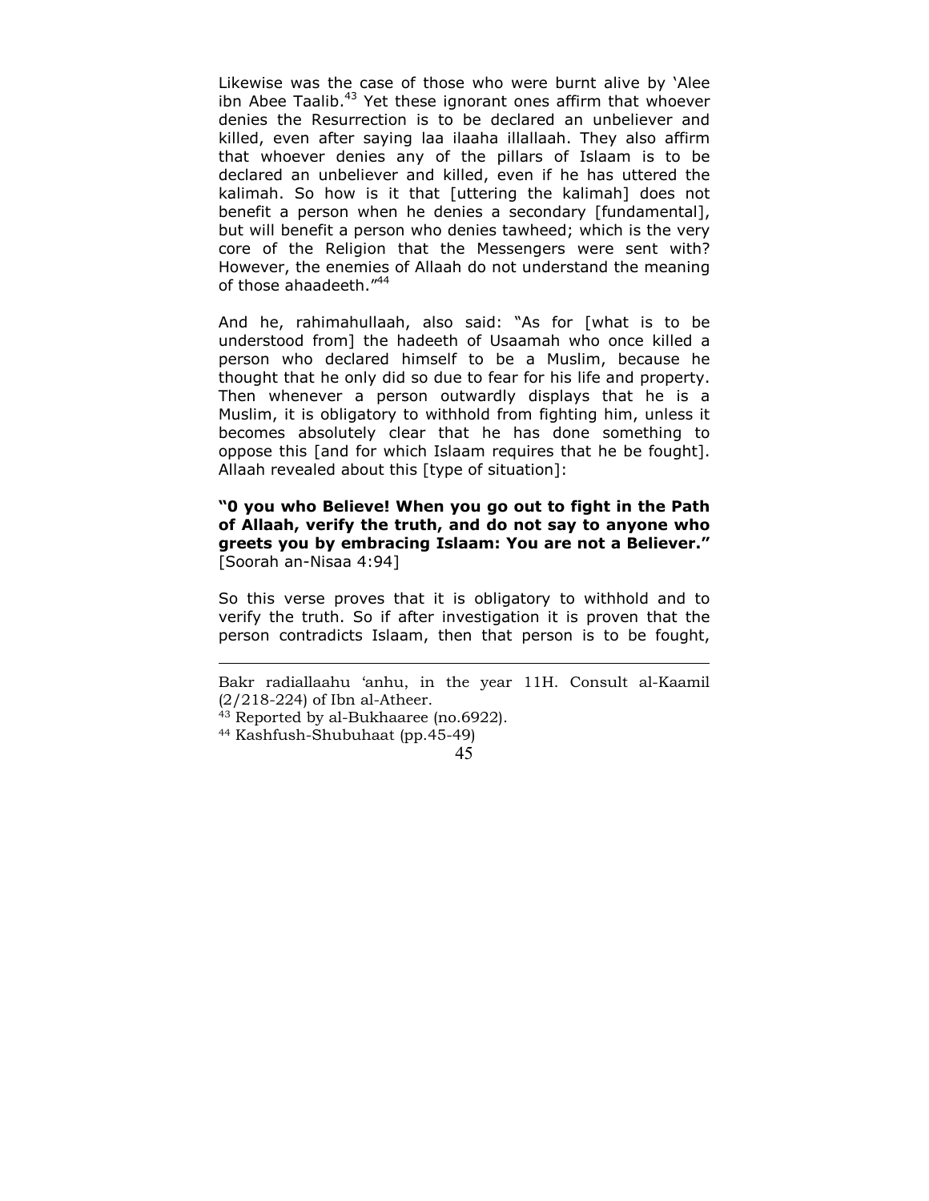Likewise was the case of those who were burnt alive by 'Alee ibn Abee Taalib.[43] Yet these ignorant ones affirm that whoever denies the Resurrection is to be declared an unbeliever and killed, even after saying laa ilaaha illallaah. They also affirm that whoever denies any of the pillars of Islaam is to be declared an unbeliever and killed, even if he has uttered the kalimah. So how is it that [uttering the kalimah] does not benefit a person when he denies a secondary [fundamental], but will benefit a person who denies tawheed; which is the very core of the Religion that the Messengers were sent with? However, the enemies of Allaah do not understand the meaning of those ahaadeeth."[44]

And he, rahimahullaah, also said: "As for [what is to be understood from] the hadeeth of Usaamah who once killed a person who declared himself to be a Muslim, because he thought that he only did so due to fear for his life and property. Then whenever a person outwardly displays that he is a Muslim, it is obligatory to withhold from fighting him, unless it becomes absolutely clear that he has done something to oppose this [and for which Islaam requires that he be fought]. Allaah revealed about this [type of situation]:

**"0 you who Believe! When you go out to fight in the Path of Allaah, verify the truth, and do not say to anyone who greets you by embracing Islaam: You are not a Believer."** [Soorah an-Nisaa 4:94]

So this verse proves that it is obligatory to withhold and to verify the truth. So if after investigation it is proven that the person contradicts Islaam, then that person is to be fought,

---

Bakr radiallaahu 'anhu, in the year 11H. Consult al-Kaamil (2/218-224) of Ibn al-Atheer.

[43] Reported by al-Bukhaaree (no.6922).

[44] Kashfush-Shubuhaat (pp.45-49)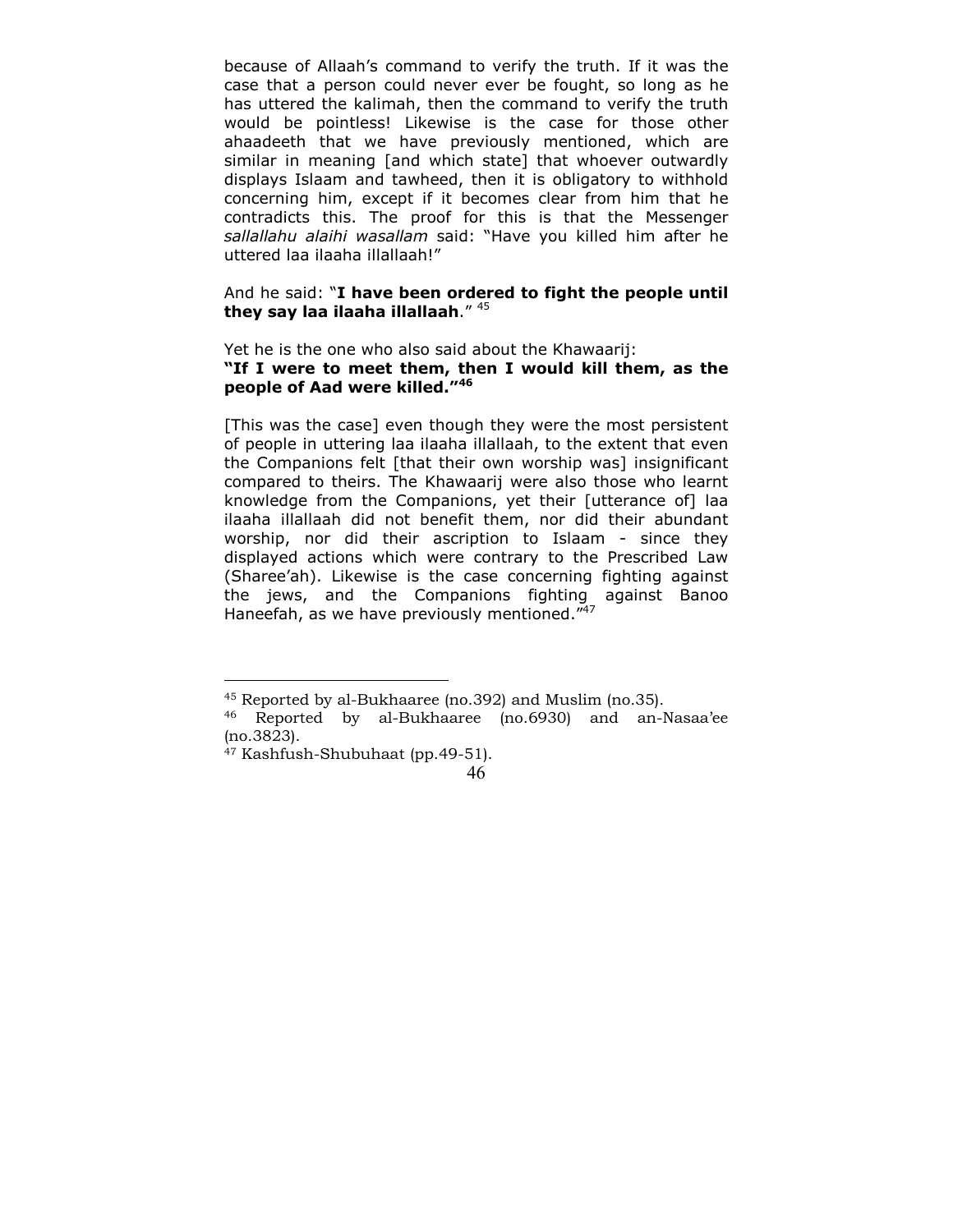because of Allaah's command to verify the truth. If it was the case that a person could never ever be fought, so long as he has uttered the kalimah, then the command to verify the truth would be pointless! Likewise is the case for those other ahaadeeth that we have previously mentioned, which are similar in meaning [and which state] that whoever outwardly displays Islaam and tawheed, then it is obligatory to withhold concerning him, except if it becomes clear from him that he contradicts this. The proof for this is that the Messenger *sallallahu alaihi wasallam* said: "Have you killed him after he uttered laa ilaaha illallaah!"

And he said: "**I have been ordered to fight the people until they say laa ilaaha illallaah**." [45]

Yet he is the one who also said about the Khawaarij:
**"If I were to meet them, then I would kill them, as the people of Aad were killed."[46]**

[This was the case] even though they were the most persistent of people in uttering laa ilaaha illallaah, to the extent that even the Companions felt [that their own worship was] insignificant compared to theirs. The Khawaarij were also those who learnt knowledge from the Companions, yet their [utterance of] laa ilaaha illallaah did not benefit them, nor did their abundant worship, nor did their ascription to Islaam - since they displayed actions which were contrary to the Prescribed Law (Sharee'ah). Likewise is the case concerning fighting against the jews, and the Companions fighting against Banoo Haneefah, as we have previously mentioned."[47]

---

[45] Reported by al-Bukhaaree (no.392) and Muslim (no.35).

[46] Reported by al-Bukhaaree (no.6930) and an-Nasaa'ee (no.3823).

[47] Kashfush-Shubuhaat (pp.49-51).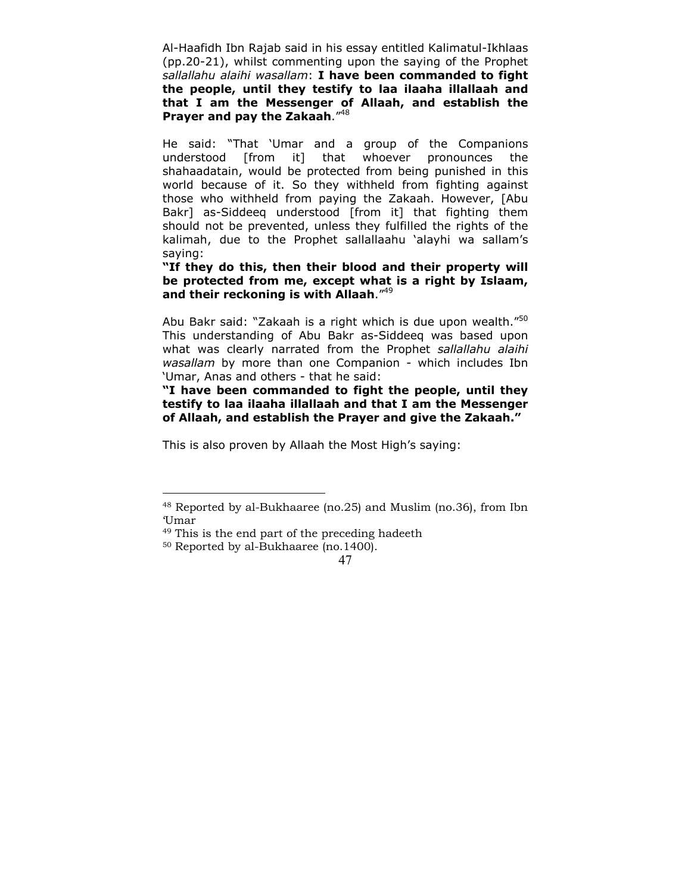Al-Haafidh Ibn Rajab said in his essay entitled Kalimatul-Ikhlaas (pp.20-21), whilst commenting upon the saying of the Prophet *sallallahu alaihi wasallam*: **I have been commanded to fight the people, until they testify to laa ilaaha illallaah and that I am the Messenger of Allaah, and establish the Prayer and pay the Zakaah**."[48]

He said: "That 'Umar and a group of the Companions understood [from it] that whoever pronounces the shahaadatain, would be protected from being punished in this world because of it. So they withheld from fighting against those who withheld from paying the Zakaah. However, [Abu Bakr] as-Siddeeq understood [from it] that fighting them should not be prevented, unless they fulfilled the rights of the kalimah, due to the Prophet sallallaahu 'alayhi wa sallam's saying:

**"If they do this, then their blood and their property will be protected from me, except what is a right by Islaam, and their reckoning is with Allaah**."[49]

Abu Bakr said: "Zakaah is a right which is due upon wealth."[50] This understanding of Abu Bakr as-Siddeeq was based upon what was clearly narrated from the Prophet *sallallahu alaihi wasallam* by more than one Companion - which includes Ibn 'Umar, Anas and others - that he said:

**"I have been commanded to fight the people, until they testify to laa ilaaha illallaah and that I am the Messenger of Allaah, and establish the Prayer and give the Zakaah."**

This is also proven by Allaah the Most High's saying:

---

[48] Reported by al-Bukhaaree (no.25) and Muslim (no.36), from Ibn 'Umar

[49] This is the end part of the preceding hadeeth

[50] Reported by al-Bukhaaree (no.1400).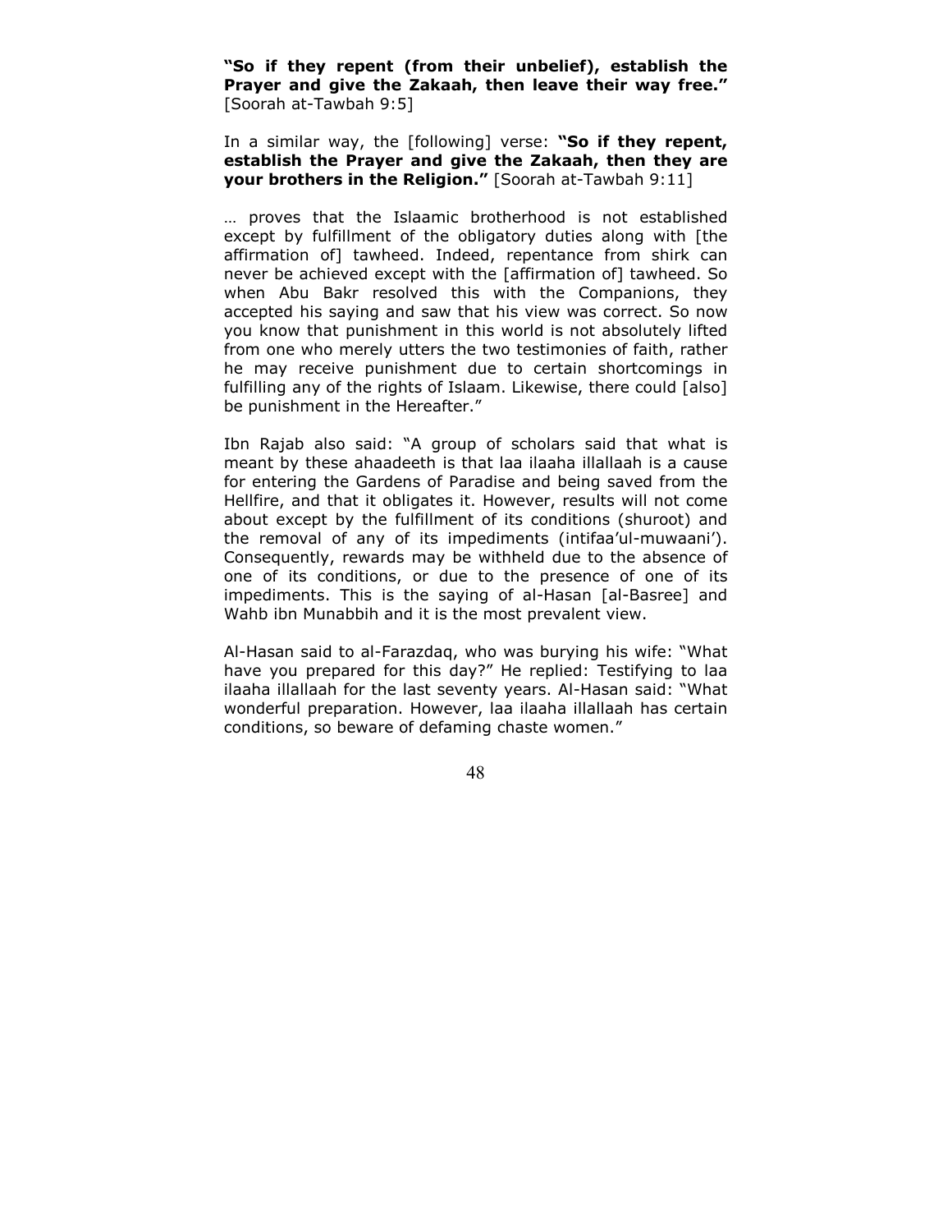**"So if they repent (from their unbelief), establish the Prayer and give the Zakaah, then leave their way free."** [Soorah at-Tawbah 9:5]

In a similar way, the [following] verse: **"So if they repent, establish the Prayer and give the Zakaah, then they are your brothers in the Religion."** [Soorah at-Tawbah 9:11]

… proves that the Islaamic brotherhood is not established except by fulfillment of the obligatory duties along with [the affirmation of] tawheed. Indeed, repentance from shirk can never be achieved except with the [affirmation of] tawheed. So when Abu Bakr resolved this with the Companions, they accepted his saying and saw that his view was correct. So now you know that punishment in this world is not absolutely lifted from one who merely utters the two testimonies of faith, rather he may receive punishment due to certain shortcomings in fulfilling any of the rights of Islaam. Likewise, there could [also] be punishment in the Hereafter."

Ibn Rajab also said: "A group of scholars said that what is meant by these ahaadeeth is that laa ilaaha illallaah is a cause for entering the Gardens of Paradise and being saved from the Hellfire, and that it obligates it. However, results will not come about except by the fulfillment of its conditions (shuroot) and the removal of any of its impediments (intifaa'ul-muwaani'). Consequently, rewards may be withheld due to the absence of one of its conditions, or due to the presence of one of its impediments. This is the saying of al-Hasan [al-Basree] and Wahb ibn Munabbih and it is the most prevalent view.

Al-Hasan said to al-Farazdaq, who was burying his wife: "What have you prepared for this day?" He replied: Testifying to laa ilaaha illallaah for the last seventy years. Al-Hasan said: "What wonderful preparation. However, laa ilaaha illallaah has certain conditions, so beware of defaming chaste women."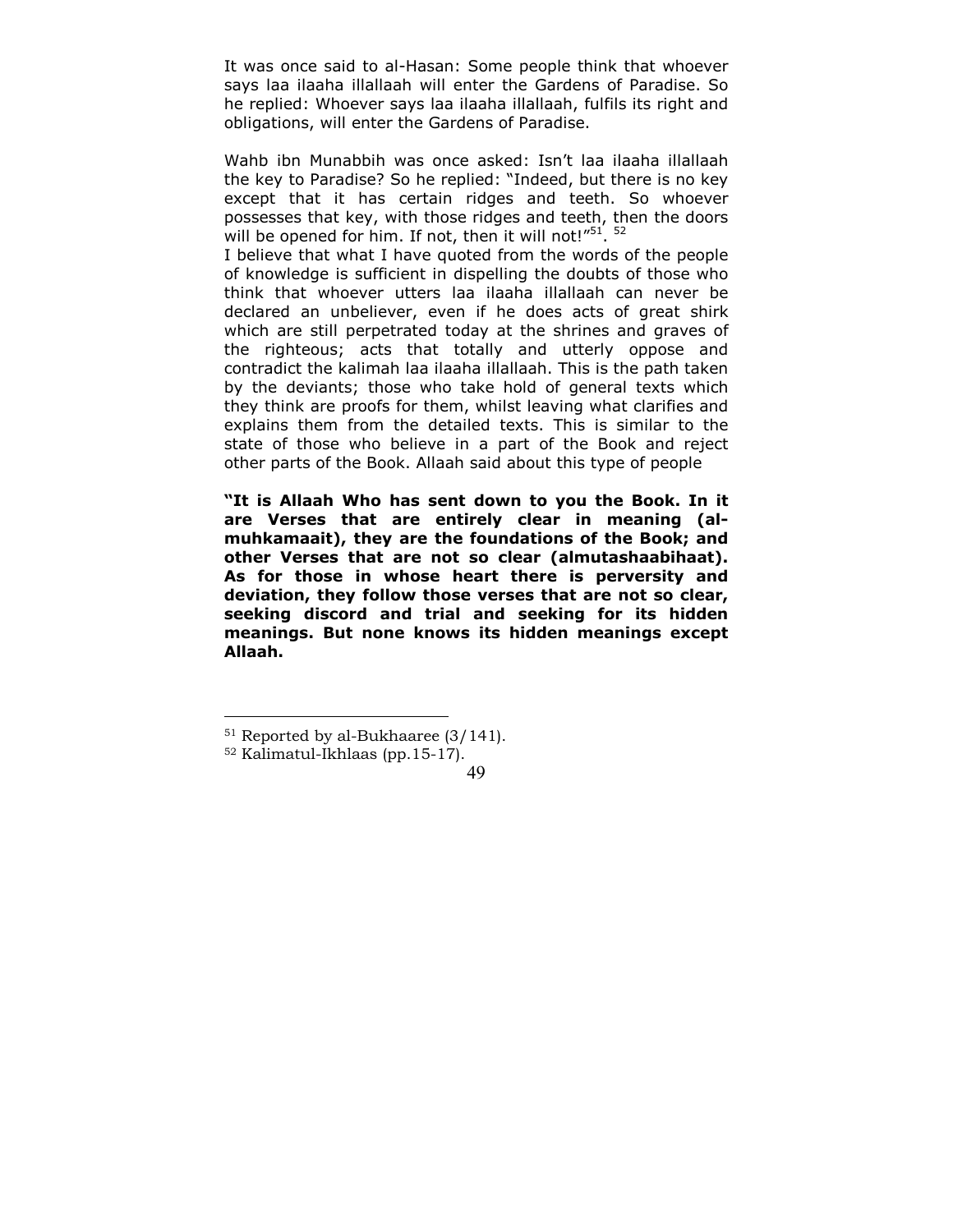It was once said to al-Hasan: Some people think that whoever says laa ilaaha illallaah will enter the Gardens of Paradise. So he replied: Whoever says laa ilaaha illallaah, fulfils its right and obligations, will enter the Gardens of Paradise.

Wahb ibn Munabbih was once asked: Isn't laa ilaaha illallaah the key to Paradise? So he replied: "Indeed, but there is no key except that it has certain ridges and teeth. So whoever possesses that key, with those ridges and teeth, then the doors will be opened for him. If not, then it will not!"[51]. [52]

I believe that what I have quoted from the words of the people of knowledge is sufficient in dispelling the doubts of those who think that whoever utters laa ilaaha illallaah can never be declared an unbeliever, even if he does acts of great shirk which are still perpetrated today at the shrines and graves of the righteous; acts that totally and utterly oppose and contradict the kalimah laa ilaaha illallaah. This is the path taken by the deviants; those who take hold of general texts which they think are proofs for them, whilst leaving what clarifies and explains them from the detailed texts. This is similar to the state of those who believe in a part of the Book and reject other parts of the Book. Allaah said about this type of people

**"It is Allaah Who has sent down to you the Book. In it are Verses that are entirely clear in meaning (al-muhkamaait), they are the foundations of the Book; and other Verses that are not so clear (almutashaabihaat). As for those in whose heart there is perversity and deviation, they follow those verses that are not so clear, seeking discord and trial and seeking for its hidden meanings. But none knows its hidden meanings except Allaah.**

---

[51] Reported by al-Bukhaaree (3/141).

[52] Kalimatul-Ikhlaas (pp.15-17).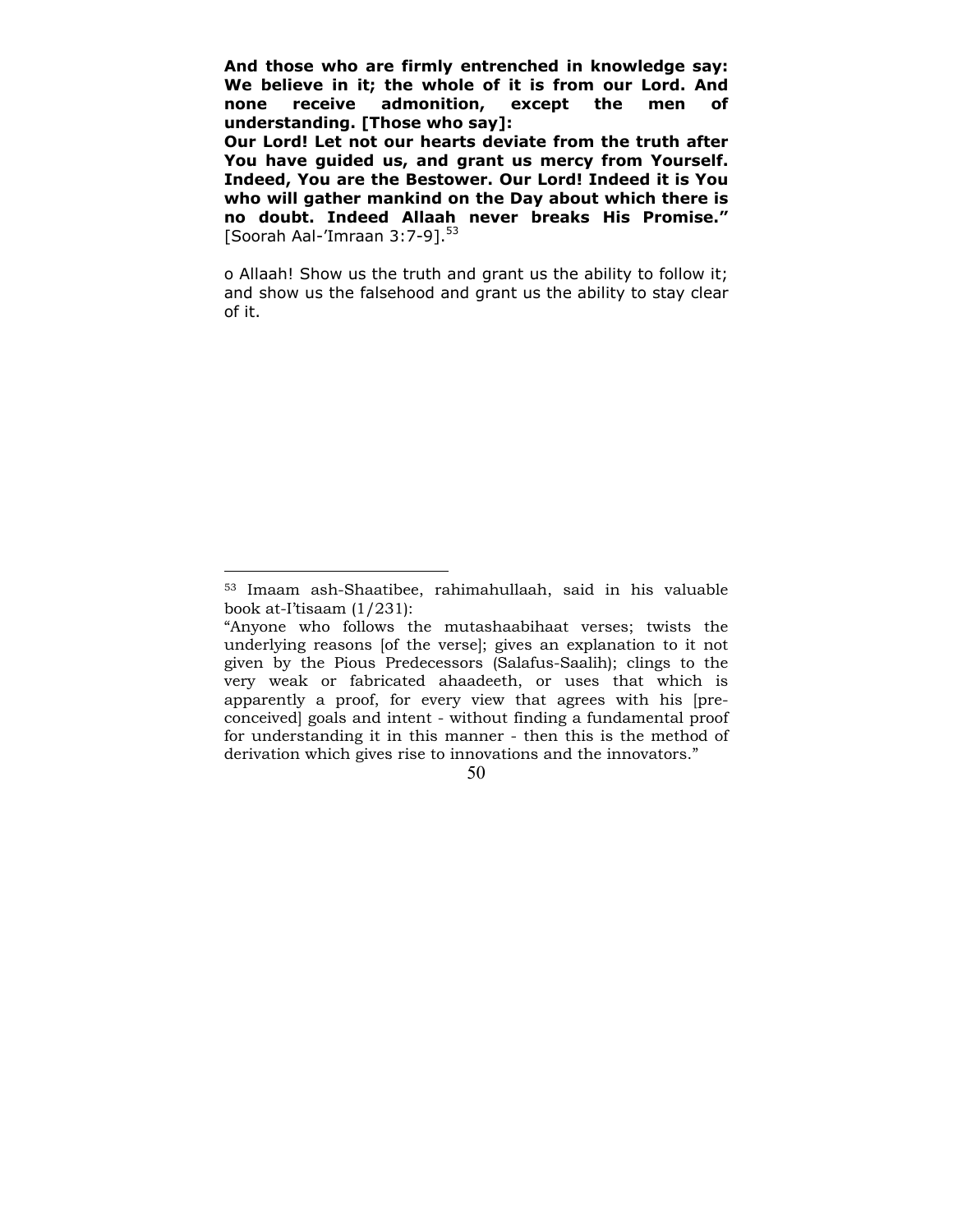**And those who are firmly entrenched in knowledge say: We believe in it; the whole of it is from our Lord. And none receive admonition, except the men of understanding. [Those who say]:**
**Our Lord! Let not our hearts deviate from the truth after You have guided us, and grant us mercy from Yourself. Indeed, You are the Bestower. Our Lord! Indeed it is You who will gather mankind on the Day about which there is no doubt. Indeed Allaah never breaks His Promise."** [Soorah Aal-'Imraan 3:7-9].[53]

o Allaah! Show us the truth and grant us the ability to follow it; and show us the falsehood and grant us the ability to stay clear of it.

---

[53] Imaam ash-Shaatibee, rahimahullaah, said in his valuable book at-I'tisaam (1/231):
"Anyone who follows the mutashaabihaat verses; twists the underlying reasons [of the verse]; gives an explanation to it not given by the Pious Predecessors (Salafus-Saalih); clings to the very weak or fabricated ahaadeeth, or uses that which is apparently a proof, for every view that agrees with his [pre-conceived] goals and intent - without finding a fundamental proof for understanding it in this manner - then this is the method of derivation which gives rise to innovations and the innovators."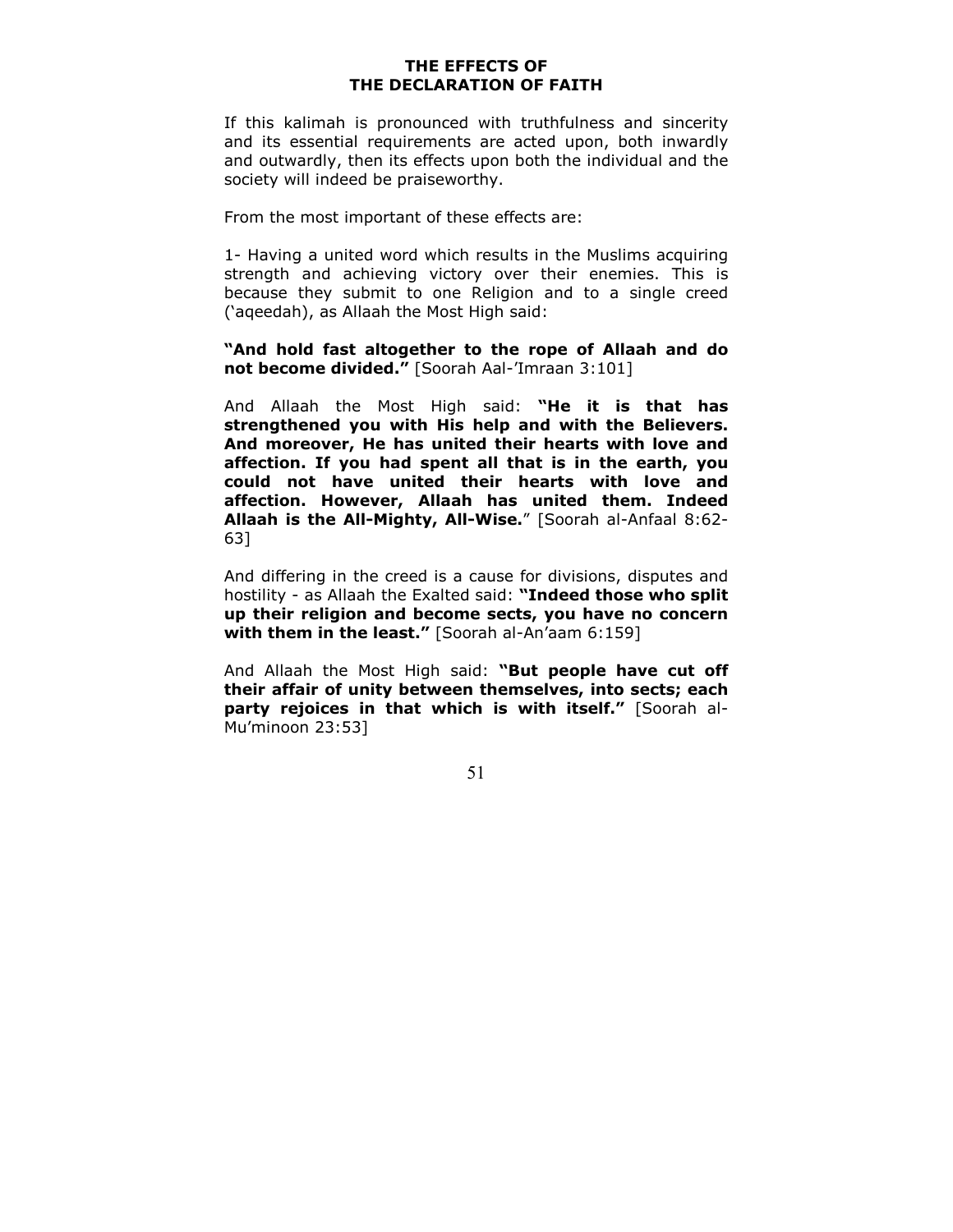## THE EFFECTS OF THE DECLARATION OF FAITH

If this kalimah is pronounced with truthfulness and sincerity and its essential requirements are acted upon, both inwardly and outwardly, then its effects upon both the individual and the society will indeed be praiseworthy.

From the most important of these effects are:

1- Having a united word which results in the Muslims acquiring strength and achieving victory over their enemies. This is because they submit to one Religion and to a single creed ('aqeedah), as Allaah the Most High said:

**"And hold fast altogether to the rope of Allaah and do not become divided."** [Soorah Aal-'Imraan 3:101]

And Allaah the Most High said: **"He it is that has strengthened you with His help and with the Believers. And moreover, He has united their hearts with love and affection. If you had spent all that is in the earth, you could not have united their hearts with love and affection. However, Allaah has united them. Indeed Allaah is the All-Mighty, All-Wise.**" [Soorah al-Anfaal 8:62-63]

And differing in the creed is a cause for divisions, disputes and hostility - as Allaah the Exalted said: **"Indeed those who split up their religion and become sects, you have no concern with them in the least."** [Soorah al-An'aam 6:159]

And Allaah the Most High said: **"But people have cut off their affair of unity between themselves, into sects; each party rejoices in that which is with itself."** [Soorah al-Mu'minoon 23:53]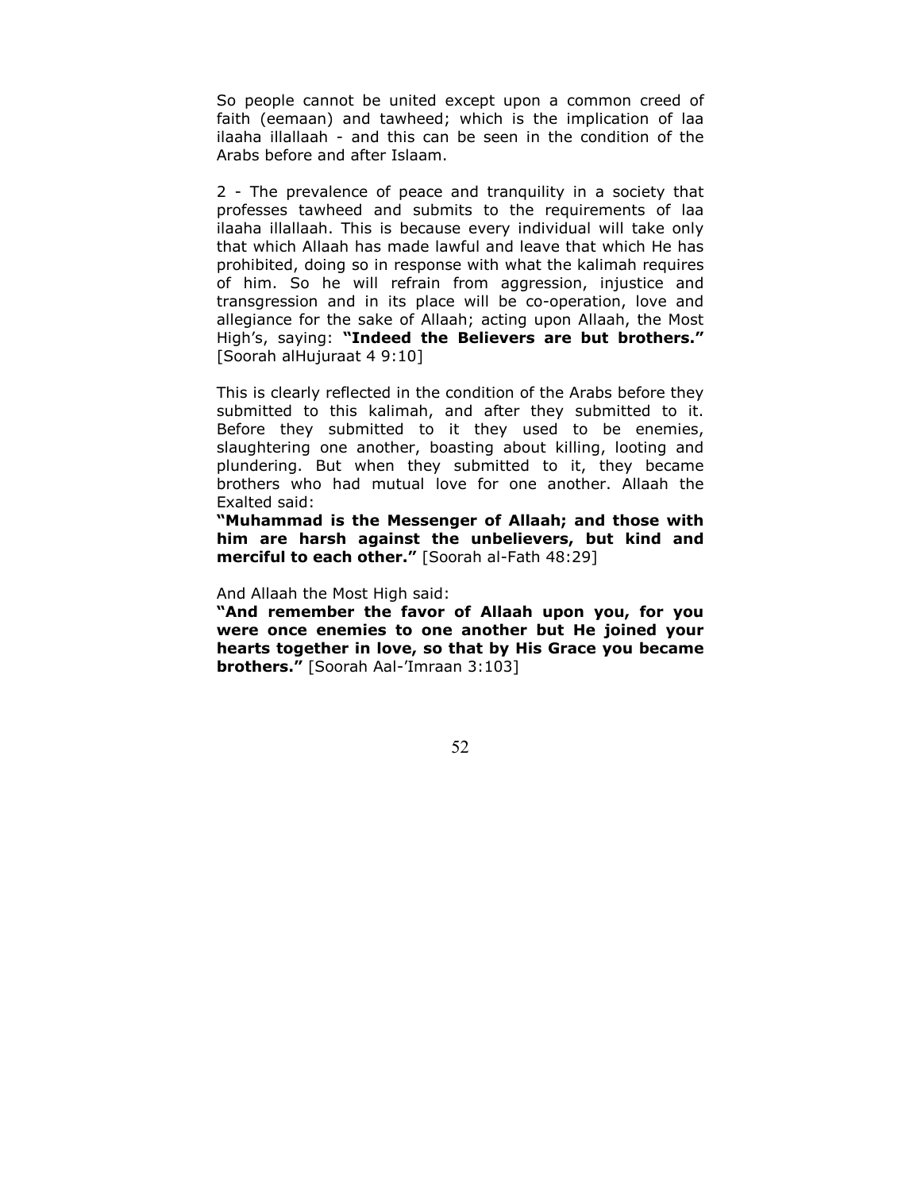So people cannot be united except upon a common creed of faith (eemaan) and tawheed; which is the implication of laa ilaaha illallaah - and this can be seen in the condition of the Arabs before and after Islaam.

2 - The prevalence of peace and tranquility in a society that professes tawheed and submits to the requirements of laa ilaaha illallaah. This is because every individual will take only that which Allaah has made lawful and leave that which He has prohibited, doing so in response with what the kalimah requires of him. So he will refrain from aggression, injustice and transgression and in its place will be co-operation, love and allegiance for the sake of Allaah; acting upon Allaah, the Most High's, saying: **"Indeed the Believers are but brothers."** [Soorah alHujuraat 4 9:10]

This is clearly reflected in the condition of the Arabs before they submitted to this kalimah, and after they submitted to it. Before they submitted to it they used to be enemies, slaughtering one another, boasting about killing, looting and plundering. But when they submitted to it, they became brothers who had mutual love for one another. Allaah the Exalted said:

**"Muhammad is the Messenger of Allaah; and those with him are harsh against the unbelievers, but kind and merciful to each other."** [Soorah al-Fath 48:29]

And Allaah the Most High said:

**"And remember the favor of Allaah upon you, for you were once enemies to one another but He joined your hearts together in love, so that by His Grace you became brothers."** [Soorah Aal-'Imraan 3:103]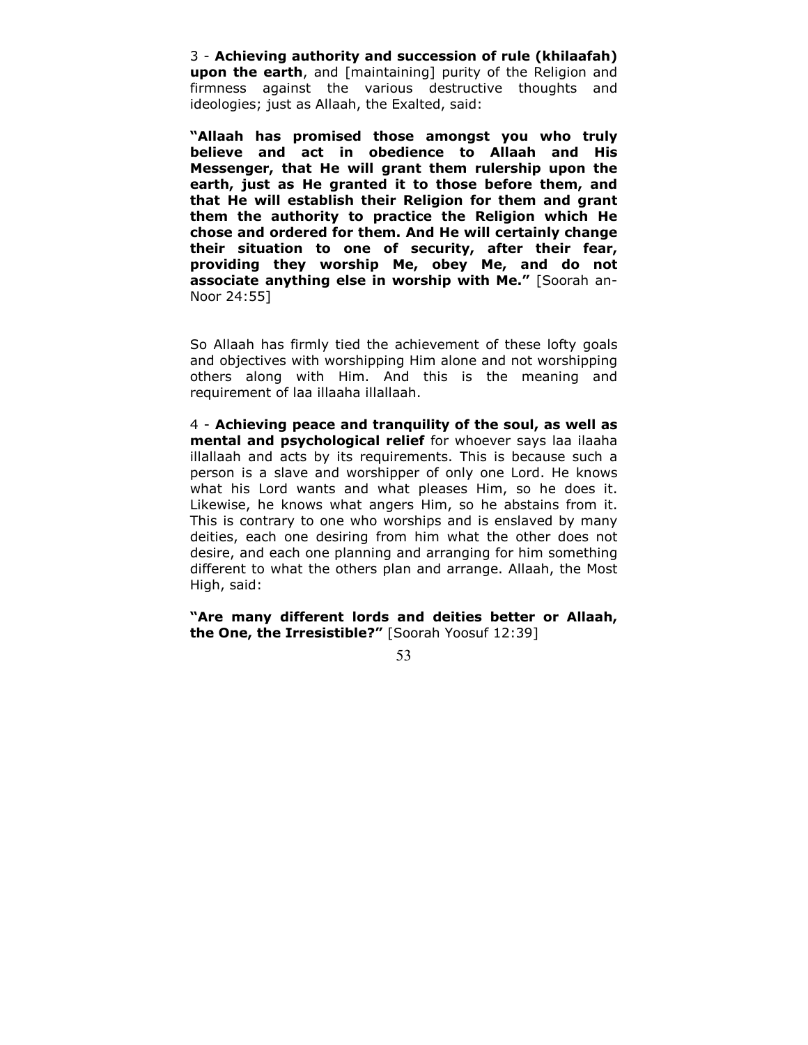3 - **Achieving authority and succession of rule (khilaafah) upon the earth**, and [maintaining] purity of the Religion and firmness against the various destructive thoughts and ideologies; just as Allaah, the Exalted, said:

**"Allaah has promised those amongst you who truly believe and act in obedience to Allaah and His Messenger, that He will grant them rulership upon the earth, just as He granted it to those before them, and that He will establish their Religion for them and grant them the authority to practice the Religion which He chose and ordered for them. And He will certainly change their situation to one of security, after their fear, providing they worship Me, obey Me, and do not associate anything else in worship with Me."** [Soorah an-Noor 24:55]

So Allaah has firmly tied the achievement of these lofty goals and objectives with worshipping Him alone and not worshipping others along with Him. And this is the meaning and requirement of laa illaaha illallaah.

4 - **Achieving peace and tranquility of the soul, as well as mental and psychological relief** for whoever says laa ilaaha illallaah and acts by its requirements. This is because such a person is a slave and worshipper of only one Lord. He knows what his Lord wants and what pleases Him, so he does it. Likewise, he knows what angers Him, so he abstains from it. This is contrary to one who worships and is enslaved by many deities, each one desiring from him what the other does not desire, and each one planning and arranging for him something different to what the others plan and arrange. Allaah, the Most High, said:

**"Are many different lords and deities better or Allaah, the One, the Irresistible?"** [Soorah Yoosuf 12:39]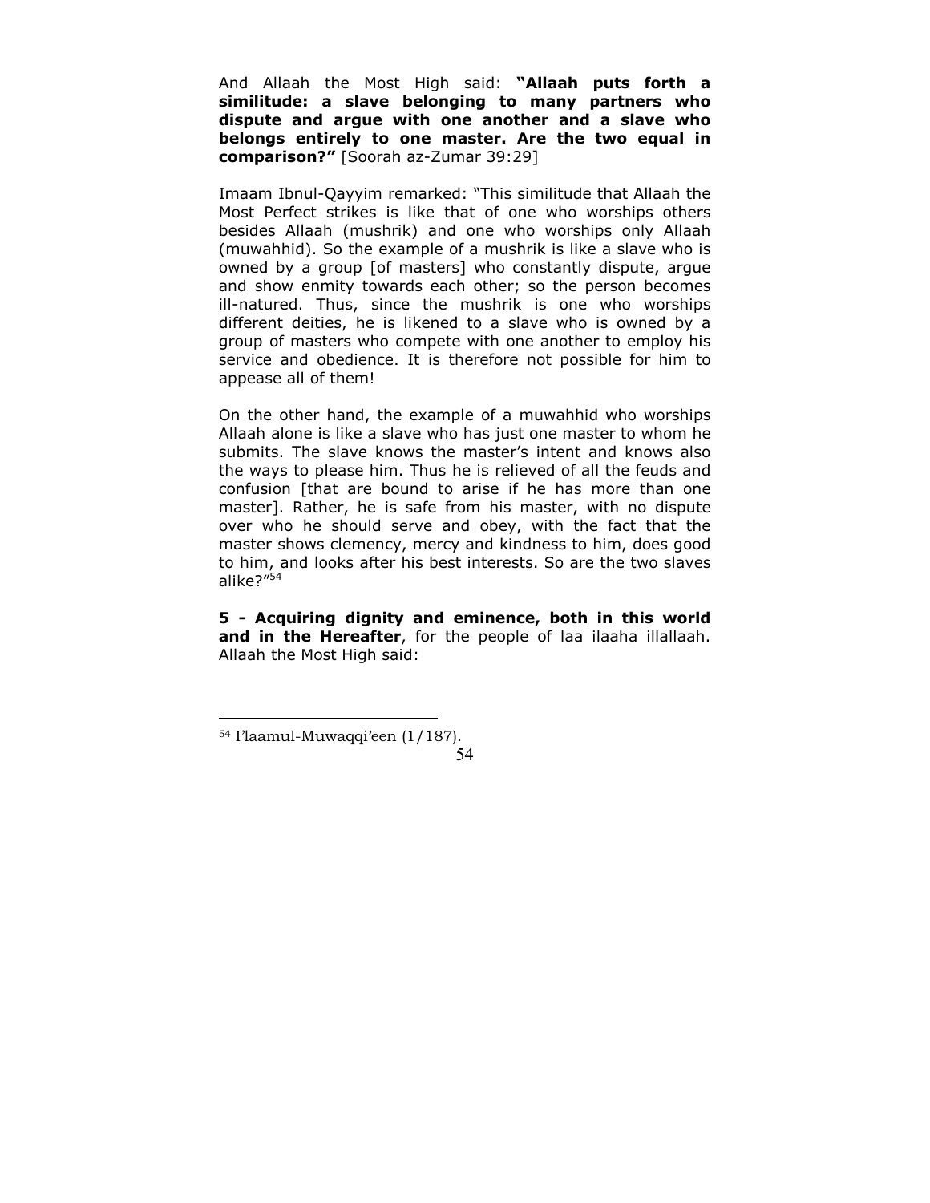And Allaah the Most High said: **"Allaah puts forth a similitude: a slave belonging to many partners who dispute and argue with one another and a slave who belongs entirely to one master. Are the two equal in comparison?"** [Soorah az-Zumar 39:29]

Imaam Ibnul-Qayyim remarked: "This similitude that Allaah the Most Perfect strikes is like that of one who worships others besides Allaah (mushrik) and one who worships only Allaah (muwahhid). So the example of a mushrik is like a slave who is owned by a group [of masters] who constantly dispute, argue and show enmity towards each other; so the person becomes ill-natured. Thus, since the mushrik is one who worships different deities, he is likened to a slave who is owned by a group of masters who compete with one another to employ his service and obedience. It is therefore not possible for him to appease all of them!

On the other hand, the example of a muwahhid who worships Allaah alone is like a slave who has just one master to whom he submits. The slave knows the master's intent and knows also the ways to please him. Thus he is relieved of all the feuds and confusion [that are bound to arise if he has more than one master]. Rather, he is safe from his master, with no dispute over who he should serve and obey, with the fact that the master shows clemency, mercy and kindness to him, does good to him, and looks after his best interests. So are the two slaves alike?"[54]

**5 - Acquiring dignity and eminence, both in this world and in the Hereafter**, for the people of laa ilaaha illallaah. Allaah the Most High said:

---

[54] I'laamul-Muwaqqi'een (1/187).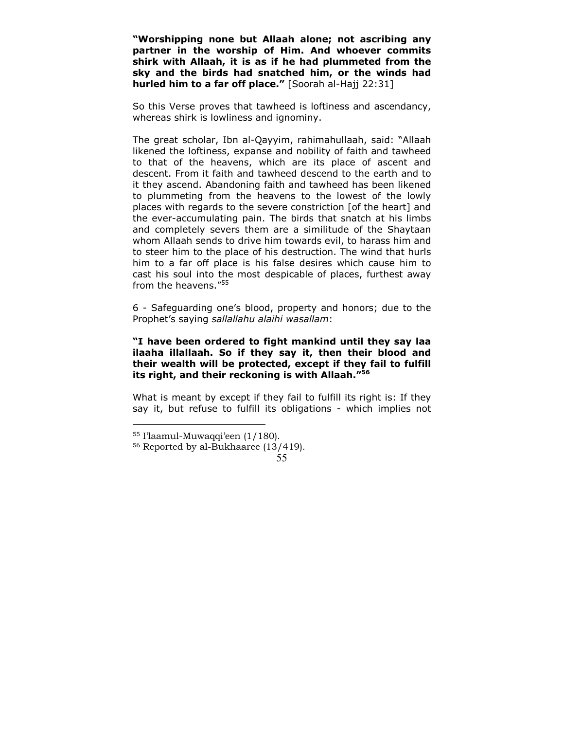**"Worshipping none but Allaah alone; not ascribing any partner in the worship of Him. And whoever commits shirk with Allaah, it is as if he had plummeted from the sky and the birds had snatched him, or the winds had hurled him to a far off place."** [Soorah al-Hajj 22:31]

So this Verse proves that tawheed is loftiness and ascendancy, whereas shirk is lowliness and ignominy.

The great scholar, Ibn al-Qayyim, rahimahullaah, said: "Allaah likened the loftiness, expanse and nobility of faith and tawheed to that of the heavens, which are its place of ascent and descent. From it faith and tawheed descend to the earth and to it they ascend. Abandoning faith and tawheed has been likened to plummeting from the heavens to the lowest of the lowly places with regards to the severe constriction [of the heart] and the ever-accumulating pain. The birds that snatch at his limbs and completely severs them are a similitude of the Shaytaan whom Allaah sends to drive him towards evil, to harass him and to steer him to the place of his destruction. The wind that hurls him to a far off place is his false desires which cause him to cast his soul into the most despicable of places, furthest away from the heavens."[55]

6 - Safeguarding one's blood, property and honors; due to the Prophet's saying *sallallahu alaihi wasallam*:

**"I have been ordered to fight mankind until they say laa ilaaha illallaah. So if they say it, then their blood and their wealth will be protected, except if they fail to fulfill its right, and their reckoning is with Allaah."[56]**

What is meant by except if they fail to fulfill its right is: If they say it, but refuse to fulfill its obligations - which implies not

---

[55] I'laamul-Muwaqqi'een (1/180).

[56] Reported by al-Bukhaaree (13/419).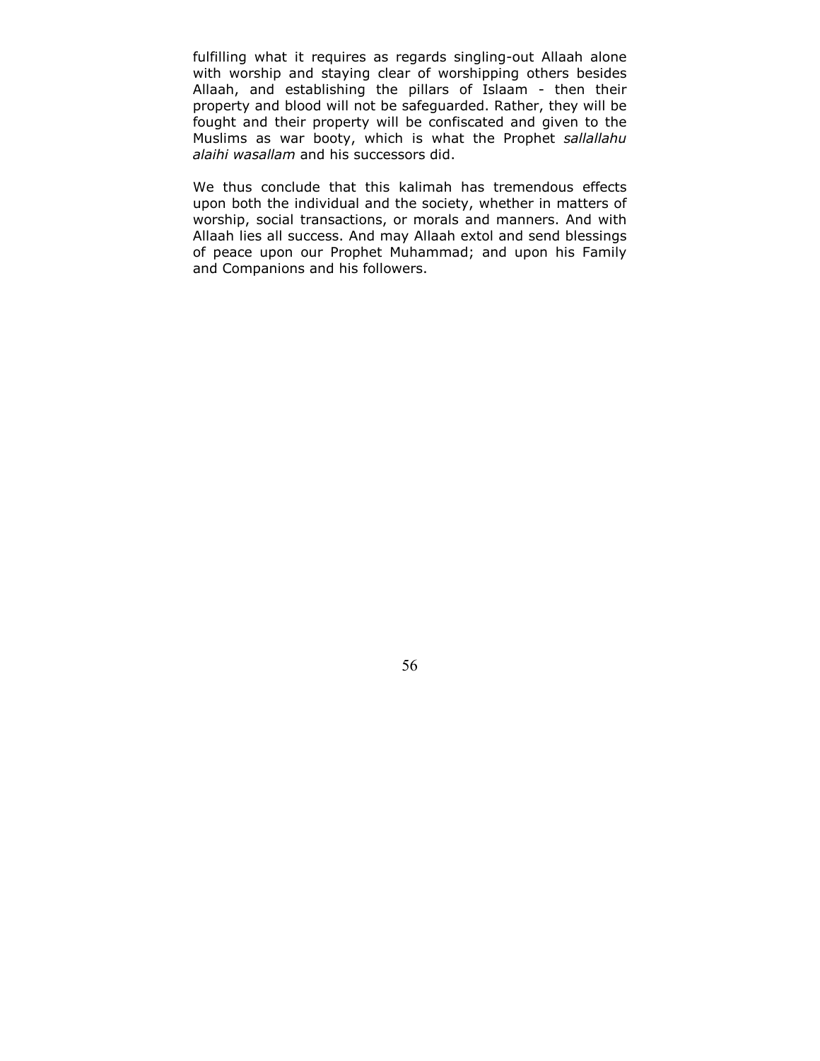fulfilling what it requires as regards singling-out Allaah alone with worship and staying clear of worshipping others besides Allaah, and establishing the pillars of Islaam - then their property and blood will not be safeguarded. Rather, they will be fought and their property will be confiscated and given to the Muslims as war booty, which is what the Prophet *sallallahu alaihi wasallam* and his successors did.

We thus conclude that this kalimah has tremendous effects upon both the individual and the society, whether in matters of worship, social transactions, or morals and manners. And with Allaah lies all success. And may Allaah extol and send blessings of peace upon our Prophet Muhammad; and upon his Family and Companions and his followers.